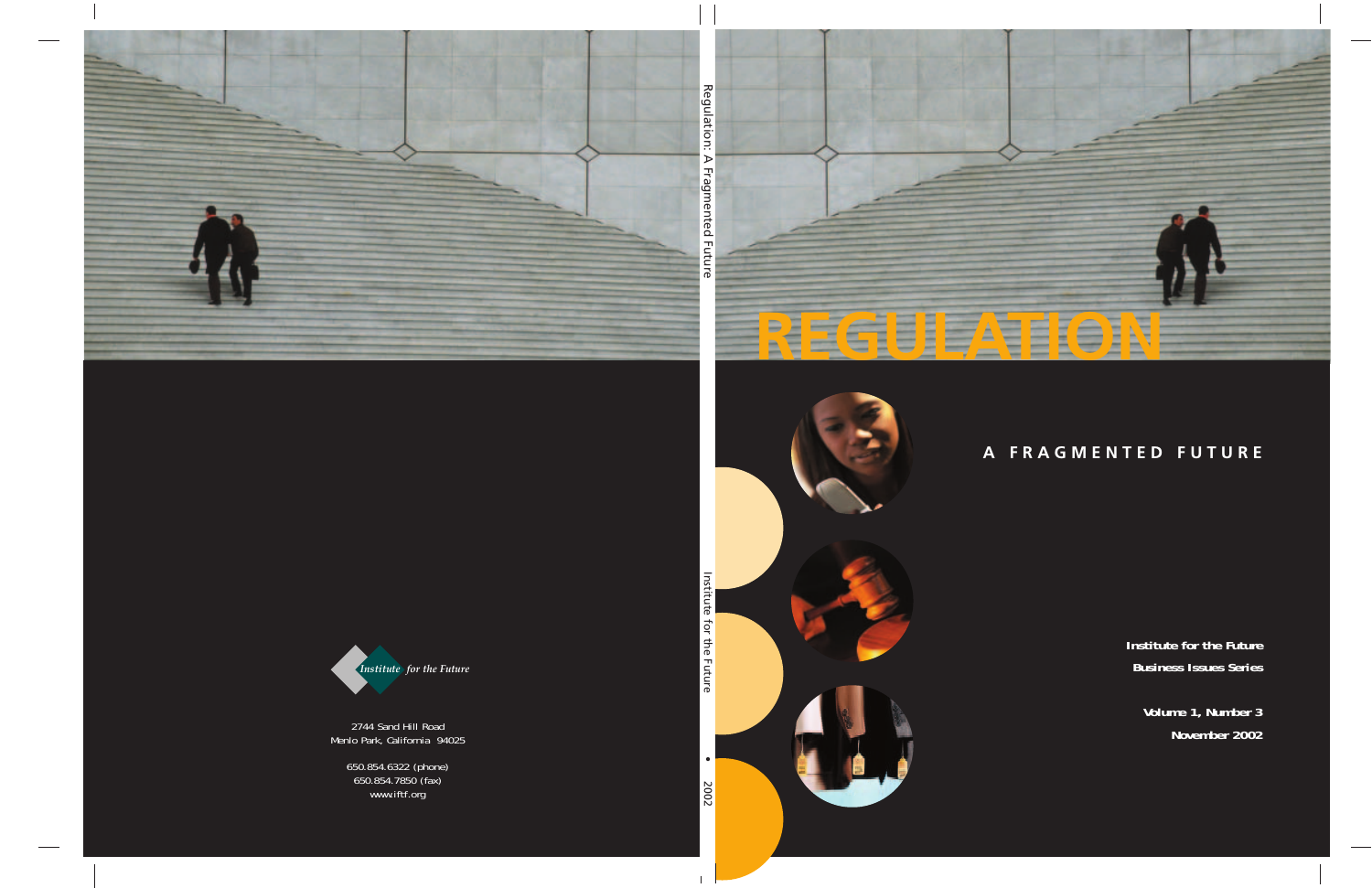# REGULATION

## A FRAGMENTED FUTURE

**Institute for the Future**

**Business Issues Series**

**Volume 1, Number 3**

**November 2002**

Regulation: A Fragmented Future

Institute for the Future • 2002

*Institute for the Future*

2744 Sand Hill Road
Menlo Park, California 94025

650.854.6322 (phone)
650.854.7850 (fax)
www.iftf.org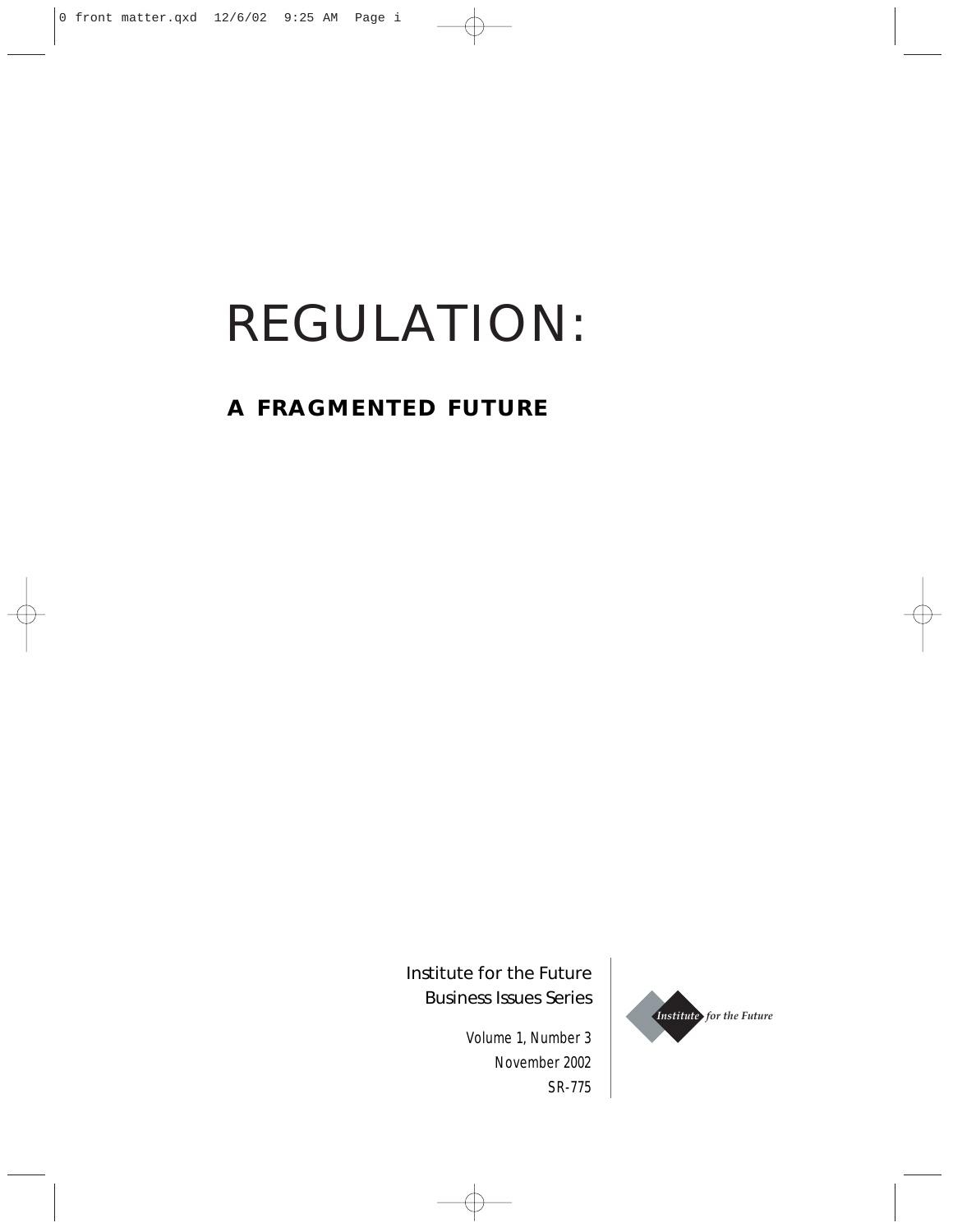# REGULATION:

## A FRAGMENTED FUTURE

Institute for the Future
Business Issues Series

Volume 1, Number 3
November 2002
SR-775

*Institute for the Future*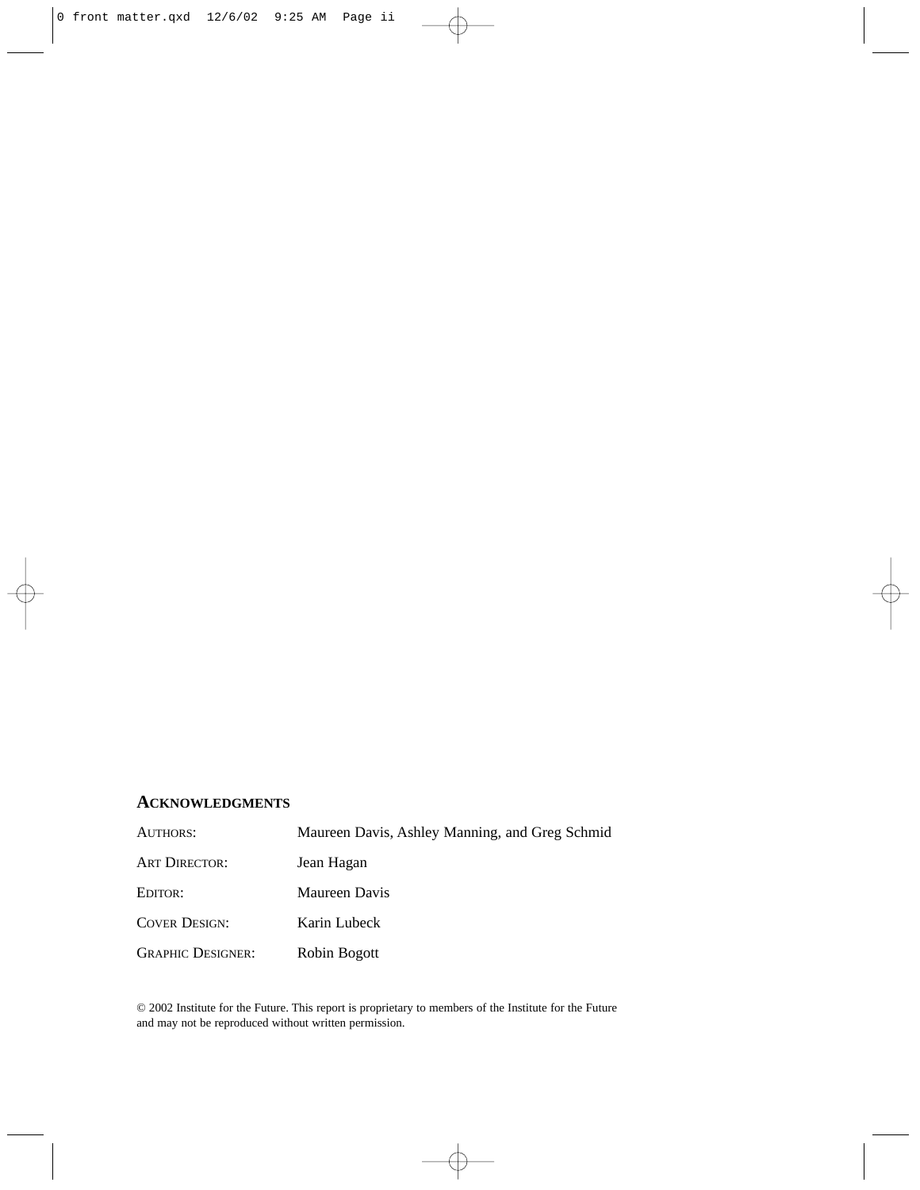## Acknowledgments

| | |
|---|---|
| Authors: | Maureen Davis, Ashley Manning, and Greg Schmid |
| Art Director: | Jean Hagan |
| Editor: | Maureen Davis |
| Cover Design: | Karin Lubeck |
| Graphic Designer: | Robin Bogott |

© 2002 Institute for the Future. This report is proprietary to members of the Institute for the Future and may not be reproduced without written permission.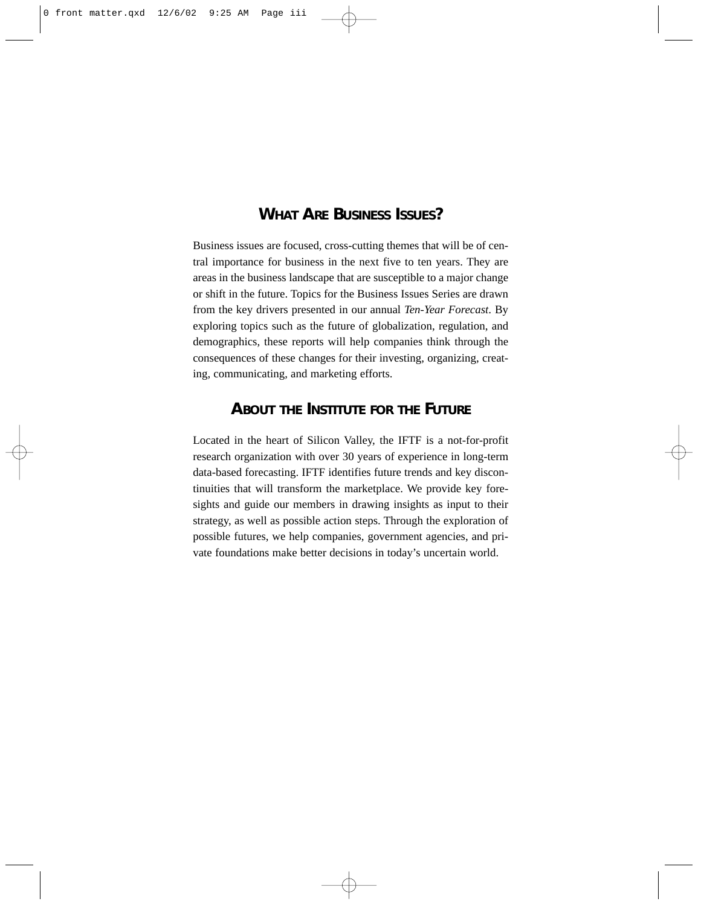## WHAT ARE BUSINESS ISSUES?

Business issues are focused, cross-cutting themes that will be of central importance for business in the next five to ten years. They are areas in the business landscape that are susceptible to a major change or shift in the future. Topics for the Business Issues Series are drawn from the key drivers presented in our annual *Ten-Year Forecast*. By exploring topics such as the future of globalization, regulation, and demographics, these reports will help companies think through the consequences of these changes for their investing, organizing, creating, communicating, and marketing efforts.

## ABOUT THE INSTITUTE FOR THE FUTURE

Located in the heart of Silicon Valley, the IFTF is a not-for-profit research organization with over 30 years of experience in long-term data-based forecasting. IFTF identifies future trends and key discontinuities that will transform the marketplace. We provide key foresights and guide our members in drawing insights as input to their strategy, as well as possible action steps. Through the exploration of possible futures, we help companies, government agencies, and private foundations make better decisions in today's uncertain world.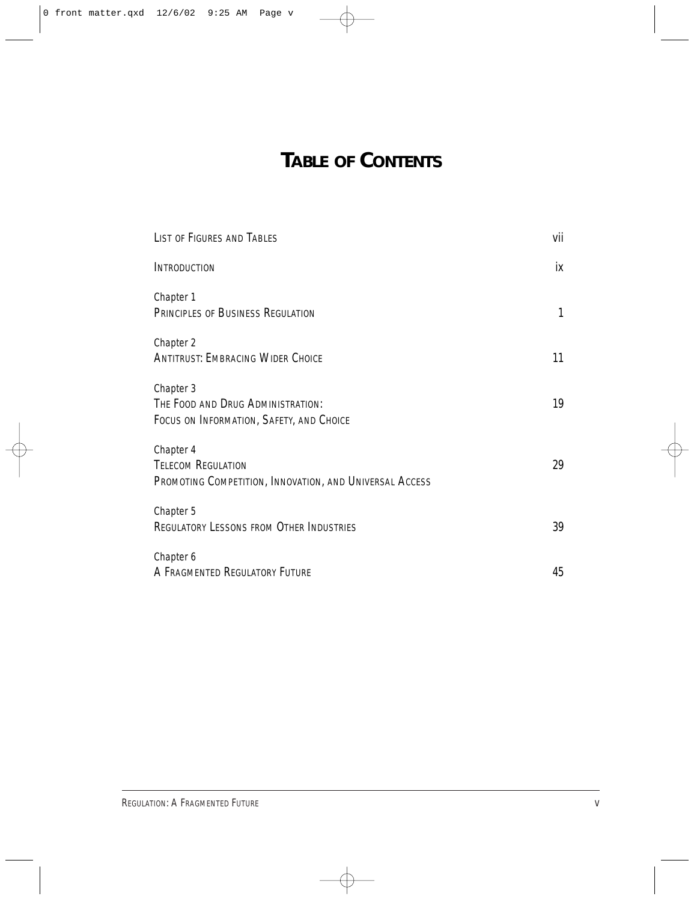# TABLE OF CONTENTS

| | |
|---|---|
| LIST OF FIGURES AND TABLES | vii |
| INTRODUCTION | ix |
| Chapter 1<br>PRINCIPLES OF BUSINESS REGULATION | 1 |
| Chapter 2<br>ANTITRUST: EMBRACING WIDER CHOICE | 11 |
| Chapter 3<br>THE FOOD AND DRUG ADMINISTRATION:<br>FOCUS ON INFORMATION, SAFETY, AND CHOICE | 19 |
| Chapter 4<br>TELECOM REGULATION<br>PROMOTING COMPETITION, INNOVATION, AND UNIVERSAL ACCESS | 29 |
| Chapter 5<br>REGULATORY LESSONS FROM OTHER INDUSTRIES | 39 |
| Chapter 6<br>A FRAGMENTED REGULATORY FUTURE | 45 |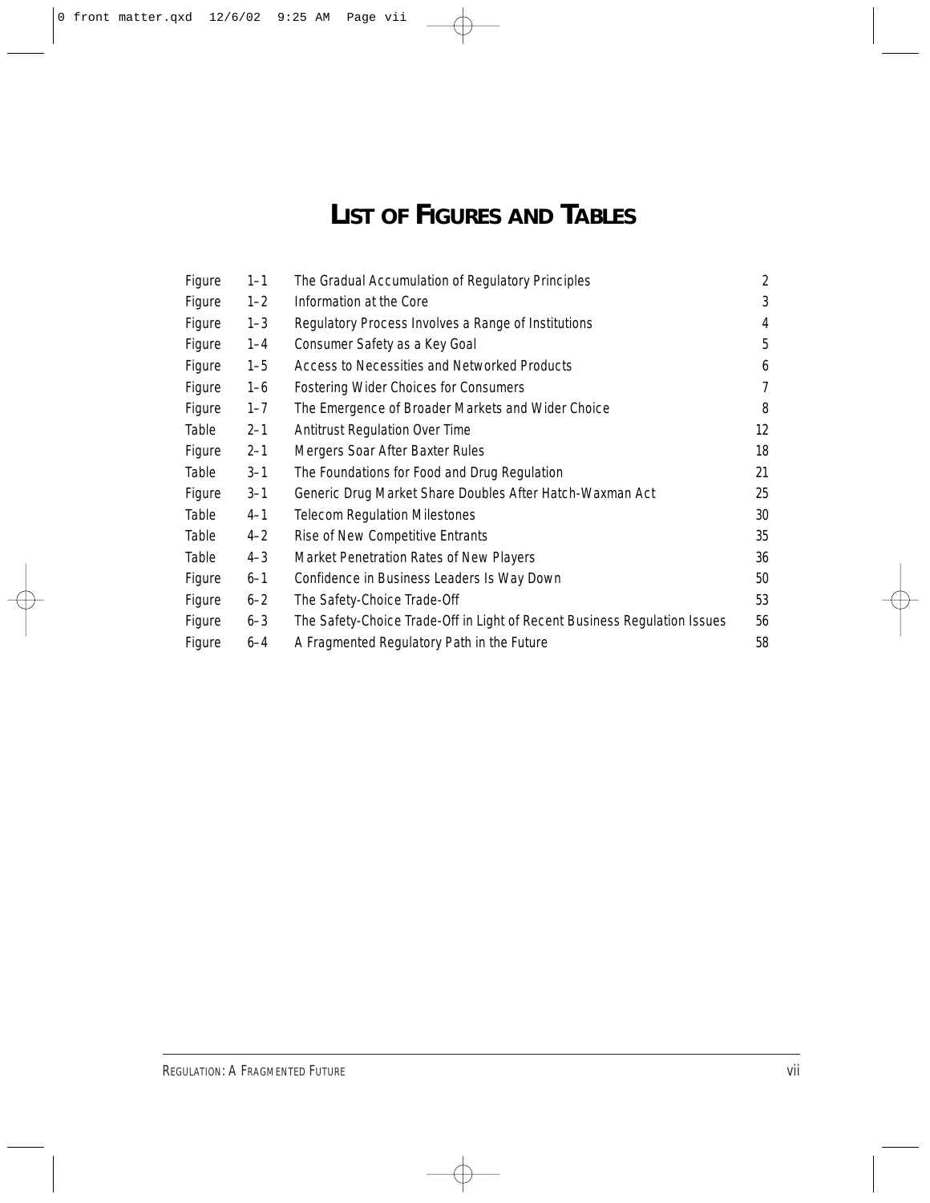# LIST OF FIGURES AND TABLES

| | | | |
|---|---|---|---|
| Figure | 1–1 | The Gradual Accumulation of Regulatory Principles | 2 |
| Figure | 1–2 | Information at the Core | 3 |
| Figure | 1–3 | Regulatory Process Involves a Range of Institutions | 4 |
| Figure | 1–4 | Consumer Safety as a Key Goal | 5 |
| Figure | 1–5 | Access to Necessities and Networked Products | 6 |
| Figure | 1–6 | Fostering Wider Choices for Consumers | 7 |
| Figure | 1–7 | The Emergence of Broader Markets and Wider Choice | 8 |
| Table | 2–1 | Antitrust Regulation Over Time | 12 |
| Figure | 2–1 | Mergers Soar After Baxter Rules | 18 |
| Table | 3–1 | The Foundations for Food and Drug Regulation | 21 |
| Figure | 3–1 | Generic Drug Market Share Doubles After Hatch-Waxman Act | 25 |
| Table | 4–1 | Telecom Regulation Milestones | 30 |
| Table | 4–2 | Rise of New Competitive Entrants | 35 |
| Table | 4–3 | Market Penetration Rates of New Players | 36 |
| Figure | 6–1 | Confidence in Business Leaders Is Way Down | 50 |
| Figure | 6–2 | The Safety-Choice Trade-Off | 53 |
| Figure | 6–3 | The Safety-Choice Trade-Off in Light of Recent Business Regulation Issues | 56 |
| Figure | 6–4 | A Fragmented Regulatory Path in the Future | 58 |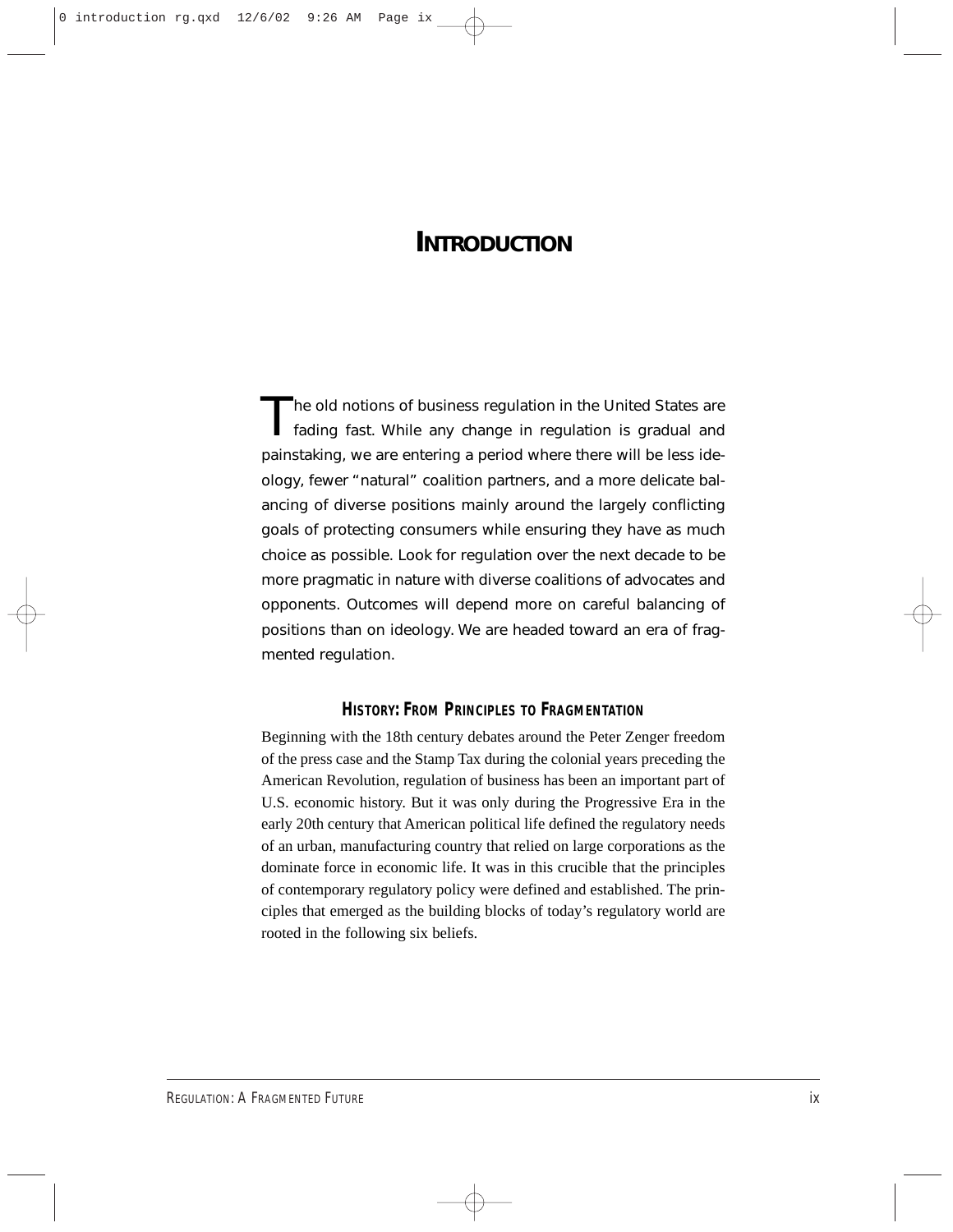# INTRODUCTION

The old notions of business regulation in the United States are fading fast. While any change in regulation is gradual and painstaking, we are entering a period where there will be less ideology, fewer "natural" coalition partners, and a more delicate balancing of diverse positions mainly around the largely conflicting goals of protecting consumers while ensuring they have as much choice as possible. Look for regulation over the next decade to be more pragmatic in nature with diverse coalitions of advocates and opponents. Outcomes will depend more on careful balancing of positions than on ideology. We are headed toward an era of fragmented regulation.

## HISTORY: FROM PRINCIPLES TO FRAGMENTATION

Beginning with the 18th century debates around the Peter Zenger freedom of the press case and the Stamp Tax during the colonial years preceding the American Revolution, regulation of business has been an important part of U.S. economic history. But it was only during the Progressive Era in the early 20th century that American political life defined the regulatory needs of an urban, manufacturing country that relied on large corporations as the dominate force in economic life. It was in this crucible that the principles of contemporary regulatory policy were defined and established. The principles that emerged as the building blocks of today's regulatory world are rooted in the following six beliefs.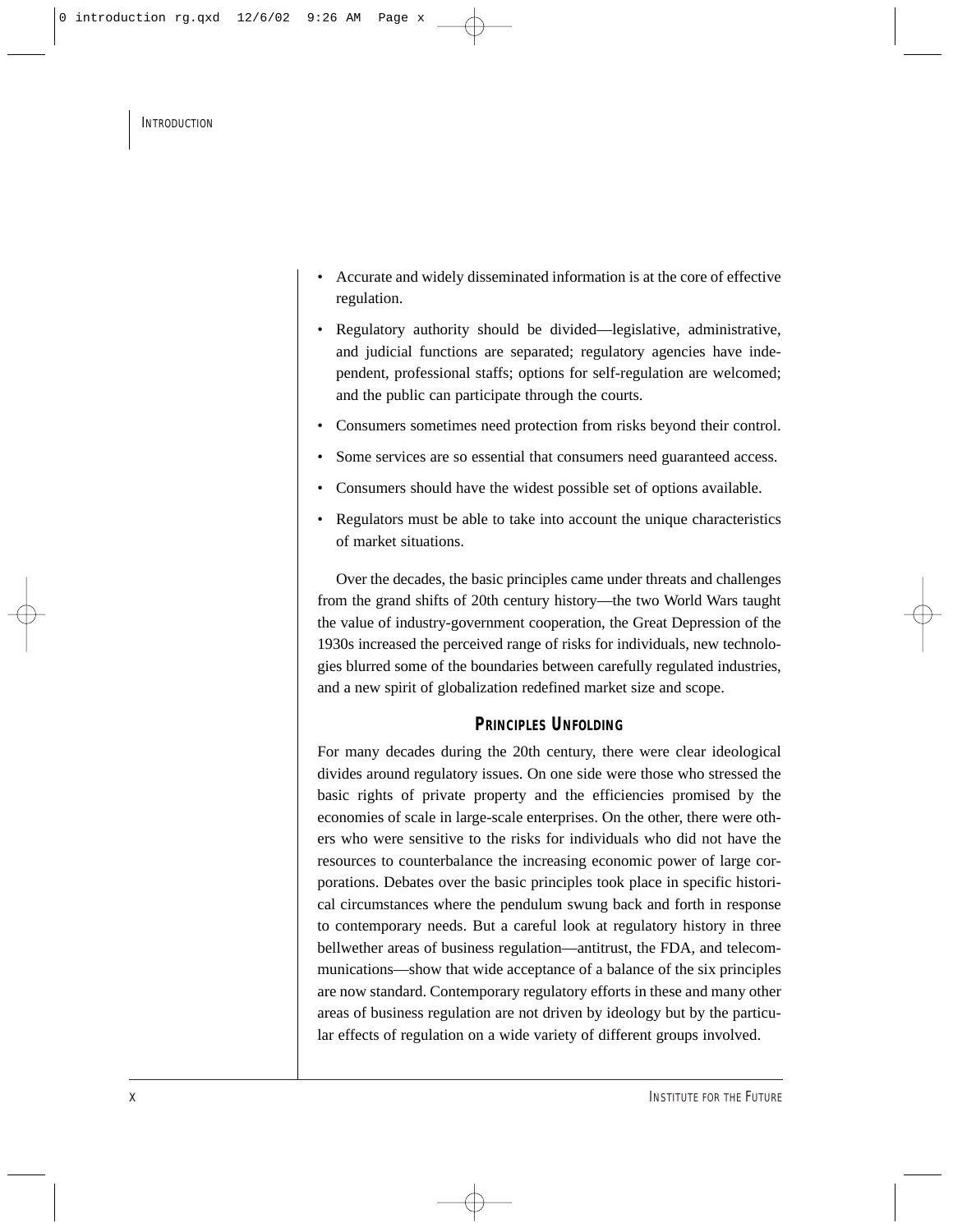- Accurate and widely disseminated information is at the core of effective regulation.
- Regulatory authority should be divided—legislative, administrative, and judicial functions are separated; regulatory agencies have independent, professional staffs; options for self-regulation are welcomed; and the public can participate through the courts.
- Consumers sometimes need protection from risks beyond their control.
- Some services are so essential that consumers need guaranteed access.
- Consumers should have the widest possible set of options available.
- Regulators must be able to take into account the unique characteristics of market situations.

Over the decades, the basic principles came under threats and challenges from the grand shifts of 20th century history—the two World Wars taught the value of industry-government cooperation, the Great Depression of the 1930s increased the perceived range of risks for individuals, new technologies blurred some of the boundaries between carefully regulated industries, and a new spirit of globalization redefined market size and scope.

## PRINCIPLES UNFOLDING

For many decades during the 20th century, there were clear ideological divides around regulatory issues. On one side were those who stressed the basic rights of private property and the efficiencies promised by the economies of scale in large-scale enterprises. On the other, there were others who were sensitive to the risks for individuals who did not have the resources to counterbalance the increasing economic power of large corporations. Debates over the basic principles took place in specific historical circumstances where the pendulum swung back and forth in response to contemporary needs. But a careful look at regulatory history in three bellwether areas of business regulation—antitrust, the FDA, and telecommunications—show that wide acceptance of a balance of the six principles are now standard. Contemporary regulatory efforts in these and many other areas of business regulation are not driven by ideology but by the particular effects of regulation on a wide variety of different groups involved.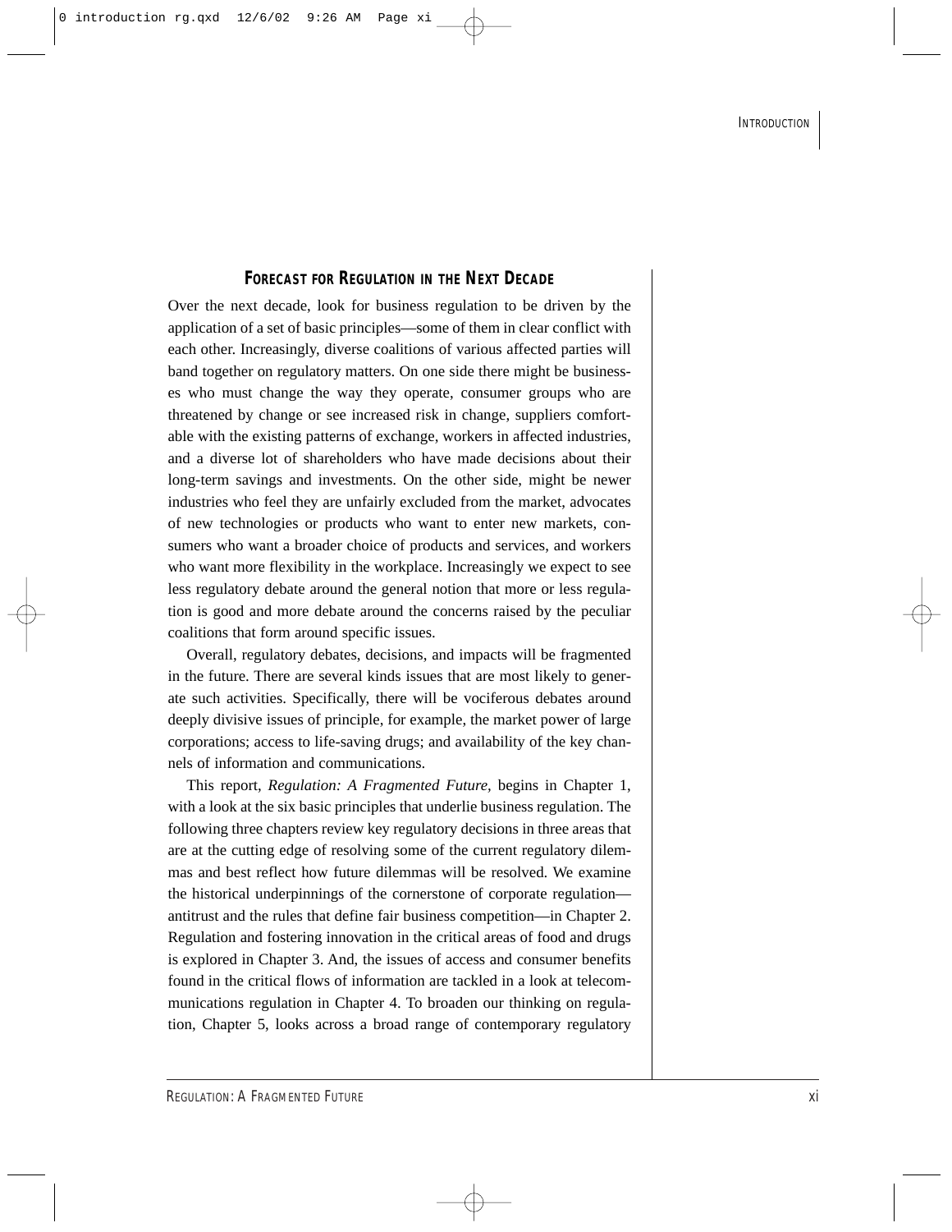## Forecast for Regulation in the Next Decade

Over the next decade, look for business regulation to be driven by the application of a set of basic principles—some of them in clear conflict with each other. Increasingly, diverse coalitions of various affected parties will band together on regulatory matters. On one side there might be businesses who must change the way they operate, consumer groups who are threatened by change or see increased risk in change, suppliers comfortable with the existing patterns of exchange, workers in affected industries, and a diverse lot of shareholders who have made decisions about their long-term savings and investments. On the other side, might be newer industries who feel they are unfairly excluded from the market, advocates of new technologies or products who want to enter new markets, consumers who want a broader choice of products and services, and workers who want more flexibility in the workplace. Increasingly we expect to see less regulatory debate around the general notion that more or less regulation is good and more debate around the concerns raised by the peculiar coalitions that form around specific issues.

Overall, regulatory debates, decisions, and impacts will be fragmented in the future. There are several kinds issues that are most likely to generate such activities. Specifically, there will be vociferous debates around deeply divisive issues of principle, for example, the market power of large corporations; access to life-saving drugs; and availability of the key channels of information and communications.

This report, *Regulation: A Fragmented Future*, begins in Chapter 1, with a look at the six basic principles that underlie business regulation. The following three chapters review key regulatory decisions in three areas that are at the cutting edge of resolving some of the current regulatory dilemmas and best reflect how future dilemmas will be resolved. We examine the historical underpinnings of the cornerstone of corporate regulation—antitrust and the rules that define fair business competition—in Chapter 2. Regulation and fostering innovation in the critical areas of food and drugs is explored in Chapter 3. And, the issues of access and consumer benefits found in the critical flows of information are tackled in a look at telecommunications regulation in Chapter 4. To broaden our thinking on regulation, Chapter 5, looks across a broad range of contemporary regulatory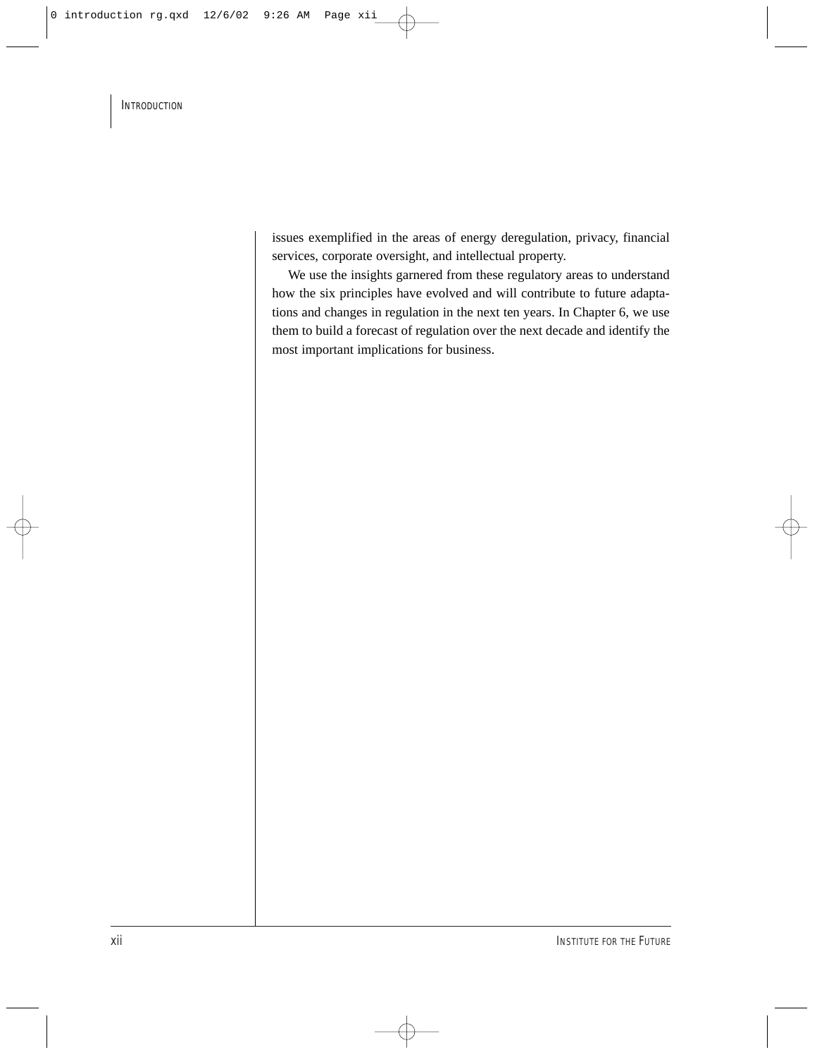issues exemplified in the areas of energy deregulation, privacy, financial services, corporate oversight, and intellectual property.

We use the insights garnered from these regulatory areas to understand how the six principles have evolved and will contribute to future adaptations and changes in regulation in the next ten years. In Chapter 6, we use them to build a forecast of regulation over the next decade and identify the most important implications for business.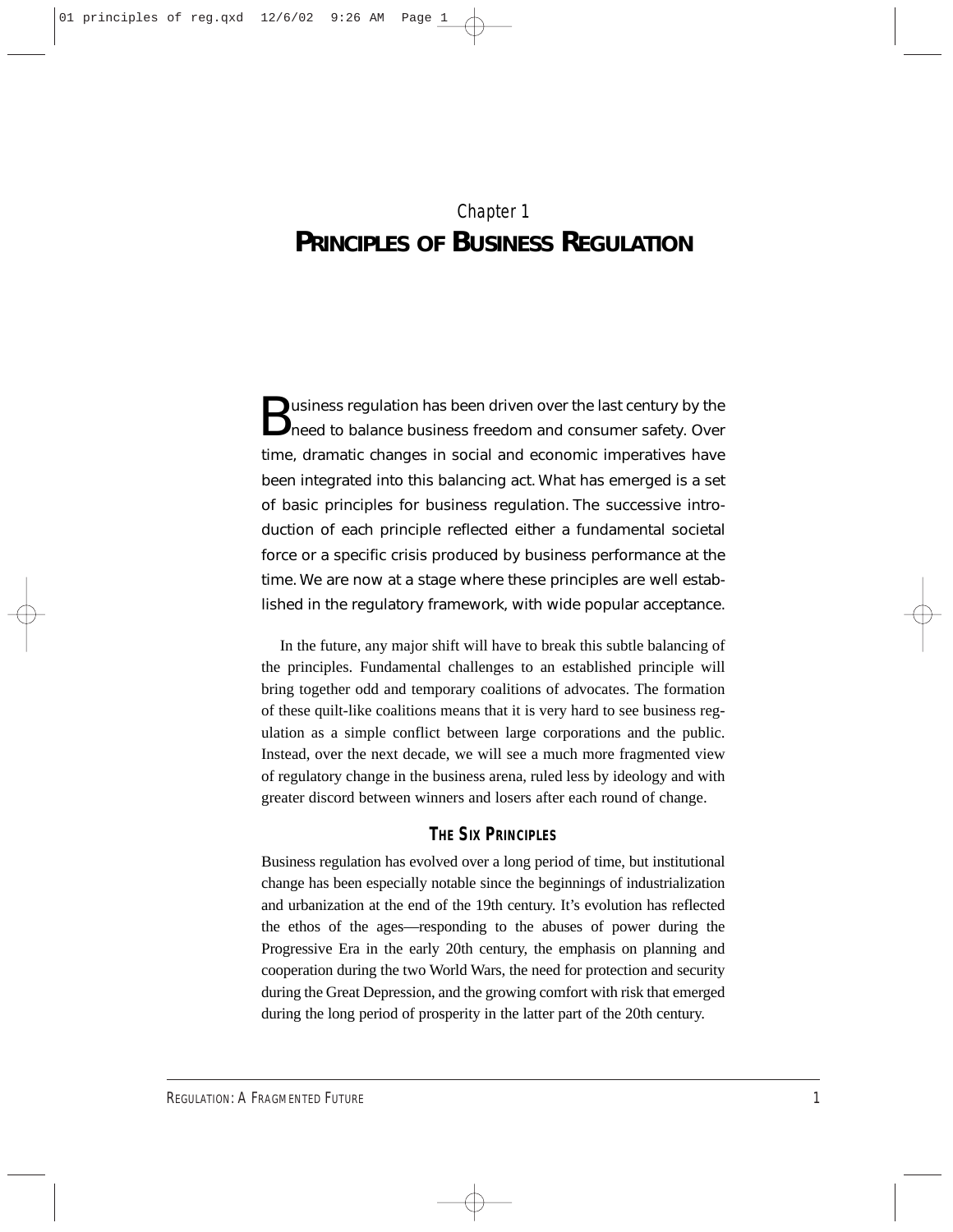# Chapter 1
# PRINCIPLES OF BUSINESS REGULATION

Business regulation has been driven over the last century by the need to balance business freedom and consumer safety. Over time, dramatic changes in social and economic imperatives have been integrated into this balancing act. What has emerged is a set of basic principles for business regulation. The successive introduction of each principle reflected either a fundamental societal force or a specific crisis produced by business performance at the time. We are now at a stage where these principles are well established in the regulatory framework, with wide popular acceptance.

In the future, any major shift will have to break this subtle balancing of the principles. Fundamental challenges to an established principle will bring together odd and temporary coalitions of advocates. The formation of these quilt-like coalitions means that it is very hard to see business regulation as a simple conflict between large corporations and the public. Instead, over the next decade, we will see a much more fragmented view of regulatory change in the business arena, ruled less by ideology and with greater discord between winners and losers after each round of change.

## THE SIX PRINCIPLES

Business regulation has evolved over a long period of time, but institutional change has been especially notable since the beginnings of industrialization and urbanization at the end of the 19th century. It's evolution has reflected the ethos of the ages—responding to the abuses of power during the Progressive Era in the early 20th century, the emphasis on planning and cooperation during the two World Wars, the need for protection and security during the Great Depression, and the growing comfort with risk that emerged during the long period of prosperity in the latter part of the 20th century.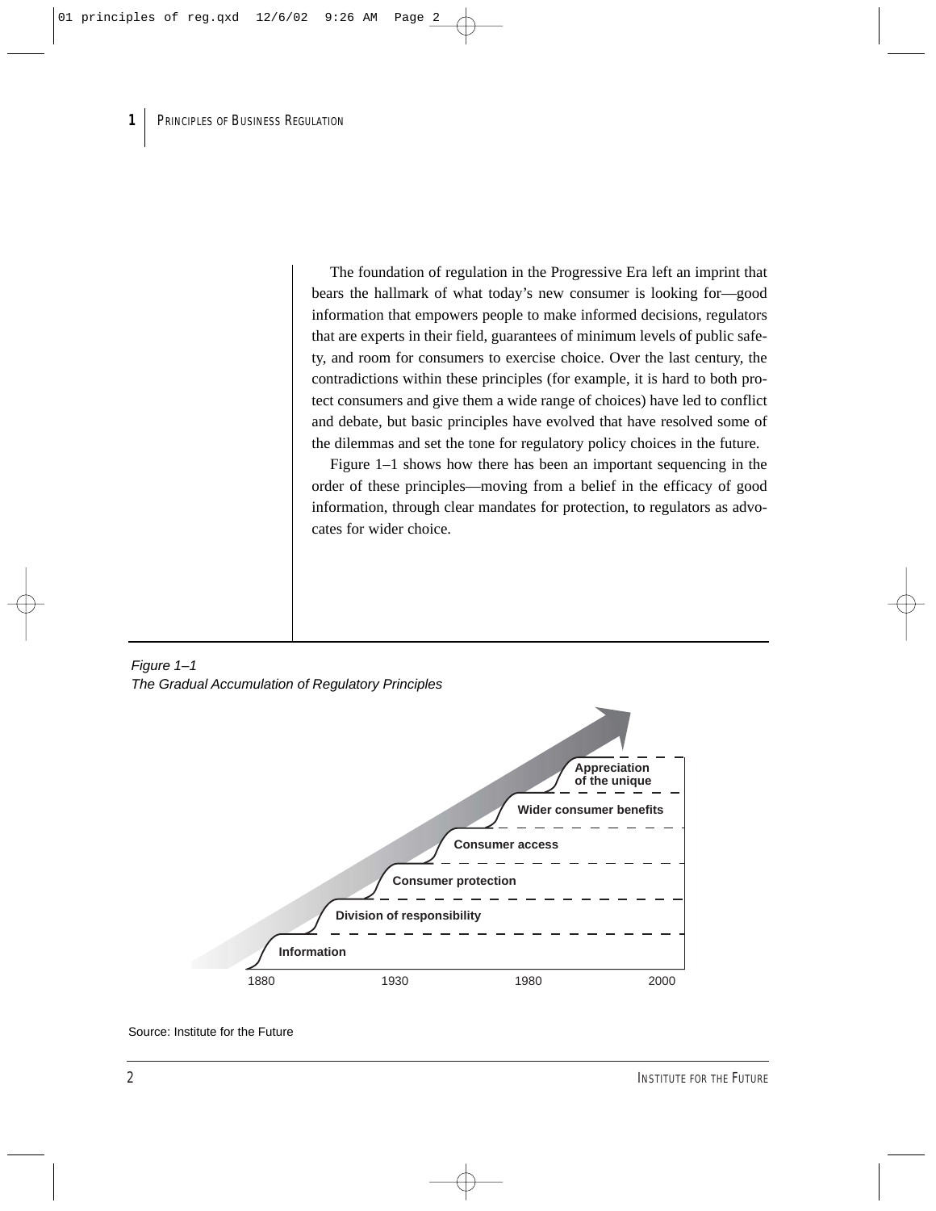The foundation of regulation in the Progressive Era left an imprint that bears the hallmark of what today's new consumer is looking for—good information that empowers people to make informed decisions, regulators that are experts in their field, guarantees of minimum levels of public safety, and room for consumers to exercise choice. Over the last century, the contradictions within these principles (for example, it is hard to both protect consumers and give them a wide range of choices) have led to conflict and debate, but basic principles have evolved that have resolved some of the dilemmas and set the tone for regulatory policy choices in the future.

Figure 1–1 shows how there has been an important sequencing in the order of these principles—moving from a belief in the efficacy of good information, through clear mandates for protection, to regulators as advocates for wider choice.

*Figure 1–1*
*The Gradual Accumulation of Regulatory Principles*

**Appreciation of the unique**

**Wider consumer benefits**

**Consumer access**

**Consumer protection**

**Division of responsibility**

**Information**

1880 1930 1980 2000

Source: Institute for the Future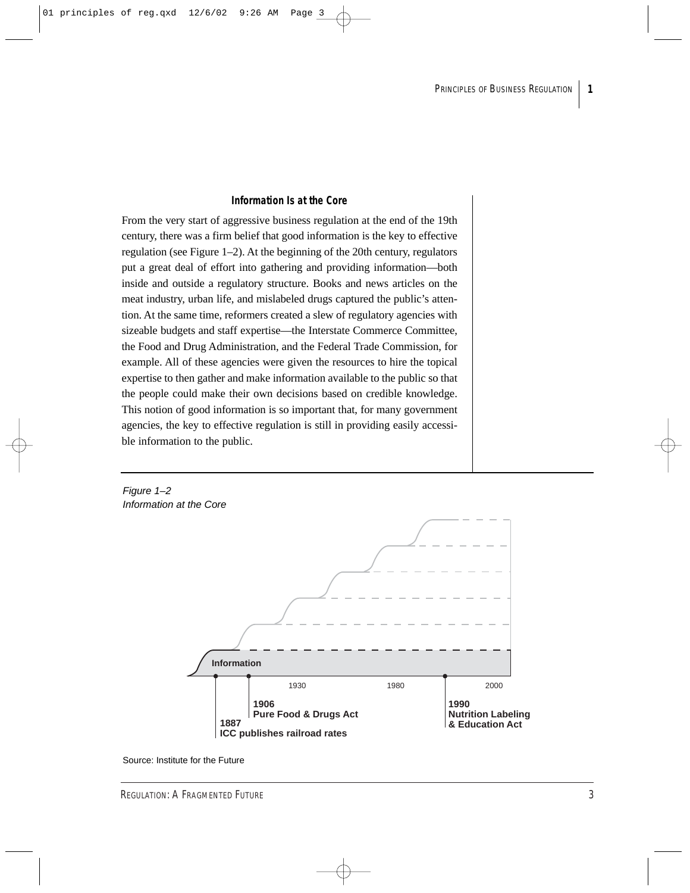### Information Is at the Core

From the very start of aggressive business regulation at the end of the 19th century, there was a firm belief that good information is the key to effective regulation (see Figure 1–2). At the beginning of the 20th century, regulators put a great deal of effort into gathering and providing information—both inside and outside a regulatory structure. Books and news articles on the meat industry, urban life, and mislabeled drugs captured the public's attention. At the same time, reformers created a slew of regulatory agencies with sizeable budgets and staff expertise—the Interstate Commerce Committee, the Food and Drug Administration, and the Federal Trade Commission, for example. All of these agencies were given the resources to hire the topical expertise to then gather and make information available to the public so that the people could make their own decisions based on credible knowledge. This notion of good information is so important that, for many government agencies, the key to effective regulation is still in providing easily accessible information to the public.

*Figure 1–2*
*Information at the Core*

Information

1930 | 1980 | 2000

**1887**
**ICC publishes railroad rates**

**1906**
**Pure Food & Drugs Act**

**1990**
**Nutrition Labeling & Education Act**

Source: Institute for the Future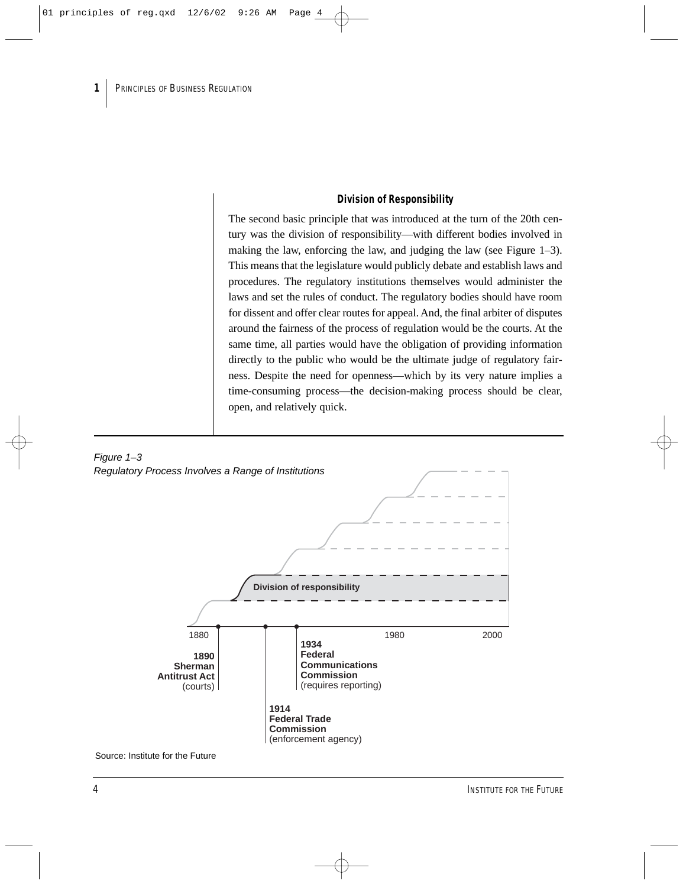### Division of Responsibility

The second basic principle that was introduced at the turn of the 20th century was the division of responsibility—with different bodies involved in making the law, enforcing the law, and judging the law (see Figure 1–3). This means that the legislature would publicly debate and establish laws and procedures. The regulatory institutions themselves would administer the laws and set the rules of conduct. The regulatory bodies should have room for dissent and offer clear routes for appeal. And, the final arbiter of disputes around the fairness of the process of regulation would be the courts. At the same time, all parties would have the obligation of providing information directly to the public who would be the ultimate judge of regulatory fairness. Despite the need for openness—which by its very nature implies a time-consuming process—the decision-making process should be clear, open, and relatively quick.

*Figure 1–3*
*Regulatory Process Involves a Range of Institutions*

Division of responsibility

1880 | 1980 | 2000

**1890 Sherman Antitrust Act** (courts)

**1914 Federal Trade Commission** (enforcement agency)

**1934 Federal Communications Commission** (requires reporting)

Source: Institute for the Future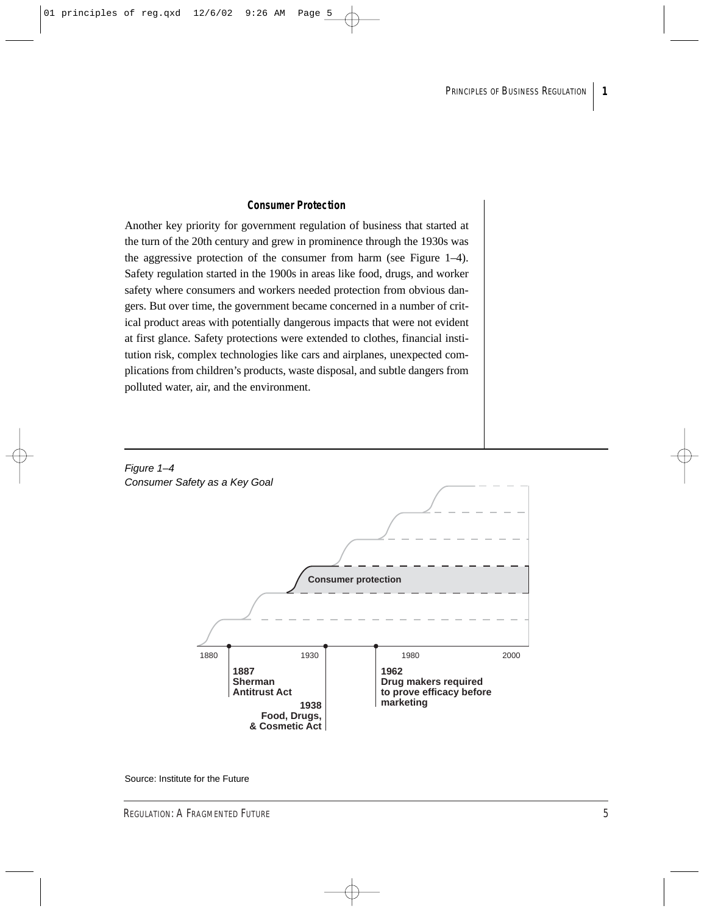### Consumer Protection

Another key priority for government regulation of business that started at the turn of the 20th century and grew in prominence through the 1930s was the aggressive protection of the consumer from harm (see Figure 1–4). Safety regulation started in the 1900s in areas like food, drugs, and worker safety where consumers and workers needed protection from obvious dangers. But over time, the government became concerned in a number of critical product areas with potentially dangerous impacts that were not evident at first glance. Safety protections were extended to clothes, financial institution risk, complex technologies like cars and airplanes, unexpected complications from children's products, waste disposal, and subtle dangers from polluted water, air, and the environment.

*Figure 1–4*
*Consumer Safety as a Key Goal*

Consumer protection

1880 | 1930 | 1980 | 2000

**1887 Sherman Antitrust Act**

**1938 Food, Drugs, & Cosmetic Act**

**1962 Drug makers required to prove efficacy before marketing**

Source: Institute for the Future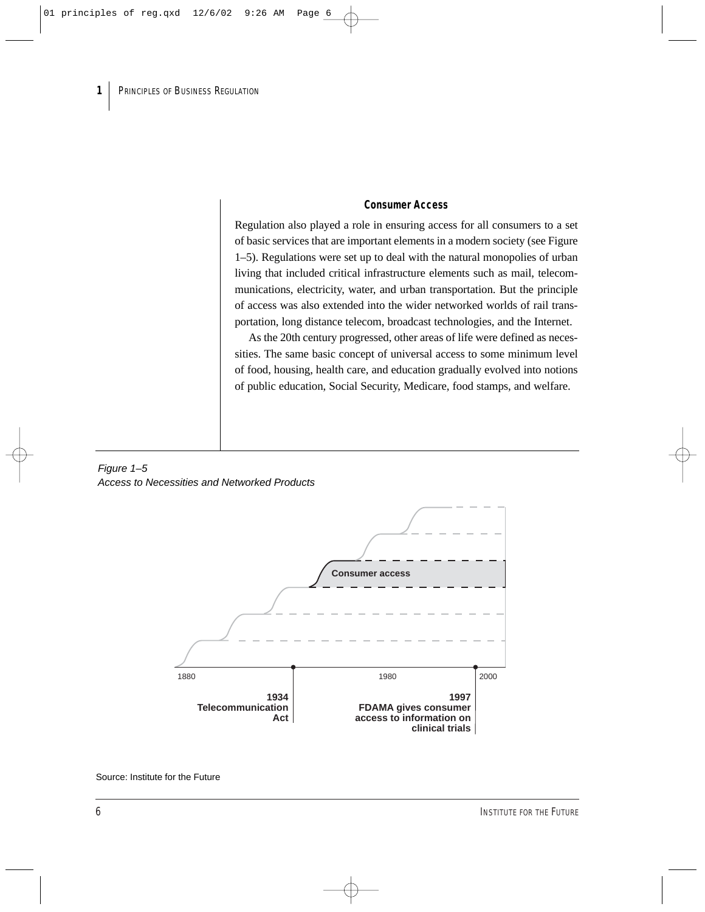### Consumer Access

Regulation also played a role in ensuring access for all consumers to a set of basic services that are important elements in a modern society (see Figure 1–5). Regulations were set up to deal with the natural monopolies of urban living that included critical infrastructure elements such as mail, telecommunications, electricity, water, and urban transportation. But the principle of access was also extended into the wider networked worlds of rail transportation, long distance telecom, broadcast technologies, and the Internet.

As the 20th century progressed, other areas of life were defined as necessities. The same basic concept of universal access to some minimum level of food, housing, health care, and education gradually evolved into notions of public education, Social Security, Medicare, food stamps, and welfare.

*Figure 1–5*
*Access to Necessities and Networked Products*

Consumer access

1880 1980 2000

**1934 Telecommunication Act**

**1997 FDAMA gives consumer access to information on clinical trials**

Source: Institute for the Future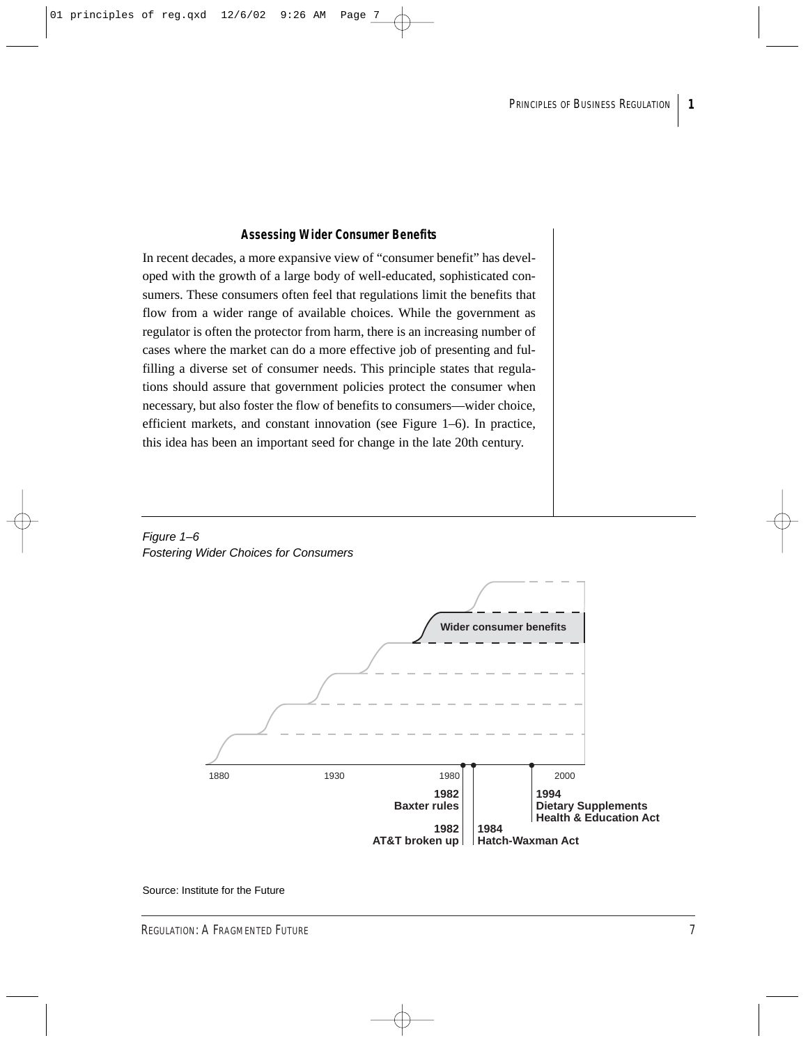### Assessing Wider Consumer Benefits

In recent decades, a more expansive view of "consumer benefit" has developed with the growth of a large body of well-educated, sophisticated consumers. These consumers often feel that regulations limit the benefits that flow from a wider range of available choices. While the government as regulator is often the protector from harm, there is an increasing number of cases where the market can do a more effective job of presenting and fulfilling a diverse set of consumer needs. This principle states that regulations should assure that government policies protect the consumer when necessary, but also foster the flow of benefits to consumers—wider choice, efficient markets, and constant innovation (see Figure 1–6). In practice, this idea has been an important seed for change in the late 20th century.

*Figure 1–6*
*Fostering Wider Choices for Consumers*

Wider consumer benefits

1880 | 1930 | 1980 | 2000

**1982**
**Baxter rules**

**1982**
**AT&T broken up**

**1984**
**Hatch-Waxman Act**

**1994**
**Dietary Supplements Health & Education Act**

Source: Institute for the Future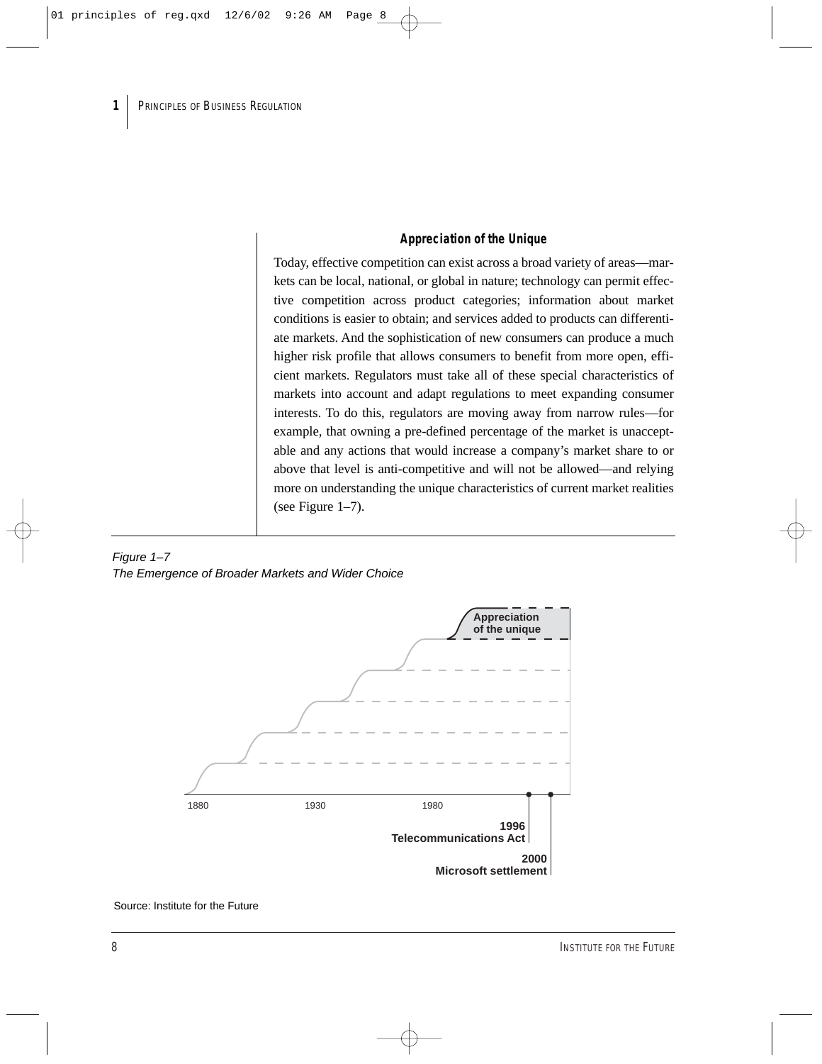### Appreciation of the Unique

Today, effective competition can exist across a broad variety of areas—markets can be local, national, or global in nature; technology can permit effective competition across product categories; information about market conditions is easier to obtain; and services added to products can differentiate markets. And the sophistication of new consumers can produce a much higher risk profile that allows consumers to benefit from more open, efficient markets. Regulators must take all of these special characteristics of markets into account and adapt regulations to meet expanding consumer interests. To do this, regulators are moving away from narrow rules—for example, that owning a pre-defined percentage of the market is unacceptable and any actions that would increase a company's market share to or above that level is anti-competitive and will not be allowed—and relying more on understanding the unique characteristics of current market realities (see Figure 1–7).

*Figure 1–7*
*The Emergence of Broader Markets and Wider Choice*

Appreciation of the unique

1880 1930 1980

1996 Telecommunications Act

2000 Microsoft settlement

Source: Institute for the Future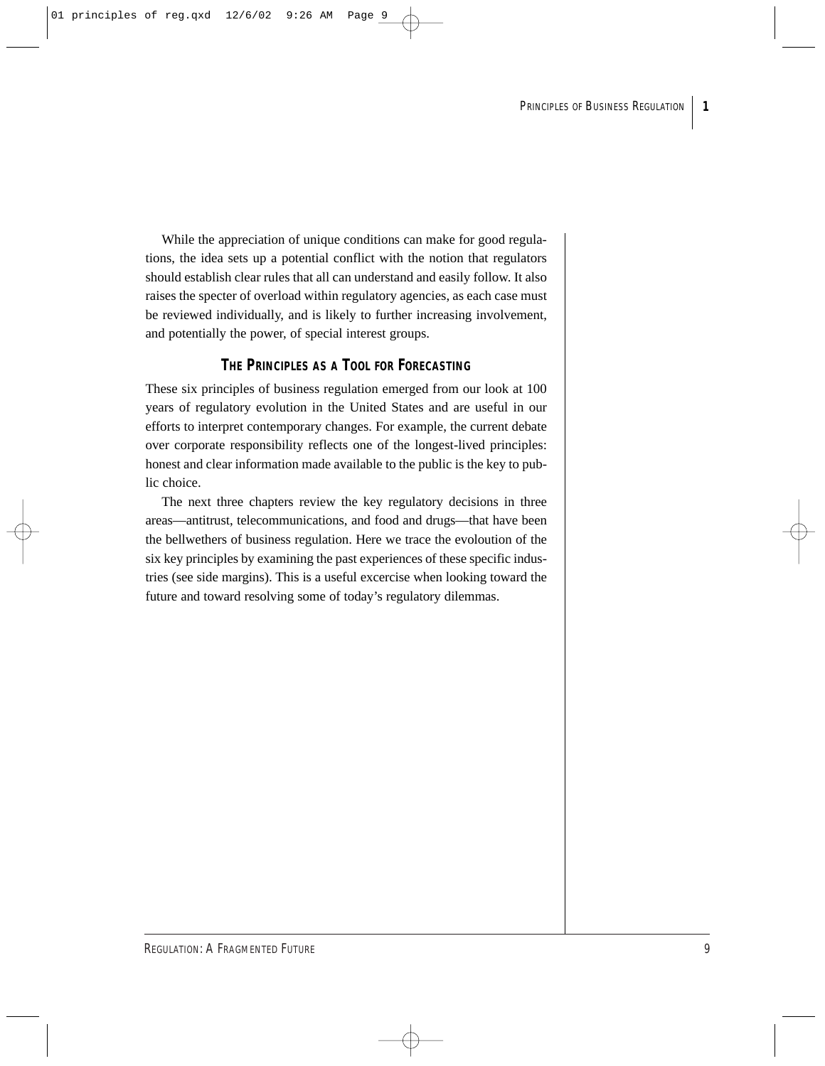While the appreciation of unique conditions can make for good regulations, the idea sets up a potential conflict with the notion that regulators should establish clear rules that all can understand and easily follow. It also raises the specter of overload within regulatory agencies, as each case must be reviewed individually, and is likely to further increasing involvement, and potentially the power, of special interest groups.

## THE PRINCIPLES AS A TOOL FOR FORECASTING

These six principles of business regulation emerged from our look at 100 years of regulatory evolution in the United States and are useful in our efforts to interpret contemporary changes. For example, the current debate over corporate responsibility reflects one of the longest-lived principles: honest and clear information made available to the public is the key to public choice.

The next three chapters review the key regulatory decisions in three areas—antitrust, telecommunications, and food and drugs—that have been the bellwethers of business regulation. Here we trace the evoloution of the six key principles by examining the past experiences of these specific industries (see side margins). This is a useful excercise when looking toward the future and toward resolving some of today's regulatory dilemmas.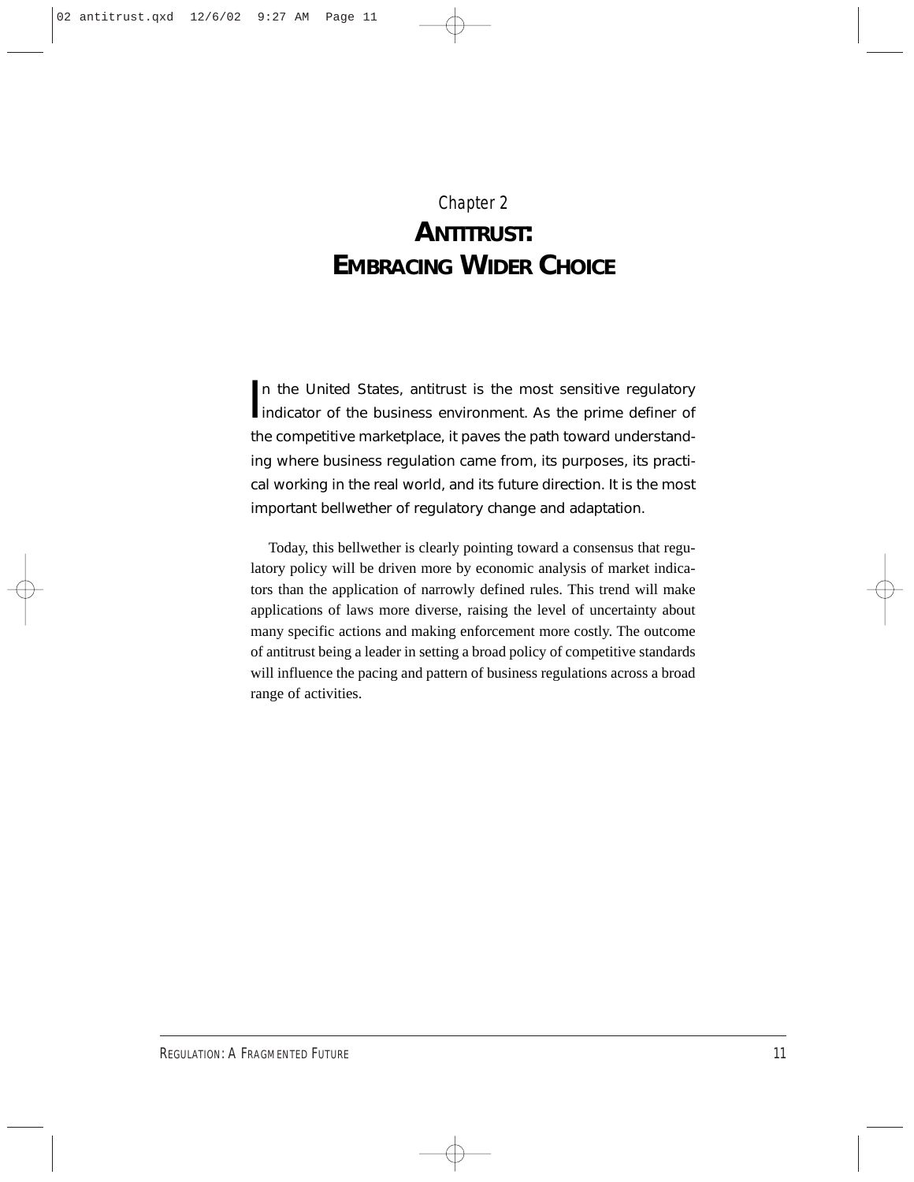# Chapter 2
# ANTITRUST: EMBRACING WIDER CHOICE

In the United States, antitrust is the most sensitive regulatory indicator of the business environment. As the prime definer of the competitive marketplace, it paves the path toward understanding where business regulation came from, its purposes, its practical working in the real world, and its future direction. It is the most important bellwether of regulatory change and adaptation.

Today, this bellwether is clearly pointing toward a consensus that regulatory policy will be driven more by economic analysis of market indicators than the application of narrowly defined rules. This trend will make applications of laws more diverse, raising the level of uncertainty about many specific actions and making enforcement more costly. The outcome of antitrust being a leader in setting a broad policy of competitive standards will influence the pacing and pattern of business regulations across a broad range of activities.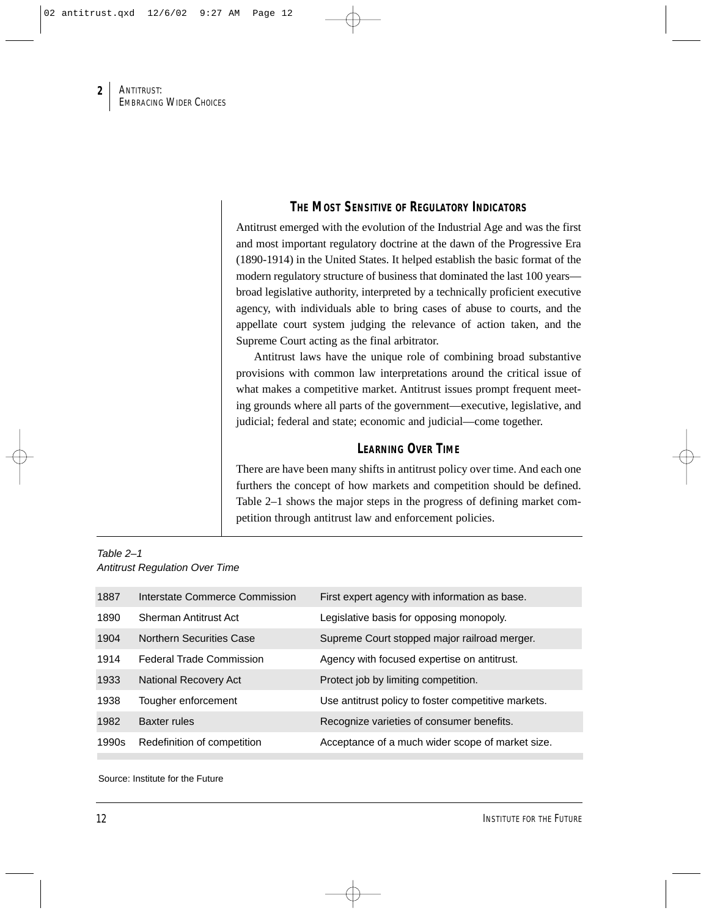## The Most Sensitive of Regulatory Indicators

Antitrust emerged with the evolution of the Industrial Age and was the first and most important regulatory doctrine at the dawn of the Progressive Era (1890-1914) in the United States. It helped establish the basic format of the modern regulatory structure of business that dominated the last 100 years—broad legislative authority, interpreted by a technically proficient executive agency, with individuals able to bring cases of abuse to courts, and the appellate court system judging the relevance of action taken, and the Supreme Court acting as the final arbitrator.

Antitrust laws have the unique role of combining broad substantive provisions with common law interpretations around the critical issue of what makes a competitive market. Antitrust issues prompt frequent meeting grounds where all parts of the government—executive, legislative, and judicial; federal and state; economic and judicial—come together.

## Learning Over Time

There are have been many shifts in antitrust policy over time. And each one furthers the concept of how markets and competition should be defined. Table 2–1 shows the major steps in the progress of defining market competition through antitrust law and enforcement policies.

*Table 2–1*
*Antitrust Regulation Over Time*

| | | |
|---|---|---|
| 1887 | Interstate Commerce Commission | First expert agency with information as base. |
| 1890 | Sherman Antitrust Act | Legislative basis for opposing monopoly. |
| 1904 | Northern Securities Case | Supreme Court stopped major railroad merger. |
| 1914 | Federal Trade Commission | Agency with focused expertise on antitrust. |
| 1933 | National Recovery Act | Protect job by limiting competition. |
| 1938 | Tougher enforcement | Use antitrust policy to foster competitive markets. |
| 1982 | Baxter rules | Recognize varieties of consumer benefits. |
| 1990s | Redefinition of competition | Acceptance of a much wider scope of market size. |

Source: Institute for the Future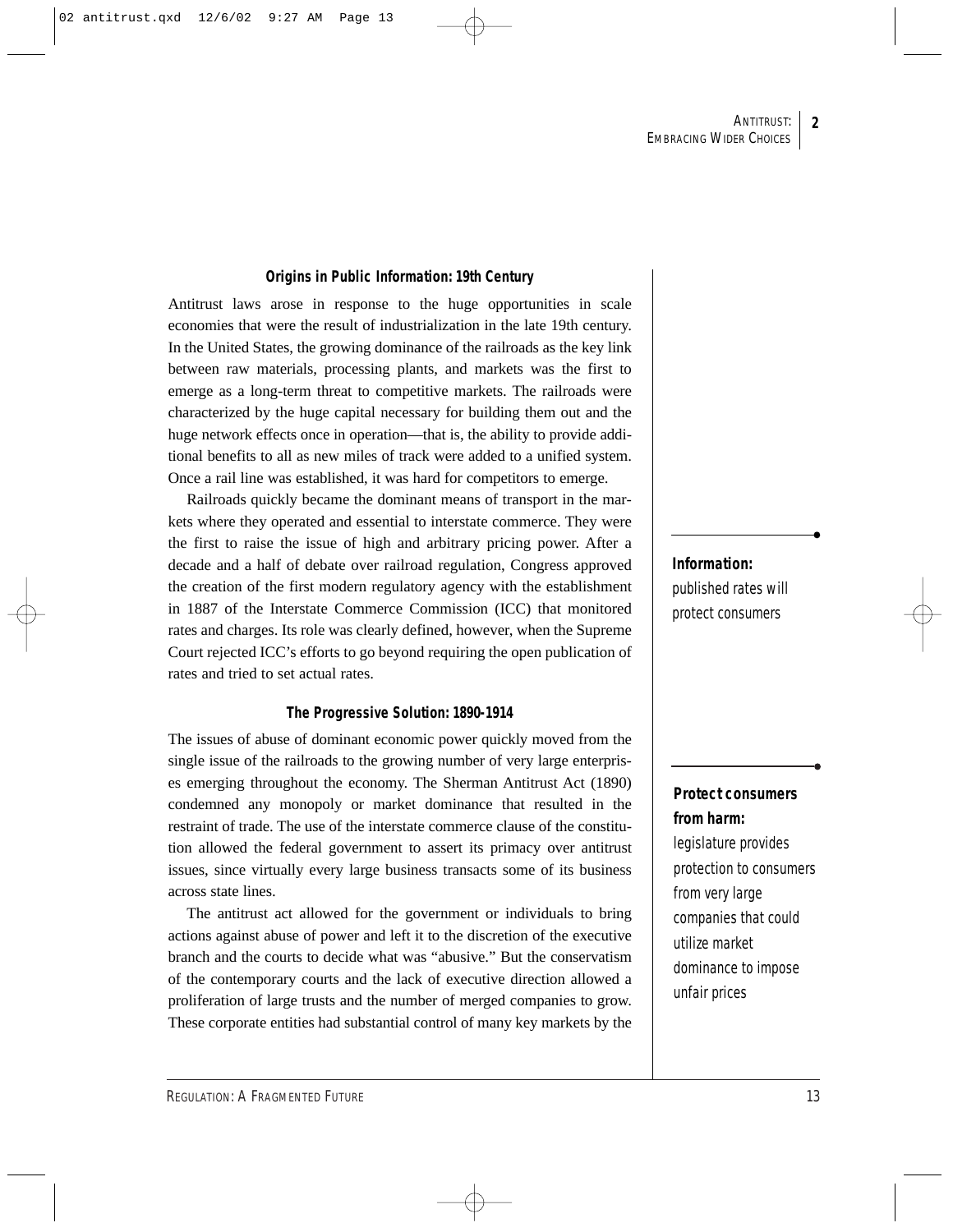### Origins in Public Information: 19th Century

Antitrust laws arose in response to the huge opportunities in scale economies that were the result of industrialization in the late 19th century. In the United States, the growing dominance of the railroads as the key link between raw materials, processing plants, and markets was the first to emerge as a long-term threat to competitive markets. The railroads were characterized by the huge capital necessary for building them out and the huge network effects once in operation—that is, the ability to provide additional benefits to all as new miles of track were added to a unified system. Once a rail line was established, it was hard for competitors to emerge.

Railroads quickly became the dominant means of transport in the markets where they operated and essential to interstate commerce. They were the first to raise the issue of high and arbitrary pricing power. After a decade and a half of debate over railroad regulation, Congress approved the creation of the first modern regulatory agency with the establishment in 1887 of the Interstate Commerce Commission (ICC) that monitored rates and charges. Its role was clearly defined, however, when the Supreme Court rejected ICC's efforts to go beyond requiring the open publication of rates and tried to set actual rates.

**Information:** published rates will protect consumers

### The Progressive Solution: 1890-1914

The issues of abuse of dominant economic power quickly moved from the single issue of the railroads to the growing number of very large enterprises emerging throughout the economy. The Sherman Antitrust Act (1890) condemned any monopoly or market dominance that resulted in the restraint of trade. The use of the interstate commerce clause of the constitution allowed the federal government to assert its primacy over antitrust issues, since virtually every large business transacts some of its business across state lines.

**Protect consumers from harm:** legislature provides protection to consumers from very large companies that could utilize market dominance to impose unfair prices

The antitrust act allowed for the government or individuals to bring actions against abuse of power and left it to the discretion of the executive branch and the courts to decide what was "abusive." But the conservatism of the contemporary courts and the lack of executive direction allowed a proliferation of large trusts and the number of merged companies to grow. These corporate entities had substantial control of many key markets by the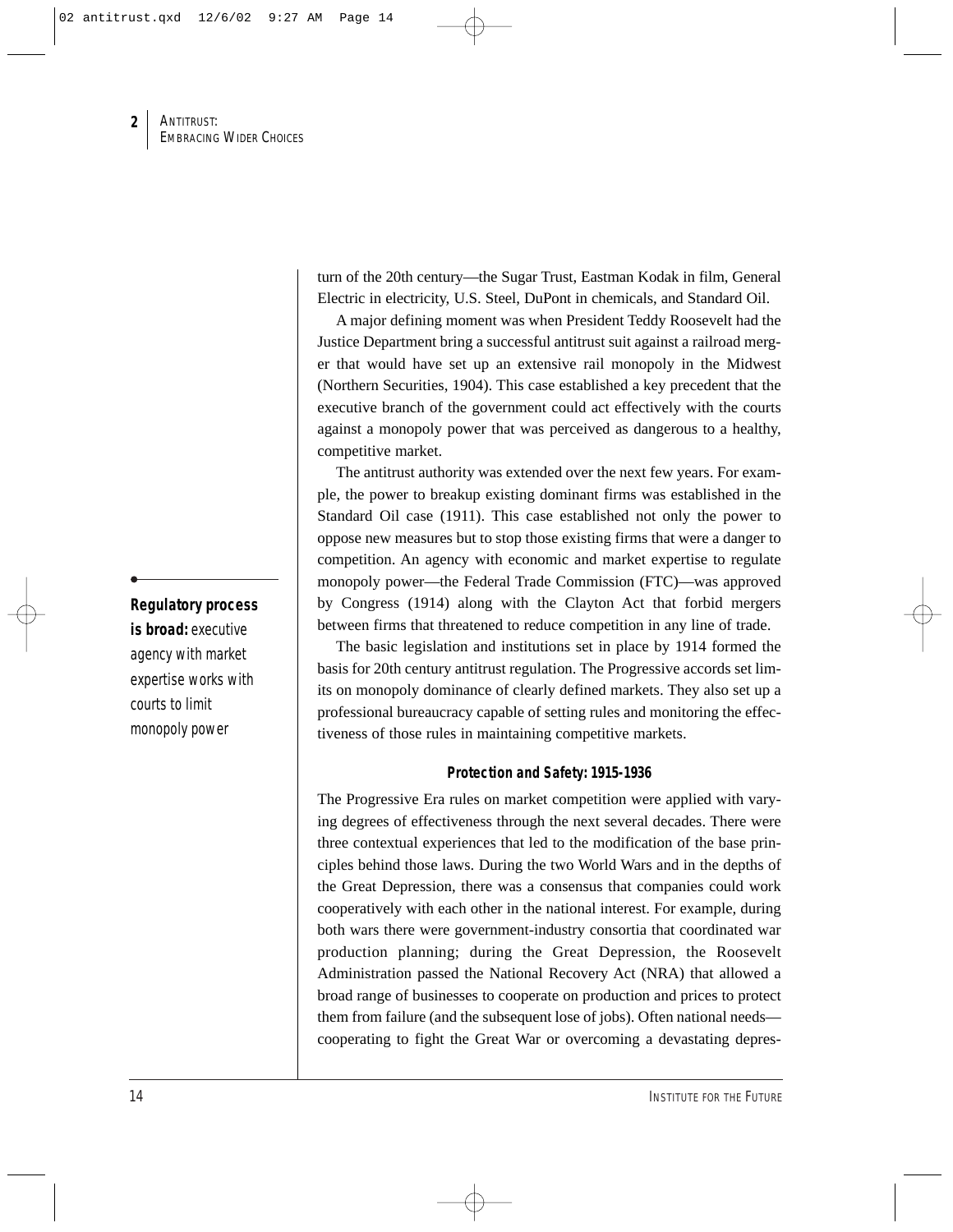turn of the 20th century—the Sugar Trust, Eastman Kodak in film, General Electric in electricity, U.S. Steel, DuPont in chemicals, and Standard Oil.

A major defining moment was when President Teddy Roosevelt had the Justice Department bring a successful antitrust suit against a railroad merger that would have set up an extensive rail monopoly in the Midwest (Northern Securities, 1904). This case established a key precedent that the executive branch of the government could act effectively with the courts against a monopoly power that was perceived as dangerous to a healthy, competitive market.

The antitrust authority was extended over the next few years. For example, the power to breakup existing dominant firms was established in the Standard Oil case (1911). This case established not only the power to oppose new measures but to stop those existing firms that were a danger to competition. An agency with economic and market expertise to regulate monopoly power—the Federal Trade Commission (FTC)—was approved by Congress (1914) along with the Clayton Act that forbid mergers between firms that threatened to reduce competition in any line of trade.

**Regulatory process is broad:** *executive agency with market expertise works with courts to limit monopoly power*

The basic legislation and institutions set in place by 1914 formed the basis for 20th century antitrust regulation. The Progressive accords set limits on monopoly dominance of clearly defined markets. They also set up a professional bureaucracy capable of setting rules and monitoring the effectiveness of those rules in maintaining competitive markets.

### Protection and Safety: 1915-1936

The Progressive Era rules on market competition were applied with varying degrees of effectiveness through the next several decades. There were three contextual experiences that led to the modification of the base principles behind those laws. During the two World Wars and in the depths of the Great Depression, there was a consensus that companies could work cooperatively with each other in the national interest. For example, during both wars there were government-industry consortia that coordinated war production planning; during the Great Depression, the Roosevelt Administration passed the National Recovery Act (NRA) that allowed a broad range of businesses to cooperate on production and prices to protect them from failure (and the subsequent lose of jobs). Often national needs—cooperating to fight the Great War or overcoming a devastating depres-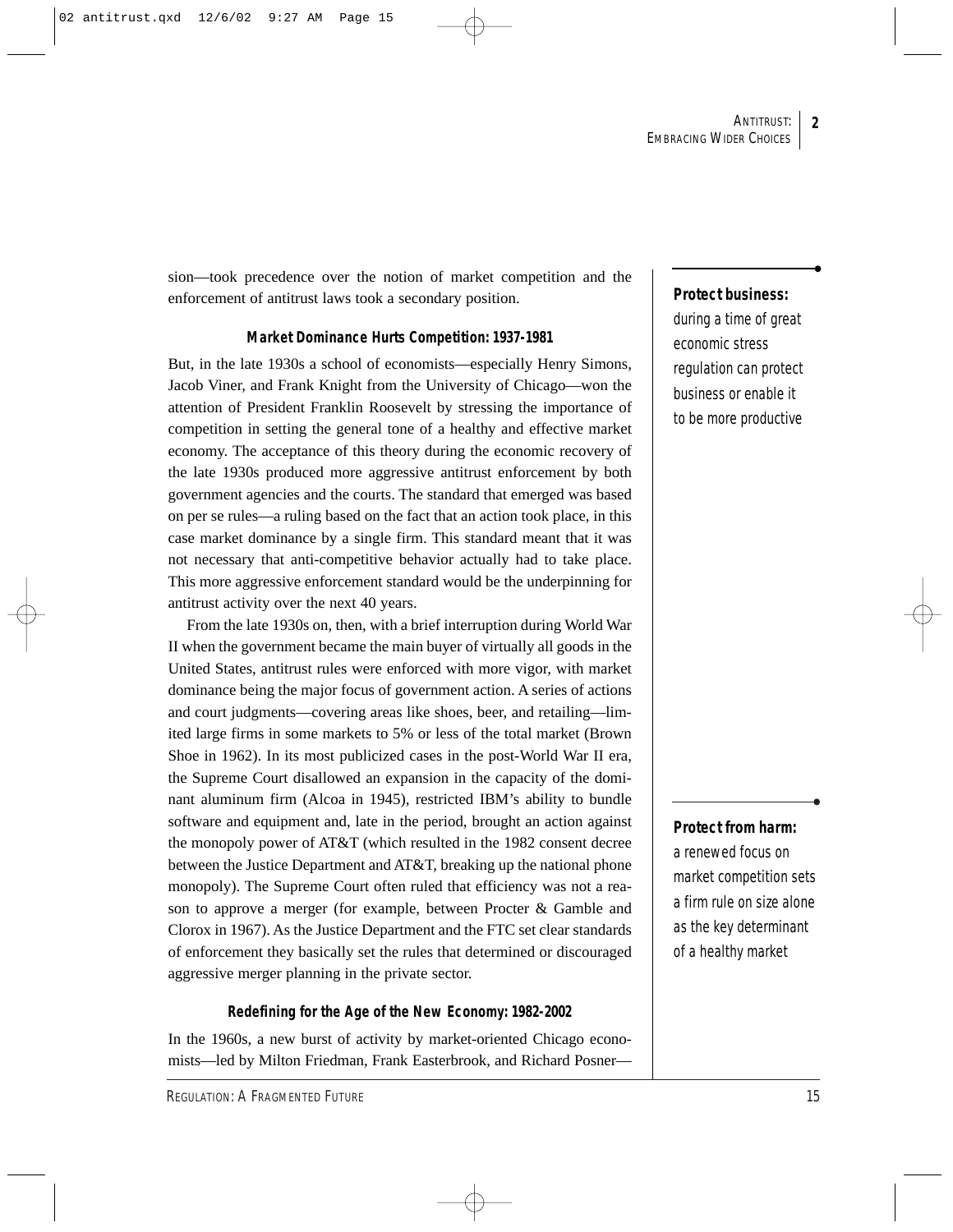sion—took precedence over the notion of market competition and the enforcement of antitrust laws took a secondary position.

**Protect business:** during a time of great economic stress regulation can protect business or enable it to be more productive

### Market Dominance Hurts Competition: 1937-1981

But, in the late 1930s a school of economists—especially Henry Simons, Jacob Viner, and Frank Knight from the University of Chicago—won the attention of President Franklin Roosevelt by stressing the importance of competition in setting the general tone of a healthy and effective market economy. The acceptance of this theory during the economic recovery of the late 1930s produced more aggressive antitrust enforcement by both government agencies and the courts. The standard that emerged was based on per se rules—a ruling based on the fact that an action took place, in this case market dominance by a single firm. This standard meant that it was not necessary that anti-competitive behavior actually had to take place. This more aggressive enforcement standard would be the underpinning for antitrust activity over the next 40 years.

From the late 1930s on, then, with a brief interruption during World War II when the government became the main buyer of virtually all goods in the United States, antitrust rules were enforced with more vigor, with market dominance being the major focus of government action. A series of actions and court judgments—covering areas like shoes, beer, and retailing—limited large firms in some markets to 5% or less of the total market (Brown Shoe in 1962). In its most publicized cases in the post-World War II era, the Supreme Court disallowed an expansion in the capacity of the dominant aluminum firm (Alcoa in 1945), restricted IBM's ability to bundle software and equipment and, late in the period, brought an action against the monopoly power of AT&T (which resulted in the 1982 consent decree between the Justice Department and AT&T, breaking up the national phone monopoly). The Supreme Court often ruled that efficiency was not a reason to approve a merger (for example, between Procter & Gamble and Clorox in 1967). As the Justice Department and the FTC set clear standards of enforcement they basically set the rules that determined or discouraged aggressive merger planning in the private sector.

**Protect from harm:** a renewed focus on market competition sets a firm rule on size alone as the key determinant of a healthy market

### Redefining for the Age of the New Economy: 1982-2002

In the 1960s, a new burst of activity by market-oriented Chicago economists—led by Milton Friedman, Frank Easterbrook, and Richard Posner—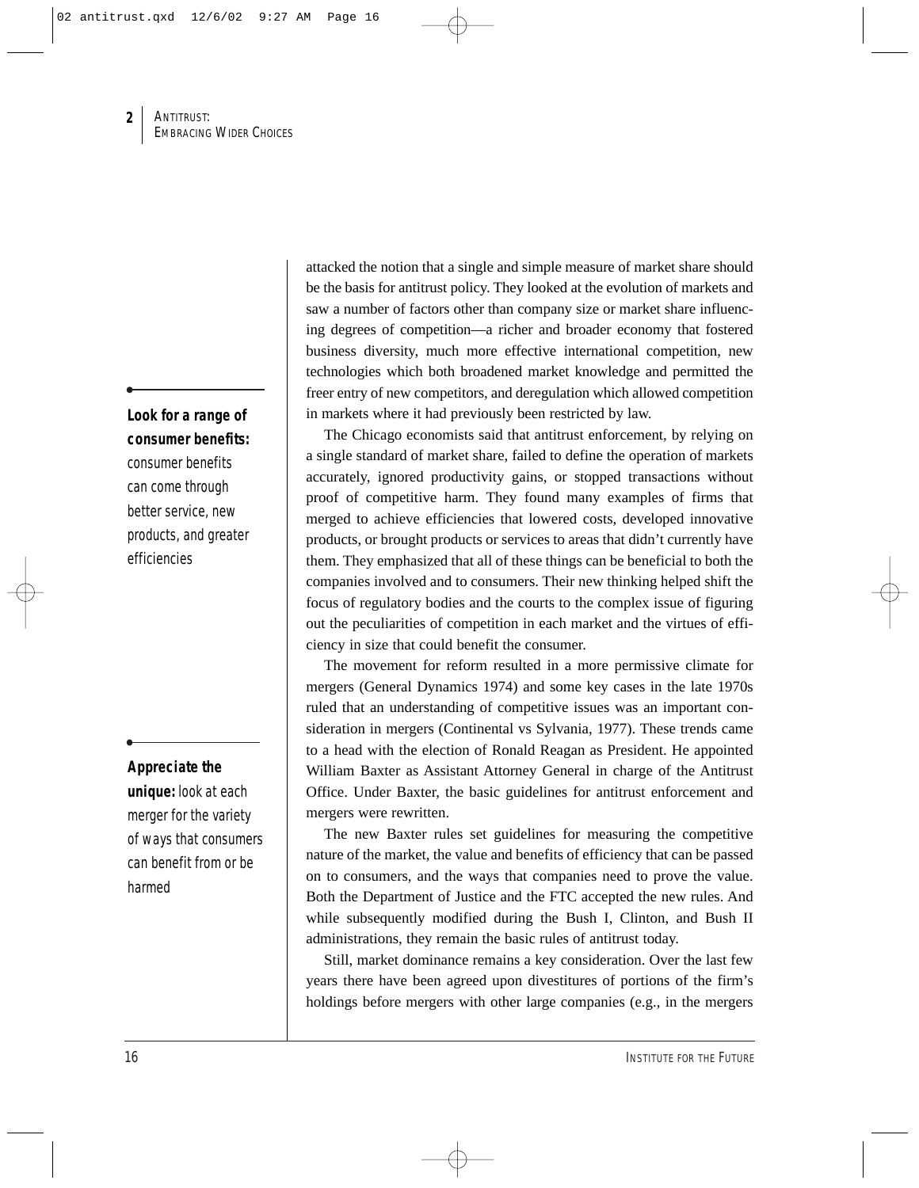attacked the notion that a single and simple measure of market share should be the basis for antitrust policy. They looked at the evolution of markets and saw a number of factors other than company size or market share influencing degrees of competition—a richer and broader economy that fostered business diversity, much more effective international competition, new technologies which both broadened market knowledge and permitted the freer entry of new competitors, and deregulation which allowed competition in markets where it had previously been restricted by law.

**Look for a range of consumer benefits:** consumer benefits can come through better service, new products, and greater efficiencies

The Chicago economists said that antitrust enforcement, by relying on a single standard of market share, failed to define the operation of markets accurately, ignored productivity gains, or stopped transactions without proof of competitive harm. They found many examples of firms that merged to achieve efficiencies that lowered costs, developed innovative products, or brought products or services to areas that didn't currently have them. They emphasized that all of these things can be beneficial to both the companies involved and to consumers. Their new thinking helped shift the focus of regulatory bodies and the courts to the complex issue of figuring out the peculiarities of competition in each market and the virtues of efficiency in size that could benefit the consumer.

The movement for reform resulted in a more permissive climate for mergers (General Dynamics 1974) and some key cases in the late 1970s ruled that an understanding of competitive issues was an important consideration in mergers (Continental vs Sylvania, 1977). These trends came to a head with the election of Ronald Reagan as President. He appointed William Baxter as Assistant Attorney General in charge of the Antitrust Office. Under Baxter, the basic guidelines for antitrust enforcement and mergers were rewritten.

**Appreciate the unique:** look at each merger for the variety of ways that consumers can benefit from or be harmed

The new Baxter rules set guidelines for measuring the competitive nature of the market, the value and benefits of efficiency that can be passed on to consumers, and the ways that companies need to prove the value. Both the Department of Justice and the FTC accepted the new rules. And while subsequently modified during the Bush I, Clinton, and Bush II administrations, they remain the basic rules of antitrust today.

Still, market dominance remains a key consideration. Over the last few years there have been agreed upon divestitures of portions of the firm's holdings before mergers with other large companies (e.g., in the mergers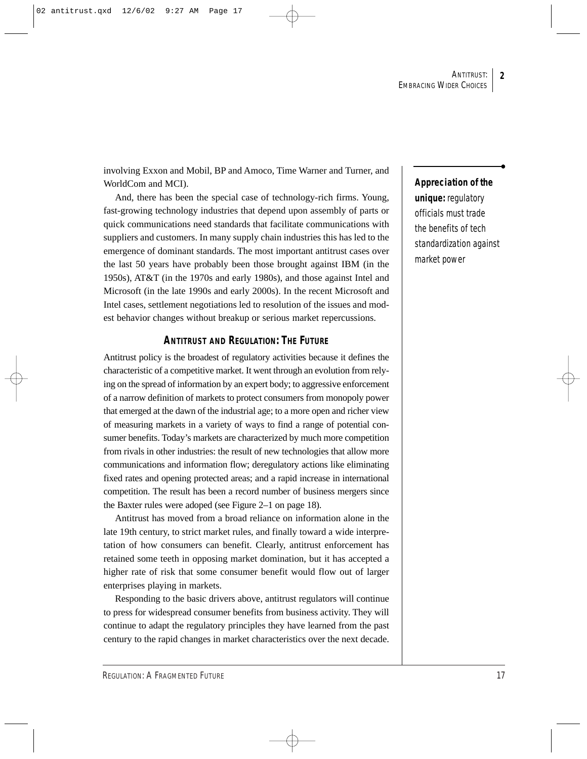involving Exxon and Mobil, BP and Amoco, Time Warner and Turner, and WorldCom and MCI).

And, there has been the special case of technology-rich firms. Young, fast-growing technology industries that depend upon assembly of parts or quick communications need standards that facilitate communications with suppliers and customers. In many supply chain industries this has led to the emergence of dominant standards. The most important antitrust cases over the last 50 years have probably been those brought against IBM (in the 1950s), AT&T (in the 1970s and early 1980s), and those against Intel and Microsoft (in the late 1990s and early 2000s). In the recent Microsoft and Intel cases, settlement negotiations led to resolution of the issues and modest behavior changes without breakup or serious market repercussions.

**Appreciation of the unique:** regulatory officials must trade the benefits of tech standardization against market power

## ANTITRUST AND REGULATION: THE FUTURE

Antitrust policy is the broadest of regulatory activities because it defines the characteristic of a competitive market. It went through an evolution from relying on the spread of information by an expert body; to aggressive enforcement of a narrow definition of markets to protect consumers from monopoly power that emerged at the dawn of the industrial age; to a more open and richer view of measuring markets in a variety of ways to find a range of potential consumer benefits. Today's markets are characterized by much more competition from rivals in other industries: the result of new technologies that allow more communications and information flow; deregulatory actions like eliminating fixed rates and opening protected areas; and a rapid increase in international competition. The result has been a record number of business mergers since the Baxter rules were adoped (see Figure 2–1 on page 18).

Antitrust has moved from a broad reliance on information alone in the late 19th century, to strict market rules, and finally toward a wide interpretation of how consumers can benefit. Clearly, antitrust enforcement has retained some teeth in opposing market domination, but it has accepted a higher rate of risk that some consumer benefit would flow out of larger enterprises playing in markets.

Responding to the basic drivers above, antitrust regulators will continue to press for widespread consumer benefits from business activity. They will continue to adapt the regulatory principles they have learned from the past century to the rapid changes in market characteristics over the next decade.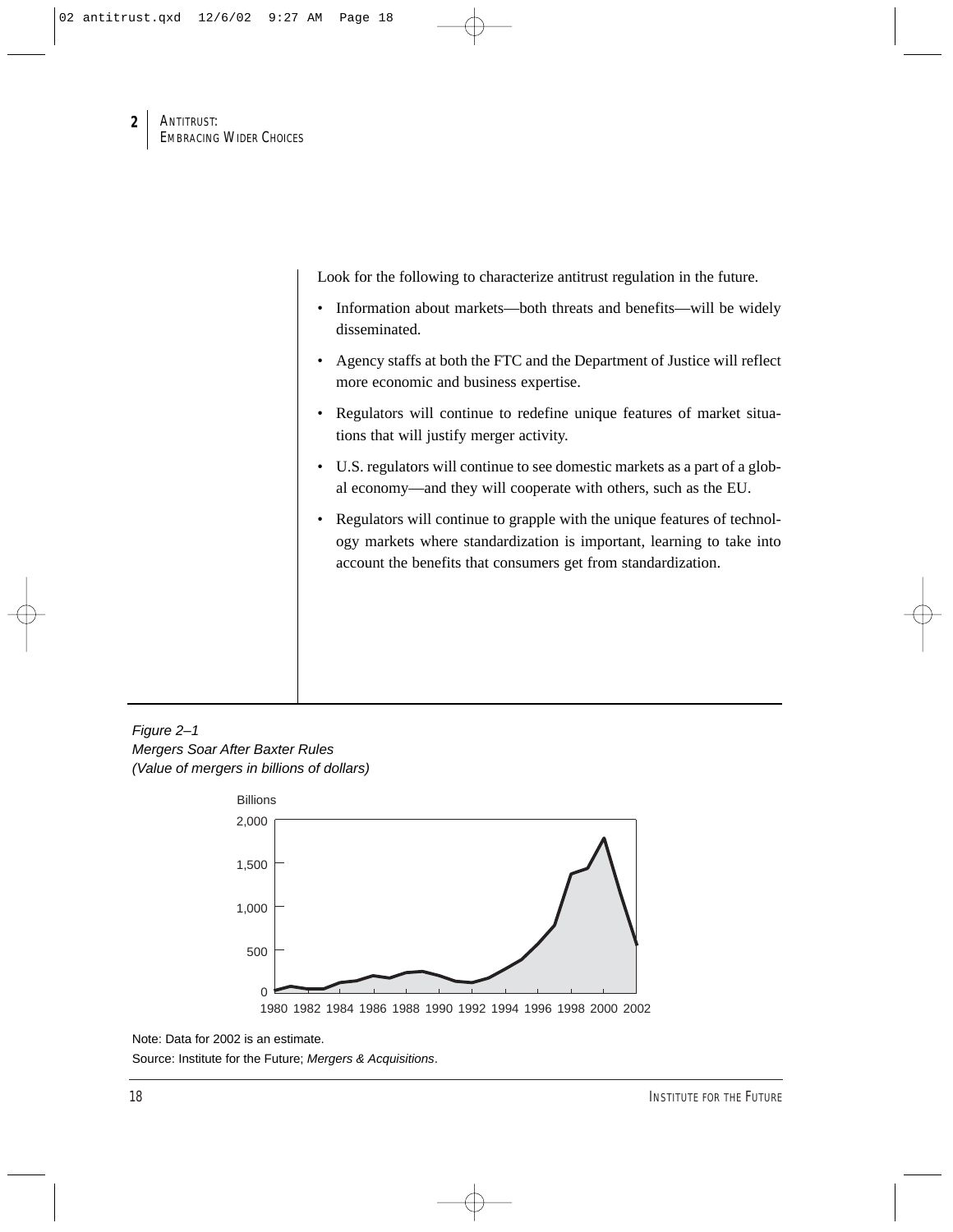Look for the following to characterize antitrust regulation in the future.

- Information about markets—both threats and benefits—will be widely disseminated.
- Agency staffs at both the FTC and the Department of Justice will reflect more economic and business expertise.
- Regulators will continue to redefine unique features of market situations that will justify merger activity.
- U.S. regulators will continue to see domestic markets as a part of a global economy—and they will cooperate with others, such as the EU.
- Regulators will continue to grapple with the unique features of technology markets where standardization is important, learning to take into account the benefits that consumers get from standardization.

*Figure 2–1*
*Mergers Soar After Baxter Rules*
*(Value of mergers in billions of dollars)*

Note: Data for 2002 is an estimate.

Source: Institute for the Future; *Mergers & Acquisitions*.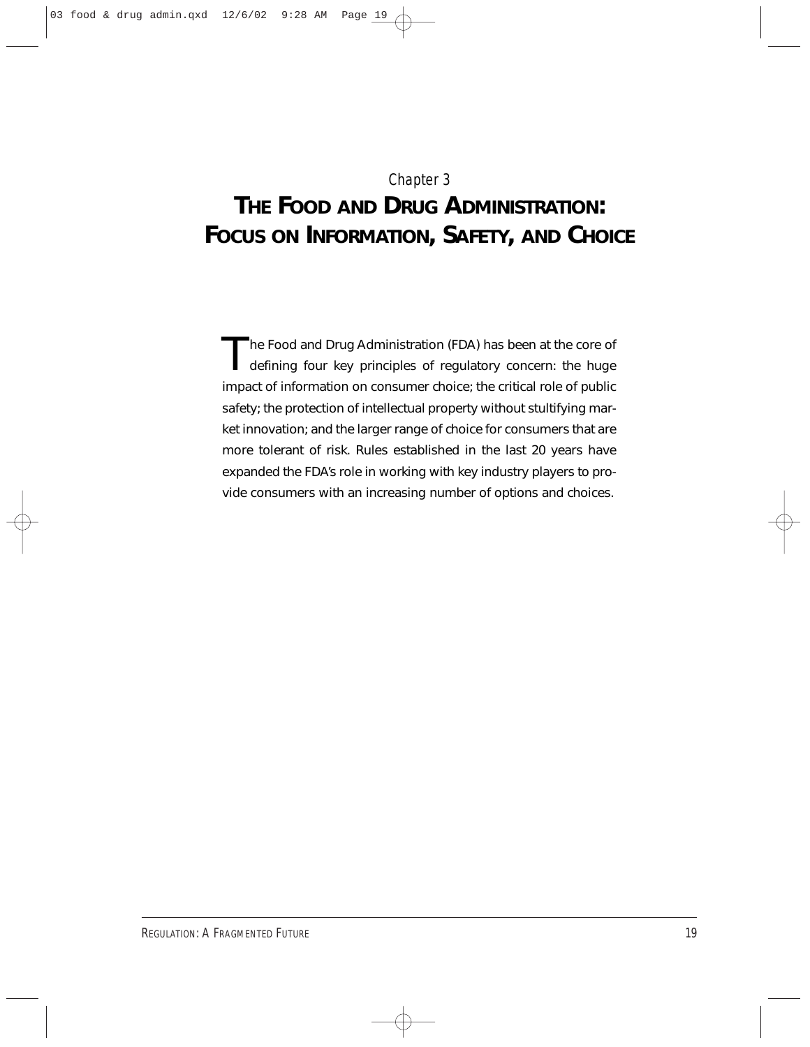# Chapter 3

# THE FOOD AND DRUG ADMINISTRATION: FOCUS ON INFORMATION, SAFETY, AND CHOICE

The Food and Drug Administration (FDA) has been at the core of defining four key principles of regulatory concern: the huge impact of information on consumer choice; the critical role of public safety; the protection of intellectual property without stultifying market innovation; and the larger range of choice for consumers that are more tolerant of risk. Rules established in the last 20 years have expanded the FDA's role in working with key industry players to provide consumers with an increasing number of options and choices.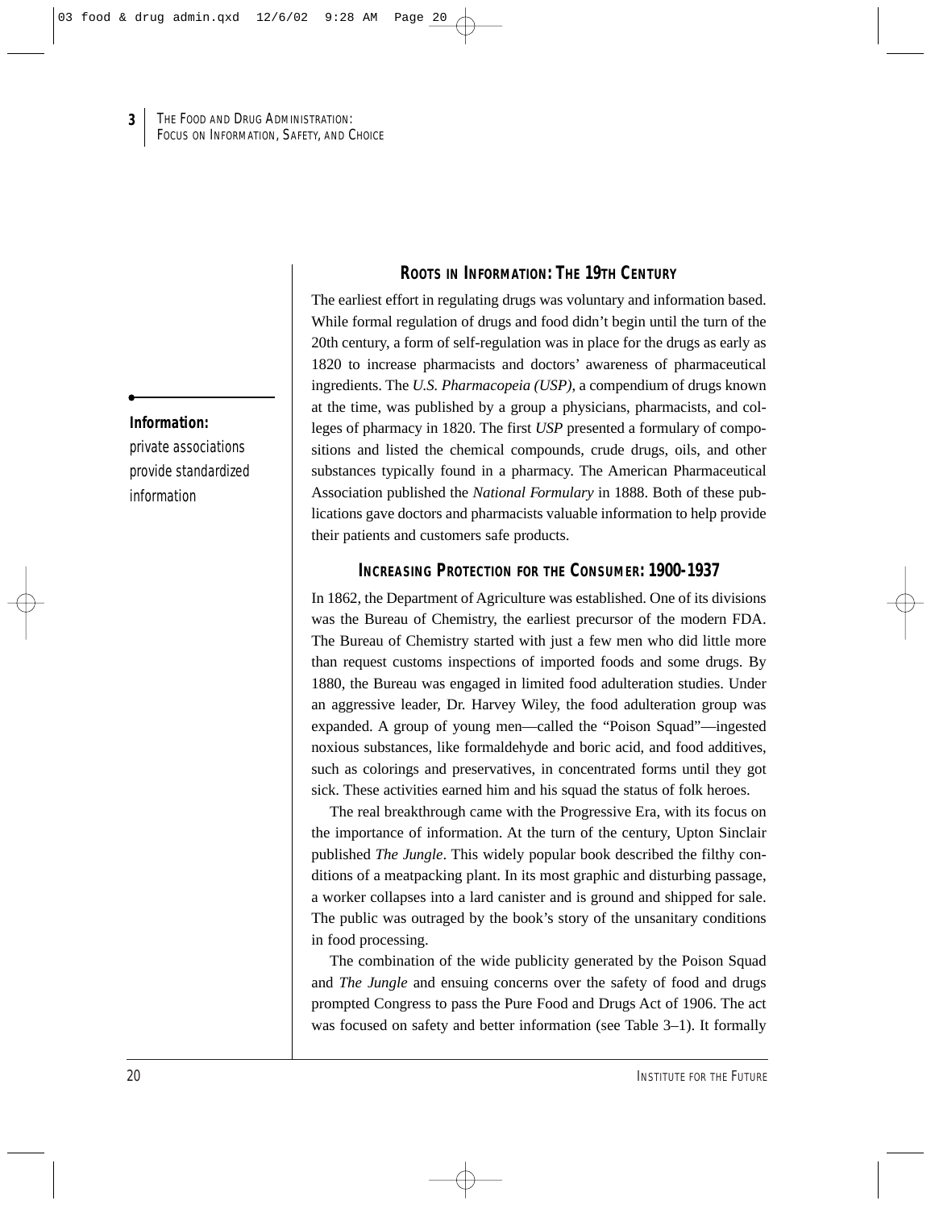## ROOTS IN INFORMATION: THE 19TH CENTURY

**Information:**
private associations provide standardized information

The earliest effort in regulating drugs was voluntary and information based. While formal regulation of drugs and food didn't begin until the turn of the 20th century, a form of self-regulation was in place for the drugs as early as 1820 to increase pharmacists and doctors' awareness of pharmaceutical ingredients. The *U.S. Pharmacopeia (USP)*, a compendium of drugs known at the time, was published by a group a physicians, pharmacists, and colleges of pharmacy in 1820. The first *USP* presented a formulary of compositions and listed the chemical compounds, crude drugs, oils, and other substances typically found in a pharmacy. The American Pharmaceutical Association published the *National Formulary* in 1888. Both of these publications gave doctors and pharmacists valuable information to help provide their patients and customers safe products.

## INCREASING PROTECTION FOR THE CONSUMER: 1900-1937

In 1862, the Department of Agriculture was established. One of its divisions was the Bureau of Chemistry, the earliest precursor of the modern FDA. The Bureau of Chemistry started with just a few men who did little more than request customs inspections of imported foods and some drugs. By 1880, the Bureau was engaged in limited food adulteration studies. Under an aggressive leader, Dr. Harvey Wiley, the food adulteration group was expanded. A group of young men—called the "Poison Squad"—ingested noxious substances, like formaldehyde and boric acid, and food additives, such as colorings and preservatives, in concentrated forms until they got sick. These activities earned him and his squad the status of folk heroes.

The real breakthrough came with the Progressive Era, with its focus on the importance of information. At the turn of the century, Upton Sinclair published *The Jungle*. This widely popular book described the filthy conditions of a meatpacking plant. In its most graphic and disturbing passage, a worker collapses into a lard canister and is ground and shipped for sale. The public was outraged by the book's story of the unsanitary conditions in food processing.

The combination of the wide publicity generated by the Poison Squad and *The Jungle* and ensuing concerns over the safety of food and drugs prompted Congress to pass the Pure Food and Drugs Act of 1906. The act was focused on safety and better information (see Table 3–1). It formally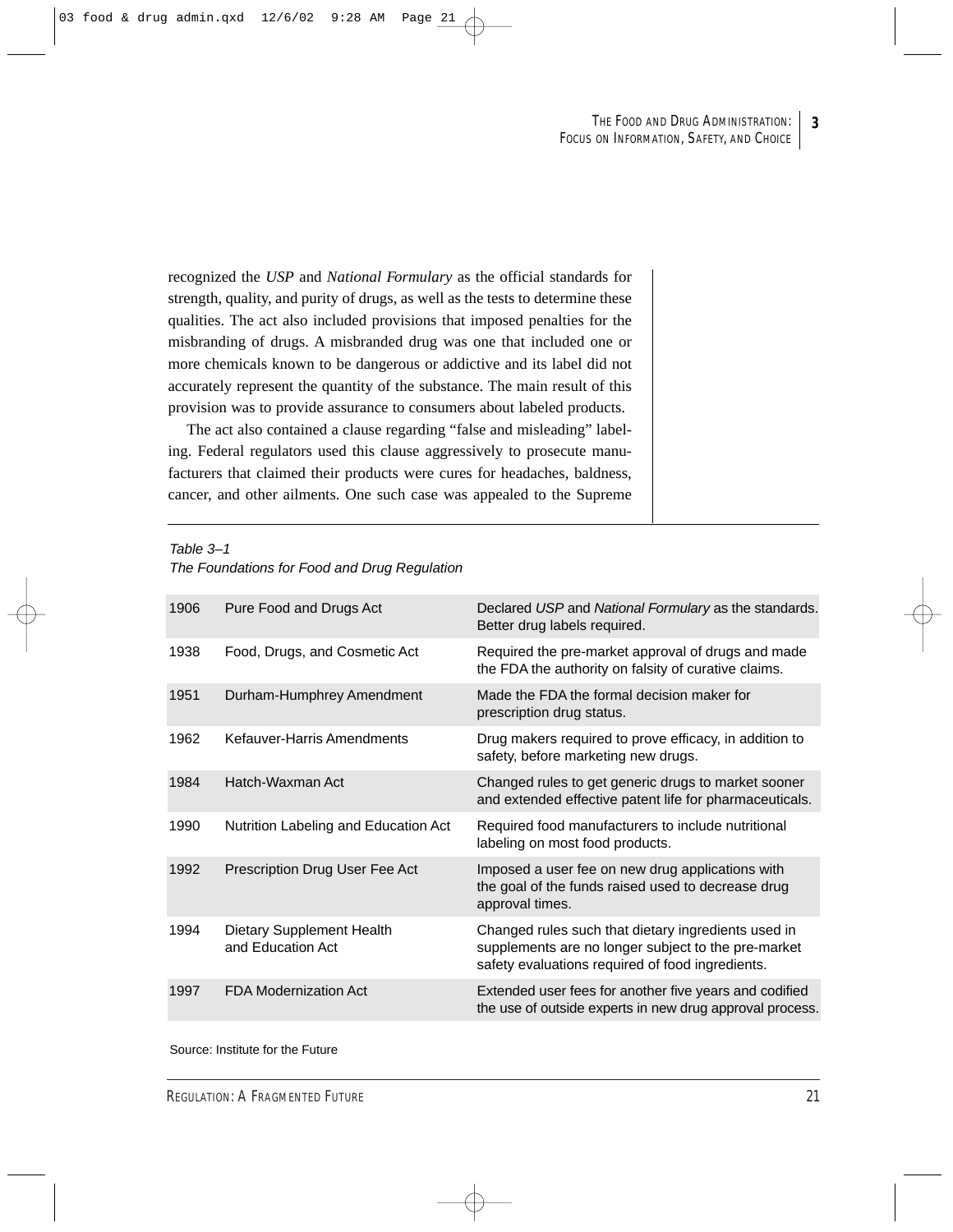recognized the *USP* and *National Formulary* as the official standards for strength, quality, and purity of drugs, as well as the tests to determine these qualities. The act also included provisions that imposed penalties for the misbranding of drugs. A misbranded drug was one that included one or more chemicals known to be dangerous or addictive and its label did not accurately represent the quantity of the substance. The main result of this provision was to provide assurance to consumers about labeled products.

The act also contained a clause regarding "false and misleading" labeling. Federal regulators used this clause aggressively to prosecute manufacturers that claimed their products were cures for headaches, baldness, cancer, and other ailments. One such case was appealed to the Supreme

*Table 3–1*
*The Foundations for Food and Drug Regulation*

| | | |
|---|---|---|
| 1906 | Pure Food and Drugs Act | Declared *USP* and *National Formulary* as the standards. Better drug labels required. |
| 1938 | Food, Drugs, and Cosmetic Act | Required the pre-market approval of drugs and made the FDA the authority on falsity of curative claims. |
| 1951 | Durham-Humphrey Amendment | Made the FDA the formal decision maker for prescription drug status. |
| 1962 | Kefauver-Harris Amendments | Drug makers required to prove efficacy, in addition to safety, before marketing new drugs. |
| 1984 | Hatch-Waxman Act | Changed rules to get generic drugs to market sooner and extended effective patent life for pharmaceuticals. |
| 1990 | Nutrition Labeling and Education Act | Required food manufacturers to include nutritional labeling on most food products. |
| 1992 | Prescription Drug User Fee Act | Imposed a user fee on new drug applications with the goal of the funds raised used to decrease drug approval times. |
| 1994 | Dietary Supplement Health and Education Act | Changed rules such that dietary ingredients used in supplements are no longer subject to the pre-market safety evaluations required of food ingredients. |
| 1997 | FDA Modernization Act | Extended user fees for another five years and codified the use of outside experts in new drug approval process. |

Source: Institute for the Future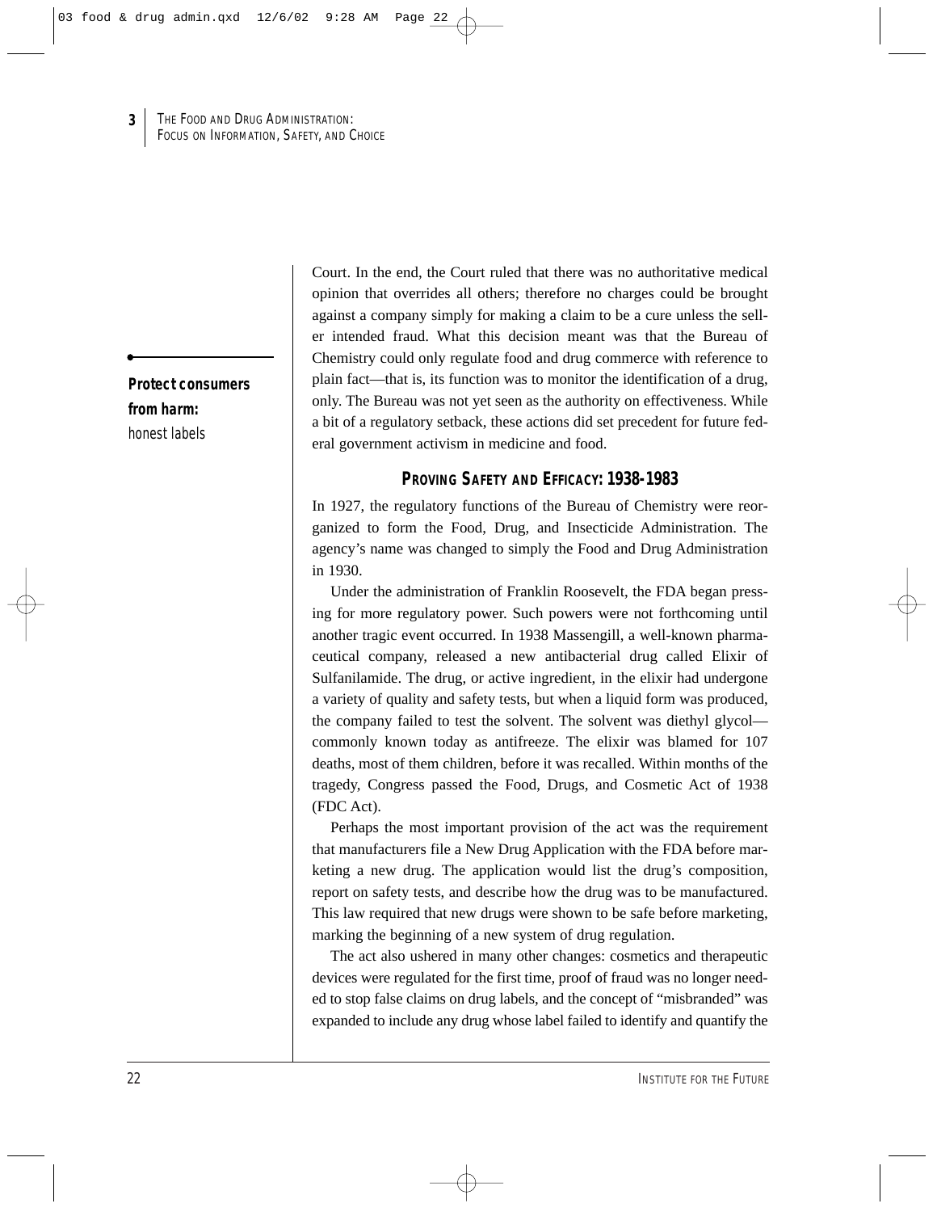Court. In the end, the Court ruled that there was no authoritative medical opinion that overrides all others; therefore no charges could be brought against a company simply for making a claim to be a cure unless the seller intended fraud. What this decision meant was that the Bureau of Chemistry could only regulate food and drug commerce with reference to plain fact—that is, its function was to monitor the identification of a drug, only. The Bureau was not yet seen as the authority on effectiveness. While a bit of a regulatory setback, these actions did set precedent for future federal government activism in medicine and food.

**Protect consumers from harm:**
honest labels

## PROVING SAFETY AND EFFICACY: 1938–1983

In 1927, the regulatory functions of the Bureau of Chemistry were reorganized to form the Food, Drug, and Insecticide Administration. The agency's name was changed to simply the Food and Drug Administration in 1930.

Under the administration of Franklin Roosevelt, the FDA began pressing for more regulatory power. Such powers were not forthcoming until another tragic event occurred. In 1938 Massengill, a well-known pharmaceutical company, released a new antibacterial drug called Elixir of Sulfanilamide. The drug, or active ingredient, in the elixir had undergone a variety of quality and safety tests, but when a liquid form was produced, the company failed to test the solvent. The solvent was diethyl glycol—commonly known today as antifreeze. The elixir was blamed for 107 deaths, most of them children, before it was recalled. Within months of the tragedy, Congress passed the Food, Drugs, and Cosmetic Act of 1938 (FDC Act).

Perhaps the most important provision of the act was the requirement that manufacturers file a New Drug Application with the FDA before marketing a new drug. The application would list the drug's composition, report on safety tests, and describe how the drug was to be manufactured. This law required that new drugs were shown to be safe before marketing, marking the beginning of a new system of drug regulation.

The act also ushered in many other changes: cosmetics and therapeutic devices were regulated for the first time, proof of fraud was no longer needed to stop false claims on drug labels, and the concept of "misbranded" was expanded to include any drug whose label failed to identify and quantify the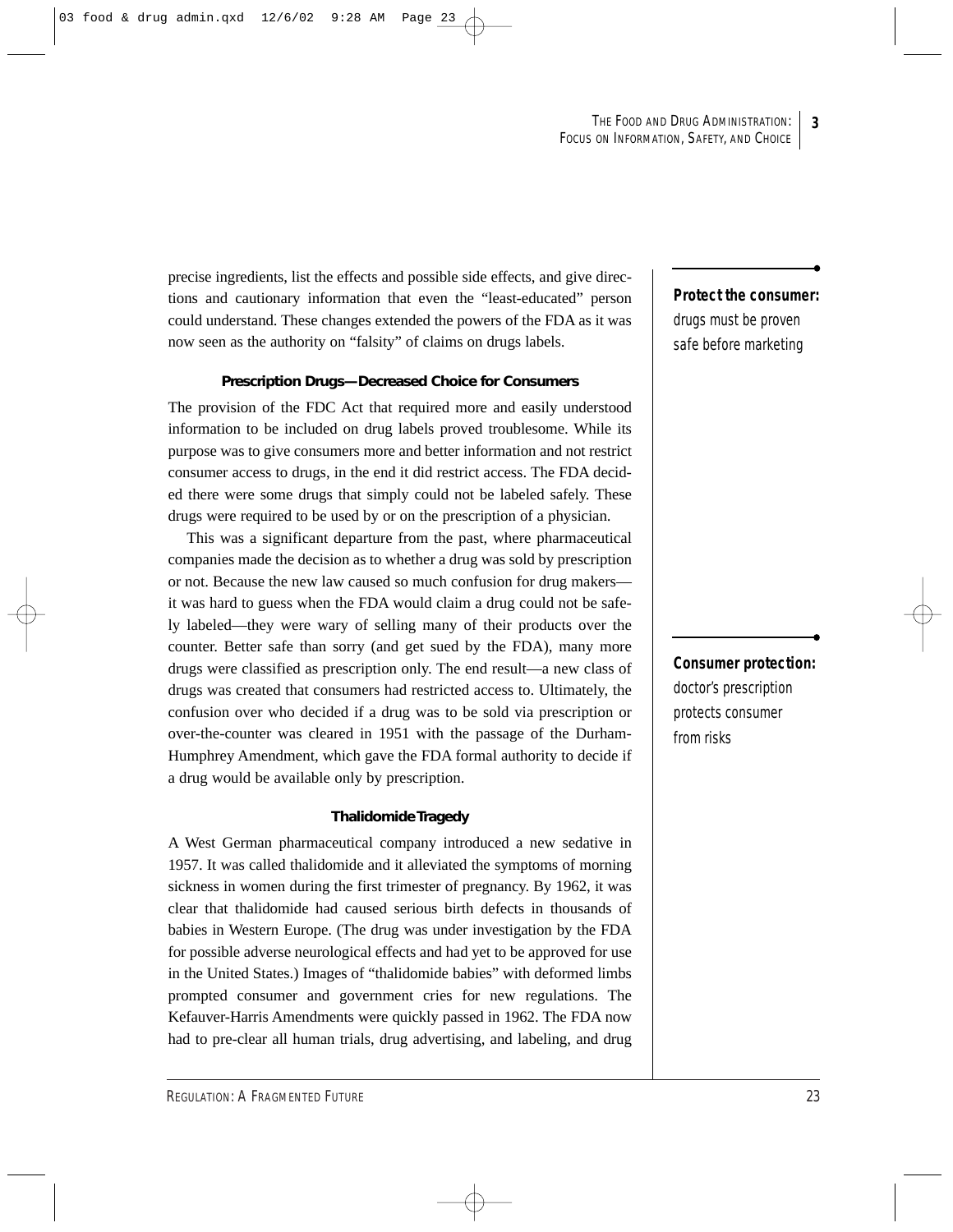precise ingredients, list the effects and possible side effects, and give directions and cautionary information that even the "least-educated" person could understand. These changes extended the powers of the FDA as it was now seen as the authority on "falsity" of claims on drugs labels.

**Protect the consumer:** drugs must be proven safe before marketing

### Prescription Drugs—Decreased Choice for Consumers

The provision of the FDC Act that required more and easily understood information to be included on drug labels proved troublesome. While its purpose was to give consumers more and better information and not restrict consumer access to drugs, in the end it did restrict access. The FDA decided there were some drugs that simply could not be labeled safely. These drugs were required to be used by or on the prescription of a physician.

This was a significant departure from the past, where pharmaceutical companies made the decision as to whether a drug was sold by prescription or not. Because the new law caused so much confusion for drug makers—it was hard to guess when the FDA would claim a drug could not be safely labeled—they were wary of selling many of their products over the counter. Better safe than sorry (and get sued by the FDA), many more drugs were classified as prescription only. The end result—a new class of drugs was created that consumers had restricted access to. Ultimately, the confusion over who decided if a drug was to be sold via prescription or over-the-counter was cleared in 1951 with the passage of the Durham-Humphrey Amendment, which gave the FDA formal authority to decide if a drug would be available only by prescription.

**Consumer protection:** doctor's prescription protects consumer from risks

### Thalidomide Tragedy

A West German pharmaceutical company introduced a new sedative in 1957. It was called thalidomide and it alleviated the symptoms of morning sickness in women during the first trimester of pregnancy. By 1962, it was clear that thalidomide had caused serious birth defects in thousands of babies in Western Europe. (The drug was under investigation by the FDA for possible adverse neurological effects and had yet to be approved for use in the United States.) Images of "thalidomide babies" with deformed limbs prompted consumer and government cries for new regulations. The Kefauver-Harris Amendments were quickly passed in 1962. The FDA now had to pre-clear all human trials, drug advertising, and labeling, and drug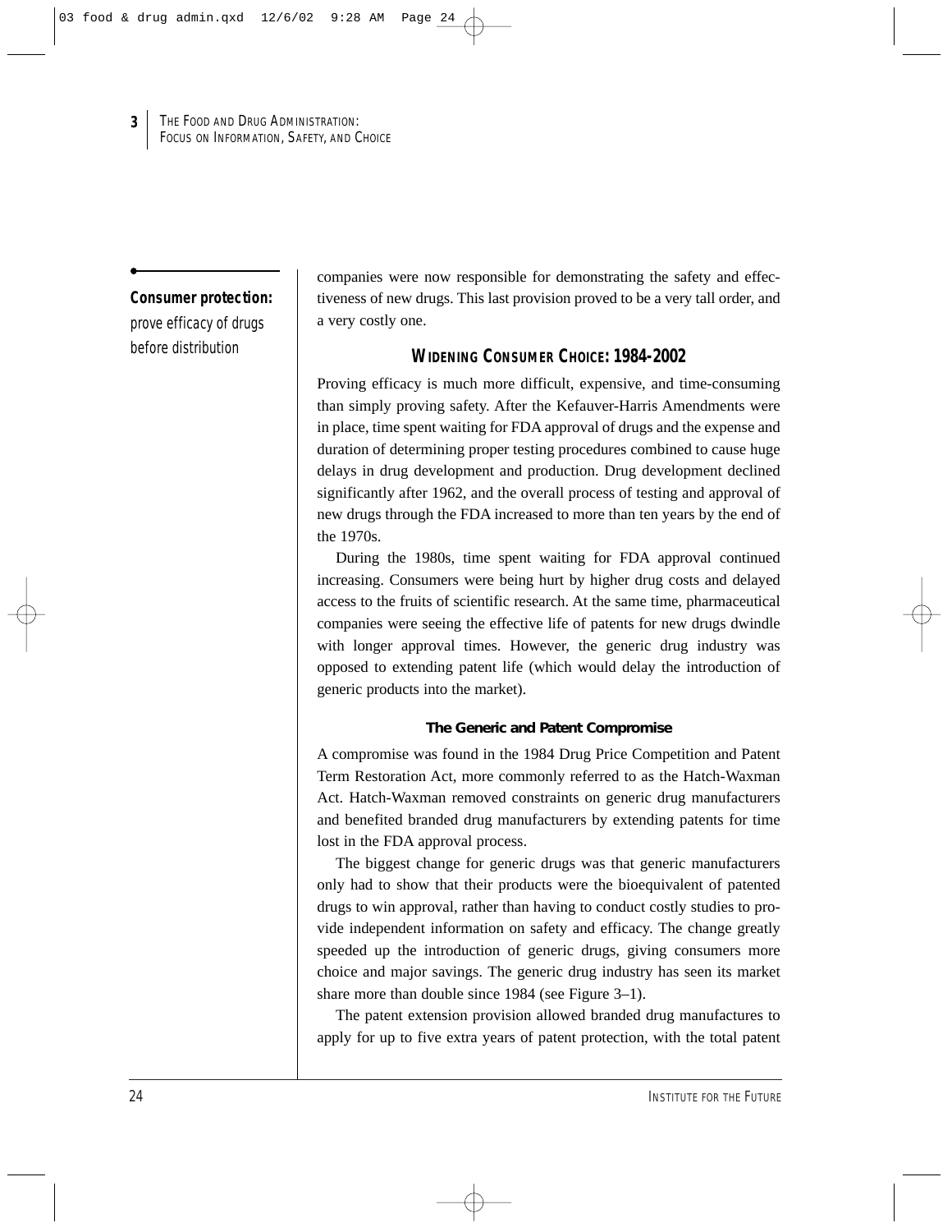**Consumer protection:** prove efficacy of drugs before distribution

companies were now responsible for demonstrating the safety and effectiveness of new drugs. This last provision proved to be a very tall order, and a very costly one.

## WIDENING CONSUMER CHOICE: 1984-2002

Proving efficacy is much more difficult, expensive, and time-consuming than simply proving safety. After the Kefauver-Harris Amendments were in place, time spent waiting for FDA approval of drugs and the expense and duration of determining proper testing procedures combined to cause huge delays in drug development and production. Drug development declined significantly after 1962, and the overall process of testing and approval of new drugs through the FDA increased to more than ten years by the end of the 1970s.

During the 1980s, time spent waiting for FDA approval continued increasing. Consumers were being hurt by higher drug costs and delayed access to the fruits of scientific research. At the same time, pharmaceutical companies were seeing the effective life of patents for new drugs dwindle with longer approval times. However, the generic drug industry was opposed to extending patent life (which would delay the introduction of generic products into the market).

### The Generic and Patent Compromise

A compromise was found in the 1984 Drug Price Competition and Patent Term Restoration Act, more commonly referred to as the Hatch-Waxman Act. Hatch-Waxman removed constraints on generic drug manufacturers and benefited branded drug manufacturers by extending patents for time lost in the FDA approval process.

The biggest change for generic drugs was that generic manufacturers only had to show that their products were the bioequivalent of patented drugs to win approval, rather than having to conduct costly studies to provide independent information on safety and efficacy. The change greatly speeded up the introduction of generic drugs, giving consumers more choice and major savings. The generic drug industry has seen its market share more than double since 1984 (see Figure 3–1).

The patent extension provision allowed branded drug manufactures to apply for up to five extra years of patent protection, with the total patent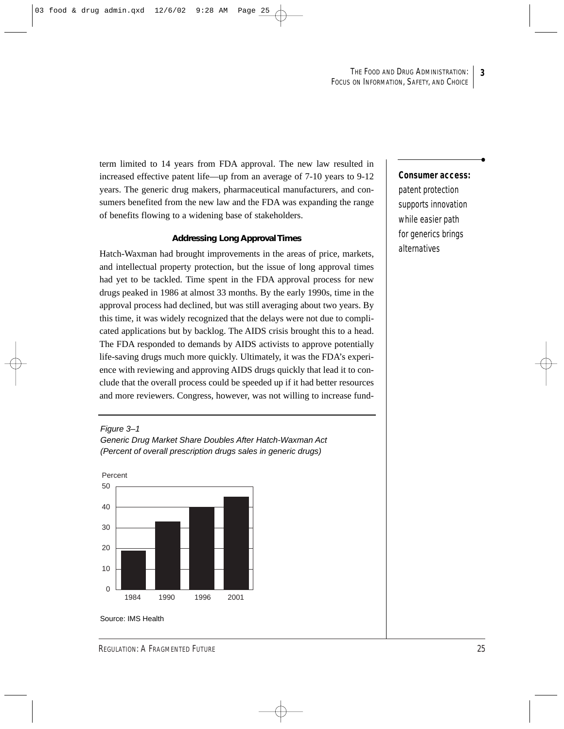term limited to 14 years from FDA approval. The new law resulted in increased effective patent life—up from an average of 7-10 years to 9-12 years. The generic drug makers, pharmaceutical manufacturers, and consumers benefited from the new law and the FDA was expanding the range of benefits flowing to a widening base of stakeholders.

**Consumer access:** patent protection supports innovation while easier path for generics brings alternatives

### Addressing Long Approval Times

Hatch-Waxman had brought improvements in the areas of price, markets, and intellectual property protection, but the issue of long approval times had yet to be tackled. Time spent in the FDA approval process for new drugs peaked in 1986 at almost 33 months. By the early 1990s, time in the approval process had declined, but was still averaging about two years. By this time, it was widely recognized that the delays were not due to complicated applications but by backlog. The AIDS crisis brought this to a head. The FDA responded to demands by AIDS activists to approve potentially life-saving drugs much more quickly. Ultimately, it was the FDA's experience with reviewing and approving AIDS drugs quickly that lead it to conclude that the overall process could be speeded up if it had better resources and more reviewers. Congress, however, was not willing to increase fund-

*Figure 3–1*
*Generic Drug Market Share Doubles After Hatch-Waxman Act*
*(Percent of overall prescription drugs sales in generic drugs)*

| Year | Percent |
|---|---|
| 1984 | 19 |
| 1990 | 33 |
| 1996 | 40 |
| 2001 | 45 |

Source: IMS Health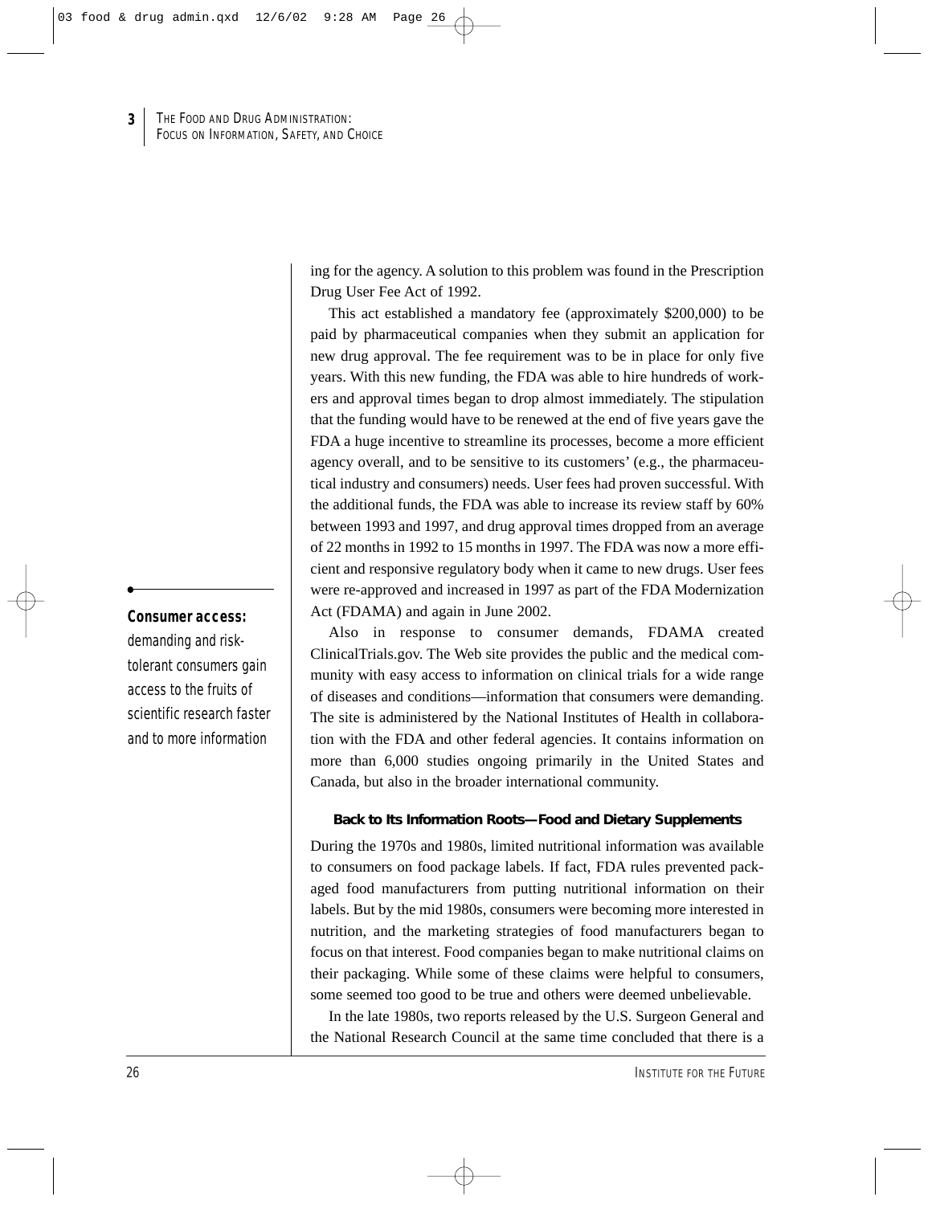ing for the agency. A solution to this problem was found in the Prescription Drug User Fee Act of 1992.

This act established a mandatory fee (approximately $200,000) to be paid by pharmaceutical companies when they submit an application for new drug approval. The fee requirement was to be in place for only five years. With this new funding, the FDA was able to hire hundreds of workers and approval times began to drop almost immediately. The stipulation that the funding would have to be renewed at the end of five years gave the FDA a huge incentive to streamline its processes, become a more efficient agency overall, and to be sensitive to its customers' (e.g., the pharmaceutical industry and consumers) needs. User fees had proven successful. With the additional funds, the FDA was able to increase its review staff by 60% between 1993 and 1997, and drug approval times dropped from an average of 22 months in 1992 to 15 months in 1997. The FDA was now a more efficient and responsive regulatory body when it came to new drugs. User fees were re-approved and increased in 1997 as part of the FDA Modernization Act (FDAMA) and again in June 2002.

**Consumer access:** demanding and risk-tolerant consumers gain access to the fruits of scientific research faster and to more information

Also in response to consumer demands, FDAMA created ClinicalTrials.gov. The Web site provides the public and the medical community with easy access to information on clinical trials for a wide range of diseases and conditions—information that consumers were demanding. The site is administered by the National Institutes of Health in collaboration with the FDA and other federal agencies. It contains information on more than 6,000 studies ongoing primarily in the United States and Canada, but also in the broader international community.

### Back to Its Information Roots—Food and Dietary Supplements

During the 1970s and 1980s, limited nutritional information was available to consumers on food package labels. If fact, FDA rules prevented packaged food manufacturers from putting nutritional information on their labels. But by the mid 1980s, consumers were becoming more interested in nutrition, and the marketing strategies of food manufacturers began to focus on that interest. Food companies began to make nutritional claims on their packaging. While some of these claims were helpful to consumers, some seemed too good to be true and others were deemed unbelievable.

In the late 1980s, two reports released by the U.S. Surgeon General and the National Research Council at the same time concluded that there is a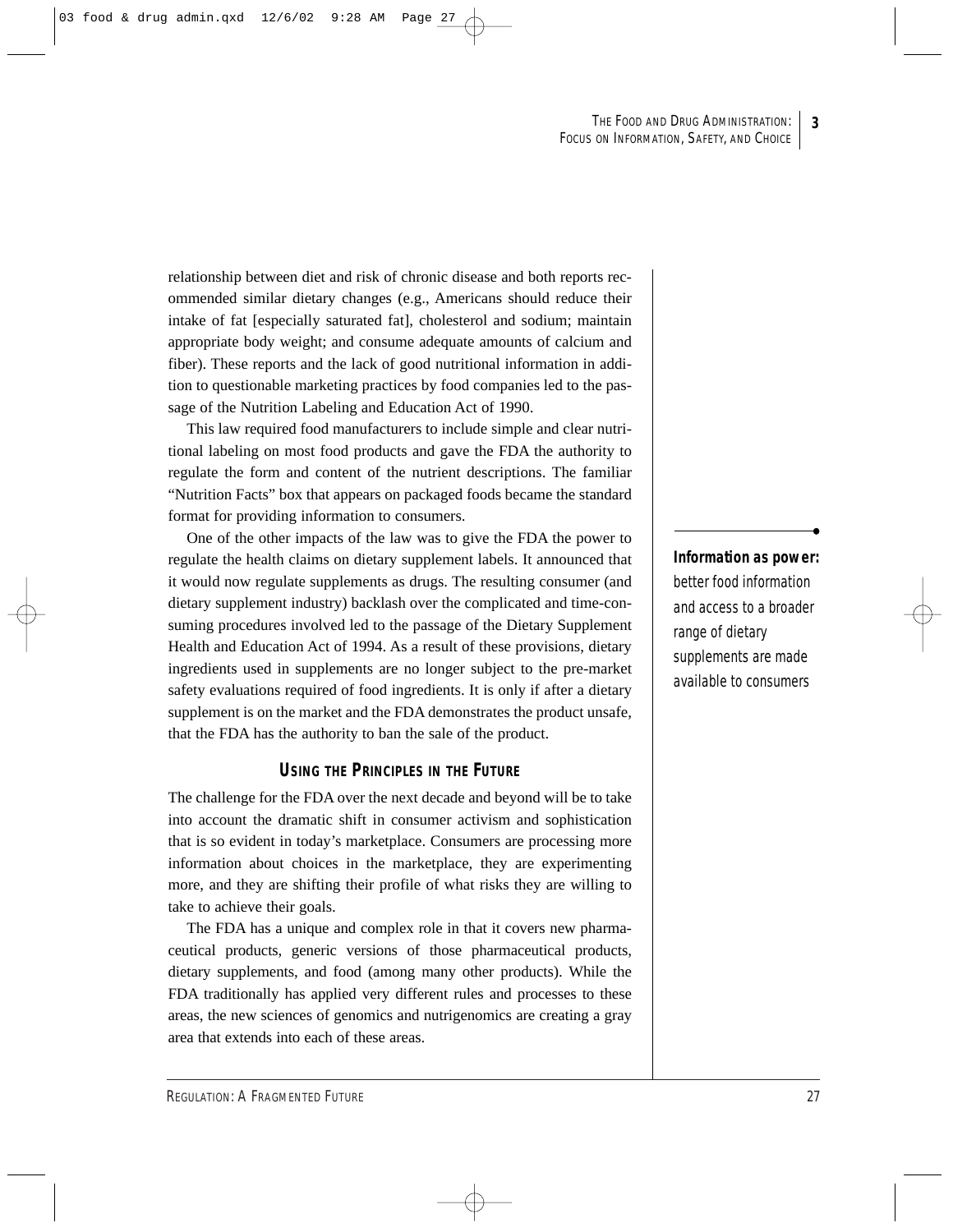relationship between diet and risk of chronic disease and both reports recommended similar dietary changes (e.g., Americans should reduce their intake of fat [especially saturated fat], cholesterol and sodium; maintain appropriate body weight; and consume adequate amounts of calcium and fiber). These reports and the lack of good nutritional information in addition to questionable marketing practices by food companies led to the passage of the Nutrition Labeling and Education Act of 1990.

This law required food manufacturers to include simple and clear nutritional labeling on most food products and gave the FDA the authority to regulate the form and content of the nutrient descriptions. The familiar "Nutrition Facts" box that appears on packaged foods became the standard format for providing information to consumers.

One of the other impacts of the law was to give the FDA the power to regulate the health claims on dietary supplement labels. It announced that it would now regulate supplements as drugs. The resulting consumer (and dietary supplement industry) backlash over the complicated and time-consuming procedures involved led to the passage of the Dietary Supplement Health and Education Act of 1994. As a result of these provisions, dietary ingredients used in supplements are no longer subject to the pre-market safety evaluations required of food ingredients. It is only if after a dietary supplement is on the market and the FDA demonstrates the product unsafe, that the FDA has the authority to ban the sale of the product.

**Information as power:** *better food information and access to a broader range of dietary supplements are made available to consumers*

## USING THE PRINCIPLES IN THE FUTURE

The challenge for the FDA over the next decade and beyond will be to take into account the dramatic shift in consumer activism and sophistication that is so evident in today's marketplace. Consumers are processing more information about choices in the marketplace, they are experimenting more, and they are shifting their profile of what risks they are willing to take to achieve their goals.

The FDA has a unique and complex role in that it covers new pharmaceutical products, generic versions of those pharmaceutical products, dietary supplements, and food (among many other products). While the FDA traditionally has applied very different rules and processes to these areas, the new sciences of genomics and nutrigenomics are creating a gray area that extends into each of these areas.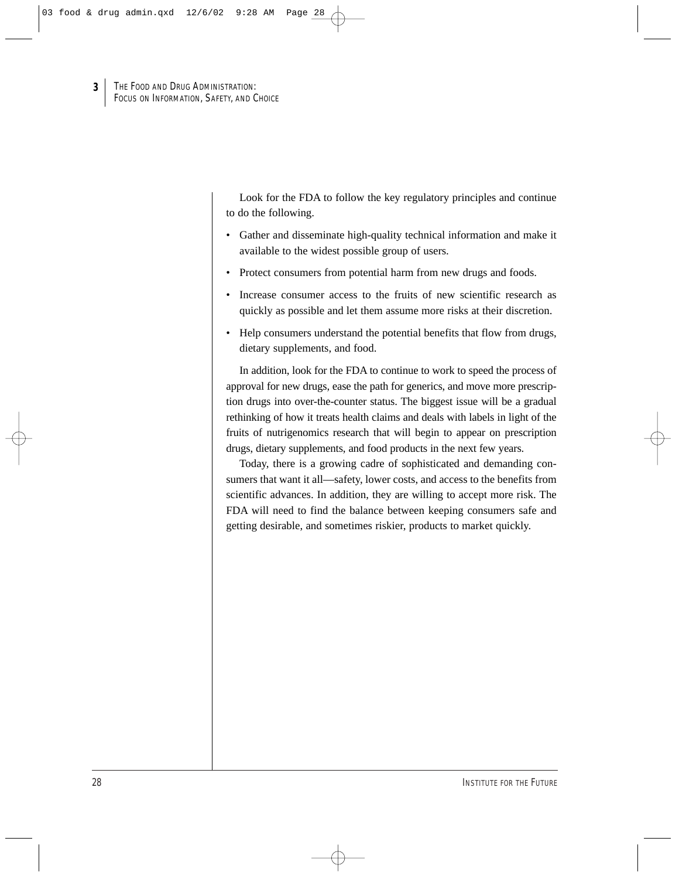Look for the FDA to follow the key regulatory principles and continue to do the following.

- Gather and disseminate high-quality technical information and make it available to the widest possible group of users.
- Protect consumers from potential harm from new drugs and foods.
- Increase consumer access to the fruits of new scientific research as quickly as possible and let them assume more risks at their discretion.
- Help consumers understand the potential benefits that flow from drugs, dietary supplements, and food.

In addition, look for the FDA to continue to work to speed the process of approval for new drugs, ease the path for generics, and move more prescription drugs into over-the-counter status. The biggest issue will be a gradual rethinking of how it treats health claims and deals with labels in light of the fruits of nutrigenomics research that will begin to appear on prescription drugs, dietary supplements, and food products in the next few years.

Today, there is a growing cadre of sophisticated and demanding consumers that want it all—safety, lower costs, and access to the benefits from scientific advances. In addition, they are willing to accept more risk. The FDA will need to find the balance between keeping consumers safe and getting desirable, and sometimes riskier, products to market quickly.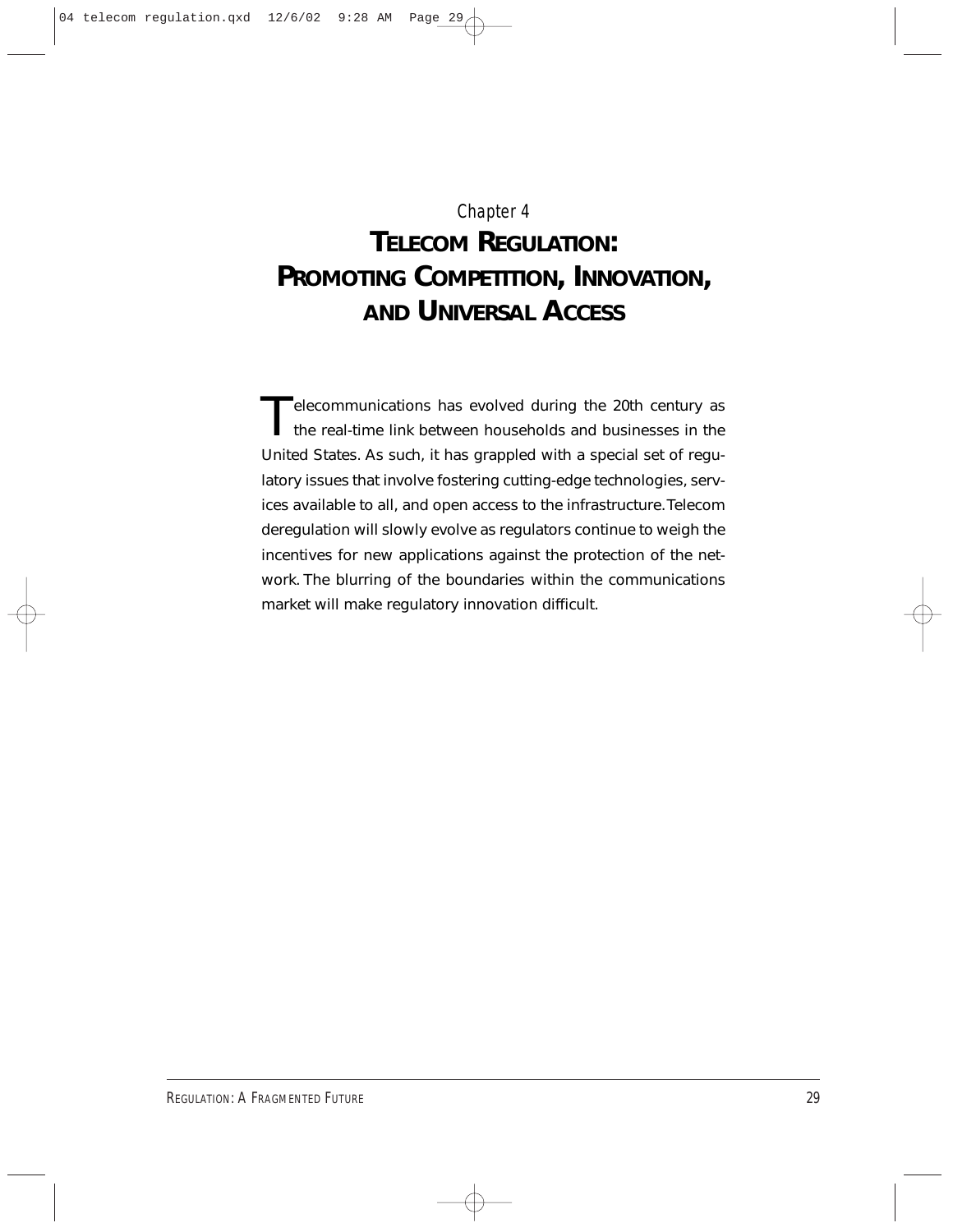Chapter 4

# TELECOM REGULATION: PROMOTING COMPETITION, INNOVATION, AND UNIVERSAL ACCESS

Telecommunications has evolved during the 20th century as the real-time link between households and businesses in the United States. As such, it has grappled with a special set of regulatory issues that involve fostering cutting-edge technologies, services available to all, and open access to the infrastructure. Telecom deregulation will slowly evolve as regulators continue to weigh the incentives for new applications against the protection of the network. The blurring of the boundaries within the communications market will make regulatory innovation difficult.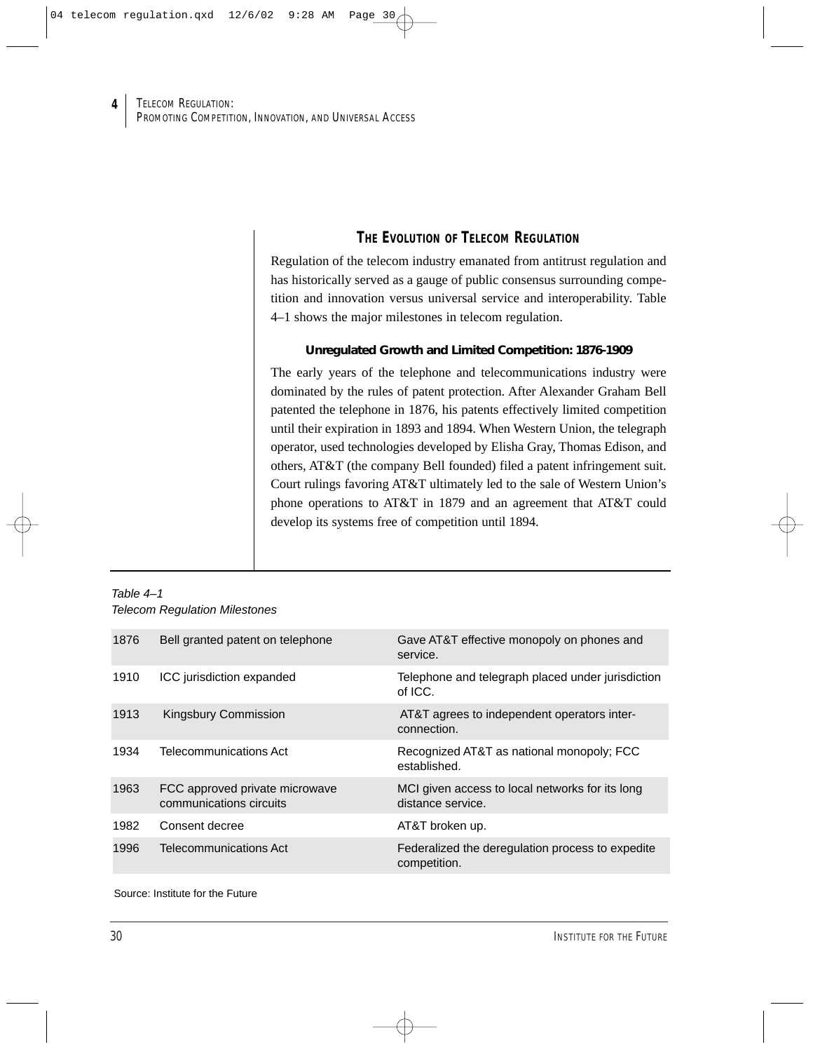## THE EVOLUTION OF TELECOM REGULATION

Regulation of the telecom industry emanated from antitrust regulation and has historically served as a gauge of public consensus surrounding competition and innovation versus universal service and interoperability. Table 4–1 shows the major milestones in telecom regulation.

### Unregulated Growth and Limited Competition: 1876-1909

The early years of the telephone and telecommunications industry were dominated by the rules of patent protection. After Alexander Graham Bell patented the telephone in 1876, his patents effectively limited competition until their expiration in 1893 and 1894. When Western Union, the telegraph operator, used technologies developed by Elisha Gray, Thomas Edison, and others, AT&T (the company Bell founded) filed a patent infringement suit. Court rulings favoring AT&T ultimately led to the sale of Western Union's phone operations to AT&T in 1879 and an agreement that AT&T could develop its systems free of competition until 1894.

*Table 4–1*
*Telecom Regulation Milestones*

| | | |
|---|---|---|
| 1876 | Bell granted patent on telephone | Gave AT&T effective monopoly on phones and service. |
| 1910 | ICC jurisdiction expanded | Telephone and telegraph placed under jurisdiction of ICC. |
| 1913 | Kingsbury Commission | AT&T agrees to independent operators interconnection. |
| 1934 | Telecommunications Act | Recognized AT&T as national monopoly; FCC established. |
| 1963 | FCC approved private microwave communications circuits | MCI given access to local networks for its long distance service. |
| 1982 | Consent decree | AT&T broken up. |
| 1996 | Telecommunications Act | Federalized the deregulation process to expedite competition. |

Source: Institute for the Future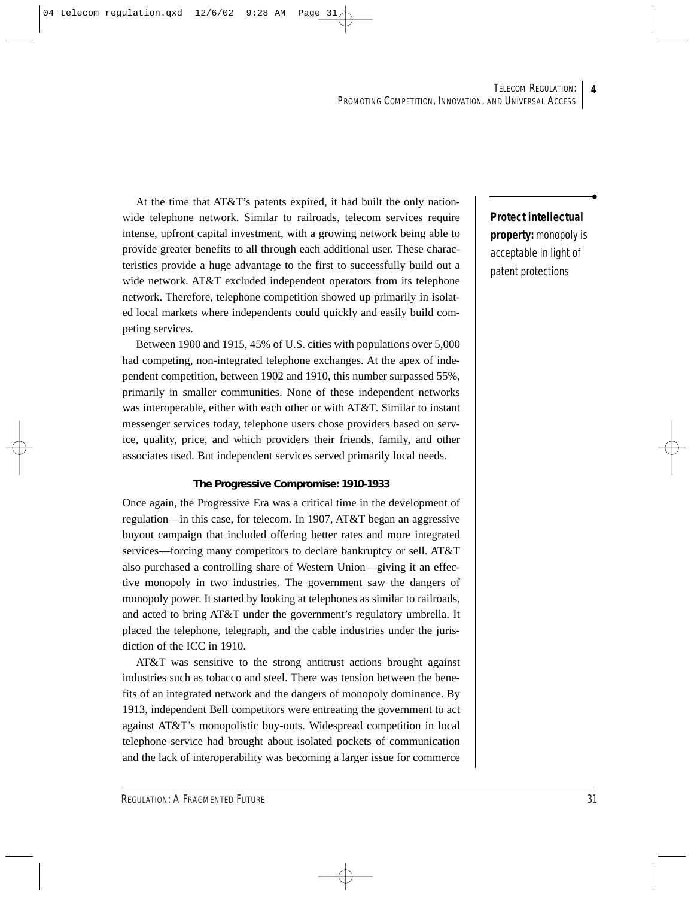At the time that AT&T's patents expired, it had built the only nationwide telephone network. Similar to railroads, telecom services require intense, upfront capital investment, with a growing network being able to provide greater benefits to all through each additional user. These characteristics provide a huge advantage to the first to successfully build out a wide network. AT&T excluded independent operators from its telephone network. Therefore, telephone competition showed up primarily in isolated local markets where independents could quickly and easily build competing services.

**Protect intellectual property:** monopoly is acceptable in light of patent protections

Between 1900 and 1915, 45% of U.S. cities with populations over 5,000 had competing, non-integrated telephone exchanges. At the apex of independent competition, between 1902 and 1910, this number surpassed 55%, primarily in smaller communities. None of these independent networks was interoperable, either with each other or with AT&T. Similar to instant messenger services today, telephone users chose providers based on service, quality, price, and which providers their friends, family, and other associates used. But independent services served primarily local needs.

### The Progressive Compromise: 1910-1933

Once again, the Progressive Era was a critical time in the development of regulation—in this case, for telecom. In 1907, AT&T began an aggressive buyout campaign that included offering better rates and more integrated services—forcing many competitors to declare bankruptcy or sell. AT&T also purchased a controlling share of Western Union—giving it an effective monopoly in two industries. The government saw the dangers of monopoly power. It started by looking at telephones as similar to railroads, and acted to bring AT&T under the government's regulatory umbrella. It placed the telephone, telegraph, and the cable industries under the jurisdiction of the ICC in 1910.

AT&T was sensitive to the strong antitrust actions brought against industries such as tobacco and steel. There was tension between the benefits of an integrated network and the dangers of monopoly dominance. By 1913, independent Bell competitors were entreating the government to act against AT&T's monopolistic buy-outs. Widespread competition in local telephone service had brought about isolated pockets of communication and the lack of interoperability was becoming a larger issue for commerce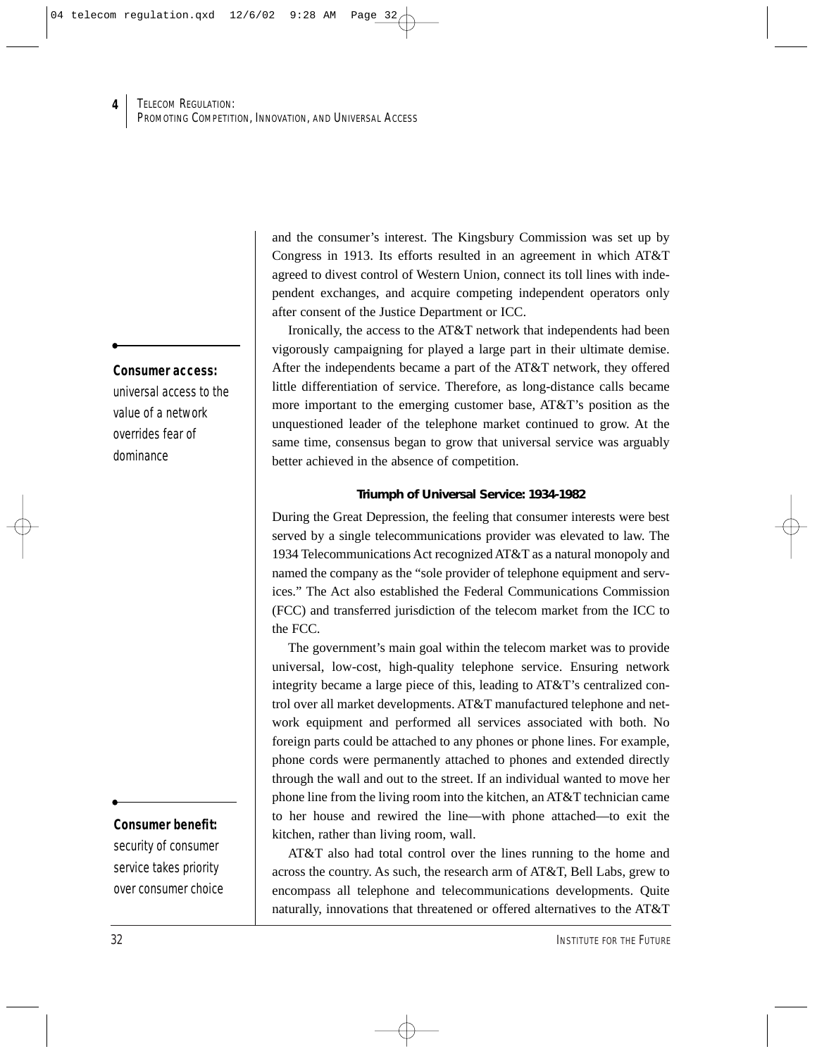and the consumer's interest. The Kingsbury Commission was set up by Congress in 1913. Its efforts resulted in an agreement in which AT&T agreed to divest control of Western Union, connect its toll lines with independent exchanges, and acquire competing independent operators only after consent of the Justice Department or ICC.

**Consumer access:** universal access to the value of a network overrides fear of dominance

Ironically, the access to the AT&T network that independents had been vigorously campaigning for played a large part in their ultimate demise. After the independents became a part of the AT&T network, they offered little differentiation of service. Therefore, as long-distance calls became more important to the emerging customer base, AT&T's position as the unquestioned leader of the telephone market continued to grow. At the same time, consensus began to grow that universal service was arguably better achieved in the absence of competition.

### Triumph of Universal Service: 1934-1982

During the Great Depression, the feeling that consumer interests were best served by a single telecommunications provider was elevated to law. The 1934 Telecommunications Act recognized AT&T as a natural monopoly and named the company as the "sole provider of telephone equipment and services." The Act also established the Federal Communications Commission (FCC) and transferred jurisdiction of the telecom market from the ICC to the FCC.

The government's main goal within the telecom market was to provide universal, low-cost, high-quality telephone service. Ensuring network integrity became a large piece of this, leading to AT&T's centralized control over all market developments. AT&T manufactured telephone and network equipment and performed all services associated with both. No foreign parts could be attached to any phones or phone lines. For example, phone cords were permanently attached to phones and extended directly through the wall and out to the street. If an individual wanted to move her phone line from the living room into the kitchen, an AT&T technician came to her house and rewired the line—with phone attached—to exit the kitchen, rather than living room, wall.

**Consumer benefit:** security of consumer service takes priority over consumer choice

AT&T also had total control over the lines running to the home and across the country. As such, the research arm of AT&T, Bell Labs, grew to encompass all telephone and telecommunications developments. Quite naturally, innovations that threatened or offered alternatives to the AT&T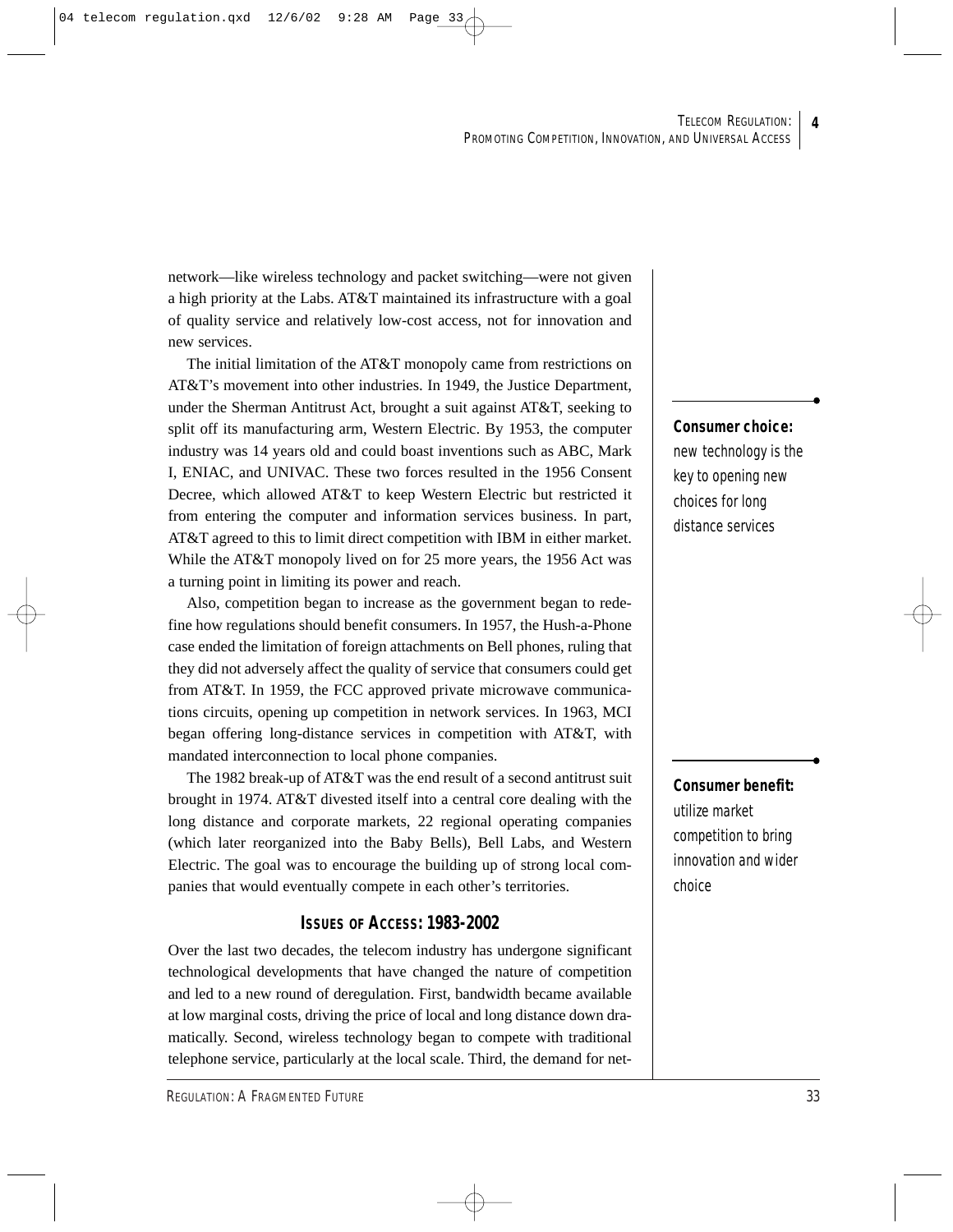network—like wireless technology and packet switching—were not given a high priority at the Labs. AT&T maintained its infrastructure with a goal of quality service and relatively low-cost access, not for innovation and new services.

The initial limitation of the AT&T monopoly came from restrictions on AT&T's movement into other industries. In 1949, the Justice Department, under the Sherman Antitrust Act, brought a suit against AT&T, seeking to split off its manufacturing arm, Western Electric. By 1953, the computer industry was 14 years old and could boast inventions such as ABC, Mark I, ENIAC, and UNIVAC. These two forces resulted in the 1956 Consent Decree, which allowed AT&T to keep Western Electric but restricted it from entering the computer and information services business. In part, AT&T agreed to this to limit direct competition with IBM in either market. While the AT&T monopoly lived on for 25 more years, the 1956 Act was a turning point in limiting its power and reach.

**Consumer choice:** new technology is the key to opening new choices for long distance services

Also, competition began to increase as the government began to redefine how regulations should benefit consumers. In 1957, the Hush-a-Phone case ended the limitation of foreign attachments on Bell phones, ruling that they did not adversely affect the quality of service that consumers could get from AT&T. In 1959, the FCC approved private microwave communications circuits, opening up competition in network services. In 1963, MCI began offering long-distance services in competition with AT&T, with mandated interconnection to local phone companies.

The 1982 break-up of AT&T was the end result of a second antitrust suit brought in 1974. AT&T divested itself into a central core dealing with the long distance and corporate markets, 22 regional operating companies (which later reorganized into the Baby Bells), Bell Labs, and Western Electric. The goal was to encourage the building up of strong local companies that would eventually compete in each other's territories.

**Consumer benefit:** utilize market competition to bring innovation and wider choice

## ISSUES OF ACCESS: 1983-2002

Over the last two decades, the telecom industry has undergone significant technological developments that have changed the nature of competition and led to a new round of deregulation. First, bandwidth became available at low marginal costs, driving the price of local and long distance down dramatically. Second, wireless technology began to compete with traditional telephone service, particularly at the local scale. Third, the demand for net-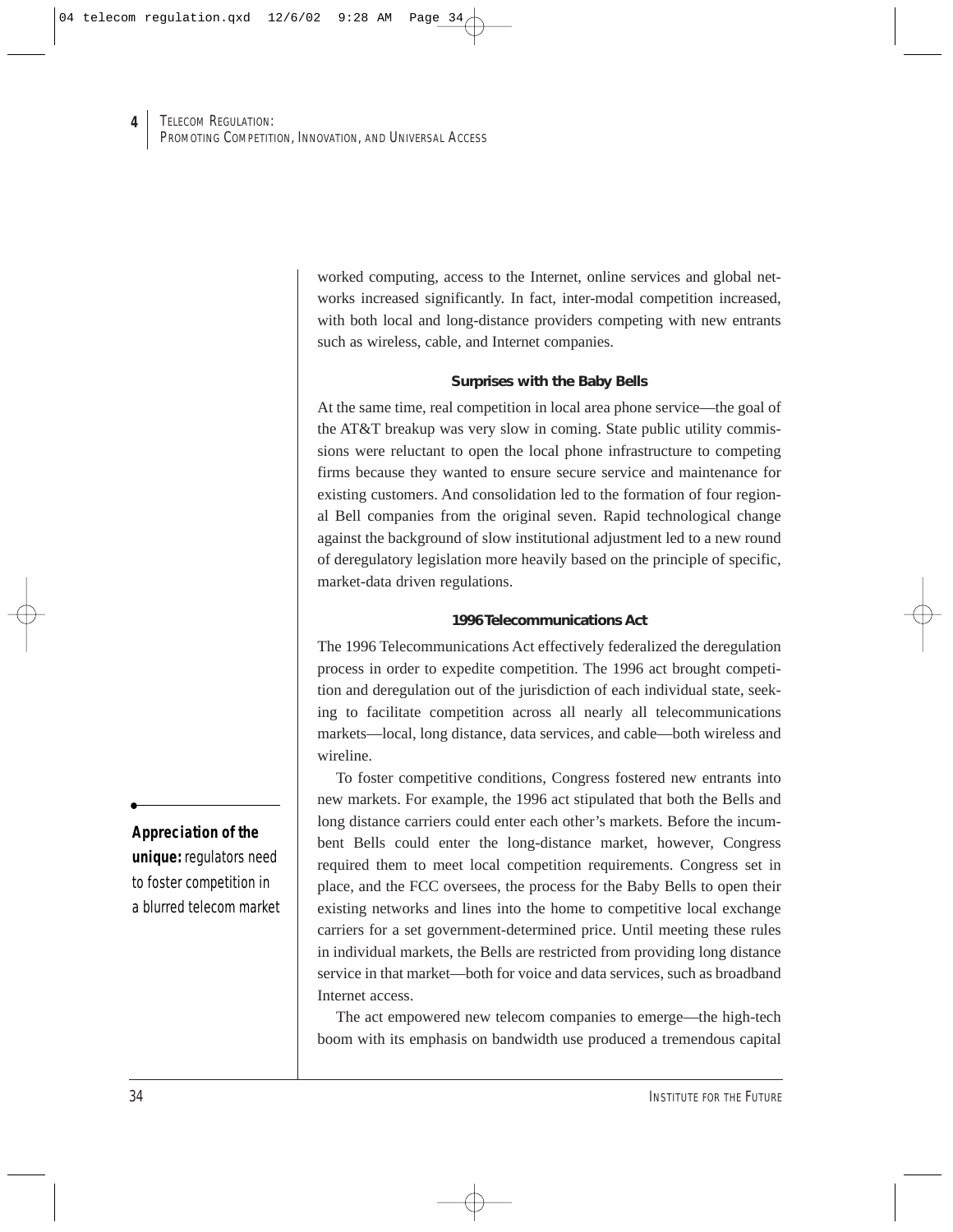worked computing, access to the Internet, online services and global networks increased significantly. In fact, inter-modal competition increased, with both local and long-distance providers competing with new entrants such as wireless, cable, and Internet companies.

### Surprises with the Baby Bells

At the same time, real competition in local area phone service—the goal of the AT&T breakup was very slow in coming. State public utility commissions were reluctant to open the local phone infrastructure to competing firms because they wanted to ensure secure service and maintenance for existing customers. And consolidation led to the formation of four regional Bell companies from the original seven. Rapid technological change against the background of slow institutional adjustment led to a new round of deregulatory legislation more heavily based on the principle of specific, market-data driven regulations.

### 1996 Telecommunications Act

The 1996 Telecommunications Act effectively federalized the deregulation process in order to expedite competition. The 1996 act brought competition and deregulation out of the jurisdiction of each individual state, seeking to facilitate competition across all nearly all telecommunications markets—local, long distance, data services, and cable—both wireless and wireline.

**Appreciation of the unique:** regulators need to foster competition in a blurred telecom market

To foster competitive conditions, Congress fostered new entrants into new markets. For example, the 1996 act stipulated that both the Bells and long distance carriers could enter each other's markets. Before the incumbent Bells could enter the long-distance market, however, Congress required them to meet local competition requirements. Congress set in place, and the FCC oversees, the process for the Baby Bells to open their existing networks and lines into the home to competitive local exchange carriers for a set government-determined price. Until meeting these rules in individual markets, the Bells are restricted from providing long distance service in that market—both for voice and data services, such as broadband Internet access.

The act empowered new telecom companies to emerge—the high-tech boom with its emphasis on bandwidth use produced a tremendous capital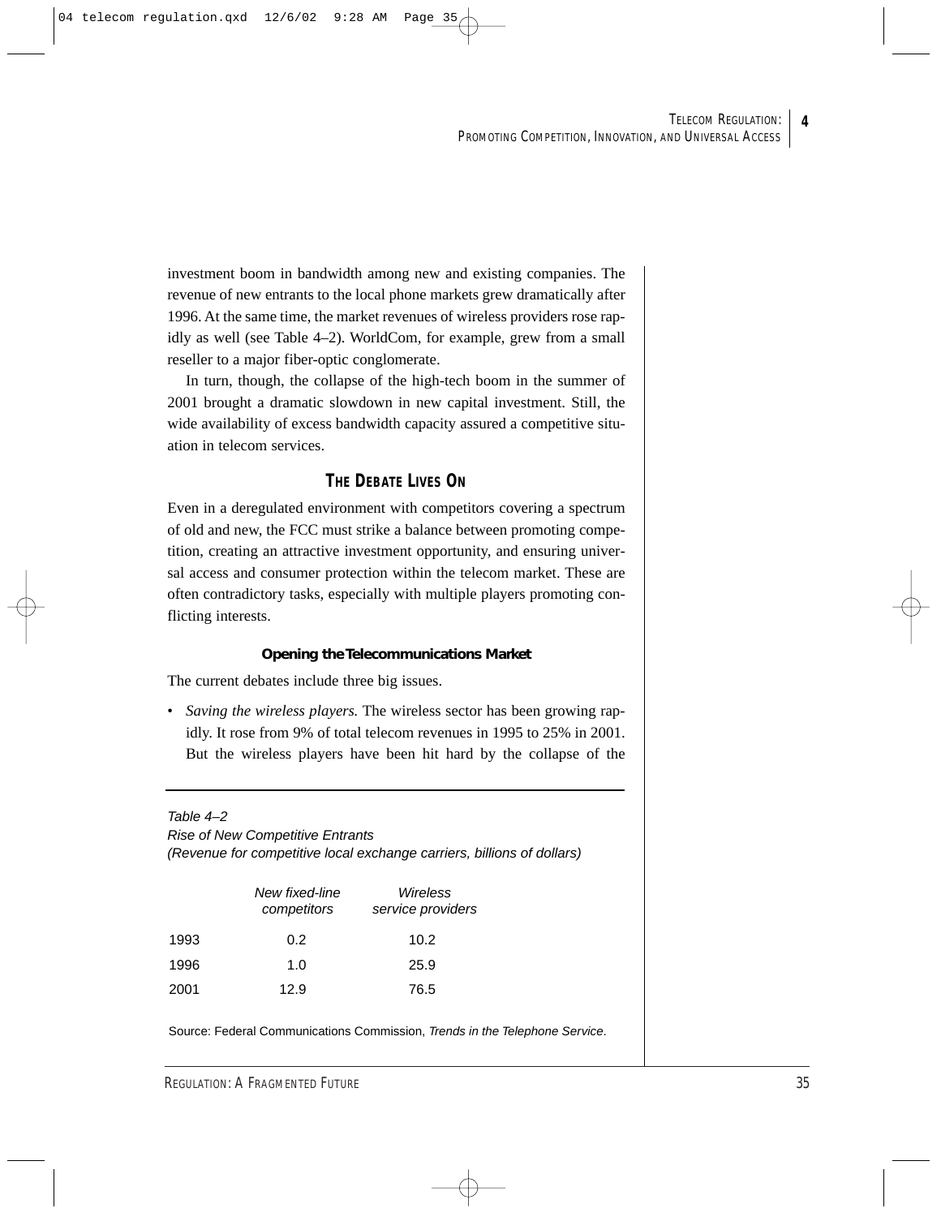investment boom in bandwidth among new and existing companies. The revenue of new entrants to the local phone markets grew dramatically after 1996. At the same time, the market revenues of wireless providers rose rapidly as well (see Table 4–2). WorldCom, for example, grew from a small reseller to a major fiber-optic conglomerate.

In turn, though, the collapse of the high-tech boom in the summer of 2001 brought a dramatic slowdown in new capital investment. Still, the wide availability of excess bandwidth capacity assured a competitive situation in telecom services.

## THE DEBATE LIVES ON

Even in a deregulated environment with competitors covering a spectrum of old and new, the FCC must strike a balance between promoting competition, creating an attractive investment opportunity, and ensuring universal access and consumer protection within the telecom market. These are often contradictory tasks, especially with multiple players promoting conflicting interests.

### Opening the Telecommunications Market

The current debates include three big issues.

- *Saving the wireless players.* The wireless sector has been growing rapidly. It rose from 9% of total telecom revenues in 1995 to 25% in 2001. But the wireless players have been hit hard by the collapse of the

*Table 4–2*
*Rise of New Competitive Entrants*
*(Revenue for competitive local exchange carriers, billions of dollars)*

| | *New fixed-line competitors* | *Wireless service providers* |
|---|---|---|
| 1993 | 0.2 | 10.2 |
| 1996 | 1.0 | 25.9 |
| 2001 | 12.9 | 76.5 |

Source: Federal Communications Commission, *Trends in the Telephone Service*.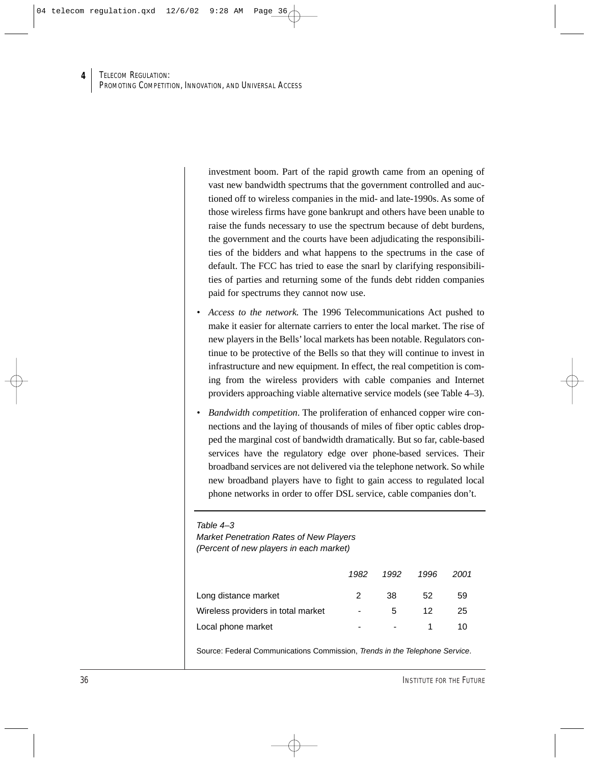investment boom. Part of the rapid growth came from an opening of vast new bandwidth spectrums that the government controlled and auctioned off to wireless companies in the mid- and late-1990s. As some of those wireless firms have gone bankrupt and others have been unable to raise the funds necessary to use the spectrum because of debt burdens, the government and the courts have been adjudicating the responsibilities of the bidders and what happens to the spectrums in the case of default. The FCC has tried to ease the snarl by clarifying responsibilities of parties and returning some of the funds debt ridden companies paid for spectrums they cannot now use.

- *Access to the network.* The 1996 Telecommunications Act pushed to make it easier for alternate carriers to enter the local market. The rise of new players in the Bells' local markets has been notable. Regulators continue to be protective of the Bells so that they will continue to invest in infrastructure and new equipment. In effect, the real competition is coming from the wireless providers with cable companies and Internet providers approaching viable alternative service models (see Table 4–3).
- *Bandwidth competition*. The proliferation of enhanced copper wire connections and the laying of thousands of miles of fiber optic cables dropped the marginal cost of bandwidth dramatically. But so far, cable-based services have the regulatory edge over phone-based services. Their broadband services are not delivered via the telephone network. So while new broadband players have to fight to gain access to regulated local phone networks in order to offer DSL service, cable companies don't.

*Table 4–3*
*Market Penetration Rates of New Players*
*(Percent of new players in each market)*

| | *1982* | *1992* | *1996* | *2001* |
|---|---|---|---|---|
| Long distance market | 2 | 38 | 52 | 59 |
| Wireless providers in total market | - | 5 | 12 | 25 |
| Local phone market | - | - | 1 | 10 |

Source: Federal Communications Commission, *Trends in the Telephone Service*.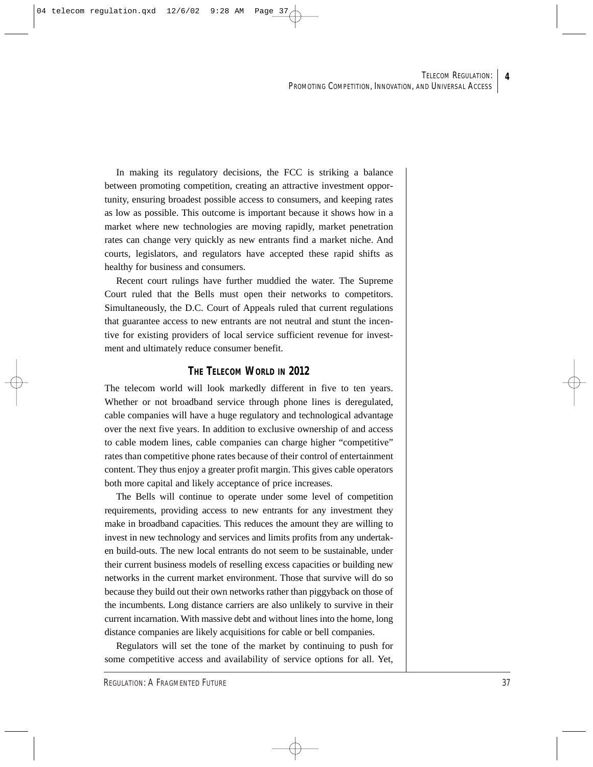In making its regulatory decisions, the FCC is striking a balance between promoting competition, creating an attractive investment opportunity, ensuring broadest possible access to consumers, and keeping rates as low as possible. This outcome is important because it shows how in a market where new technologies are moving rapidly, market penetration rates can change very quickly as new entrants find a market niche. And courts, legislators, and regulators have accepted these rapid shifts as healthy for business and consumers.

Recent court rulings have further muddied the water. The Supreme Court ruled that the Bells must open their networks to competitors. Simultaneously, the D.C. Court of Appeals ruled that current regulations that guarantee access to new entrants are not neutral and stunt the incentive for existing providers of local service sufficient revenue for investment and ultimately reduce consumer benefit.

## THE TELECOM WORLD IN 2012

The telecom world will look markedly different in five to ten years. Whether or not broadband service through phone lines is deregulated, cable companies will have a huge regulatory and technological advantage over the next five years. In addition to exclusive ownership of and access to cable modem lines, cable companies can charge higher "competitive" rates than competitive phone rates because of their control of entertainment content. They thus enjoy a greater profit margin. This gives cable operators both more capital and likely acceptance of price increases.

The Bells will continue to operate under some level of competition requirements, providing access to new entrants for any investment they make in broadband capacities. This reduces the amount they are willing to invest in new technology and services and limits profits from any undertaken build-outs. The new local entrants do not seem to be sustainable, under their current business models of reselling excess capacities or building new networks in the current market environment. Those that survive will do so because they build out their own networks rather than piggyback on those of the incumbents. Long distance carriers are also unlikely to survive in their current incarnation. With massive debt and without lines into the home, long distance companies are likely acquisitions for cable or bell companies.

Regulators will set the tone of the market by continuing to push for some competitive access and availability of service options for all. Yet,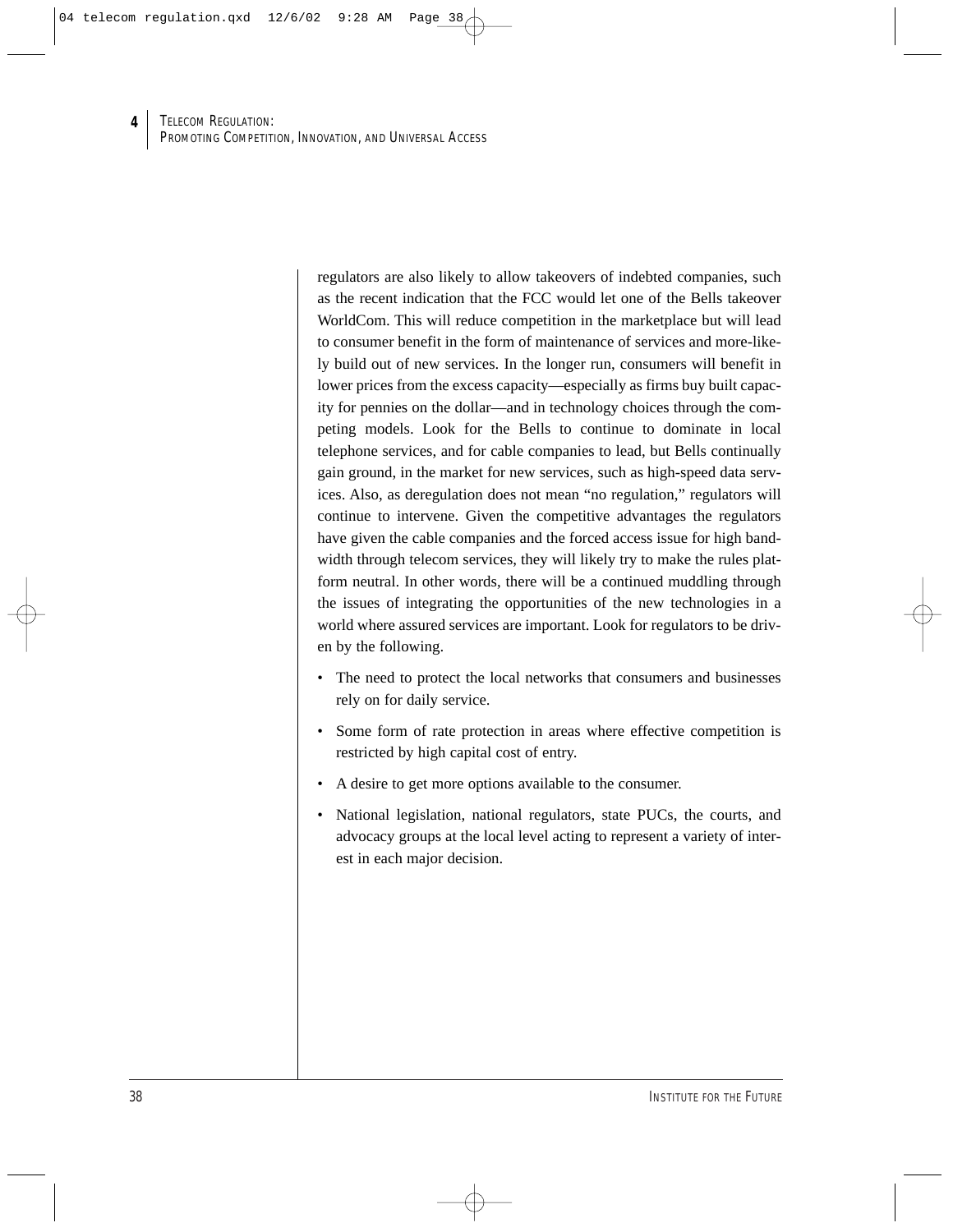regulators are also likely to allow takeovers of indebted companies, such as the recent indication that the FCC would let one of the Bells takeover WorldCom. This will reduce competition in the marketplace but will lead to consumer benefit in the form of maintenance of services and more-likely build out of new services. In the longer run, consumers will benefit in lower prices from the excess capacity—especially as firms buy built capacity for pennies on the dollar—and in technology choices through the competing models. Look for the Bells to continue to dominate in local telephone services, and for cable companies to lead, but Bells continually gain ground, in the market for new services, such as high-speed data services. Also, as deregulation does not mean "no regulation," regulators will continue to intervene. Given the competitive advantages the regulators have given the cable companies and the forced access issue for high bandwidth through telecom services, they will likely try to make the rules platform neutral. In other words, there will be a continued muddling through the issues of integrating the opportunities of the new technologies in a world where assured services are important. Look for regulators to be driven by the following.

- The need to protect the local networks that consumers and businesses rely on for daily service.
- Some form of rate protection in areas where effective competition is restricted by high capital cost of entry.
- A desire to get more options available to the consumer.
- National legislation, national regulators, state PUCs, the courts, and advocacy groups at the local level acting to represent a variety of interest in each major decision.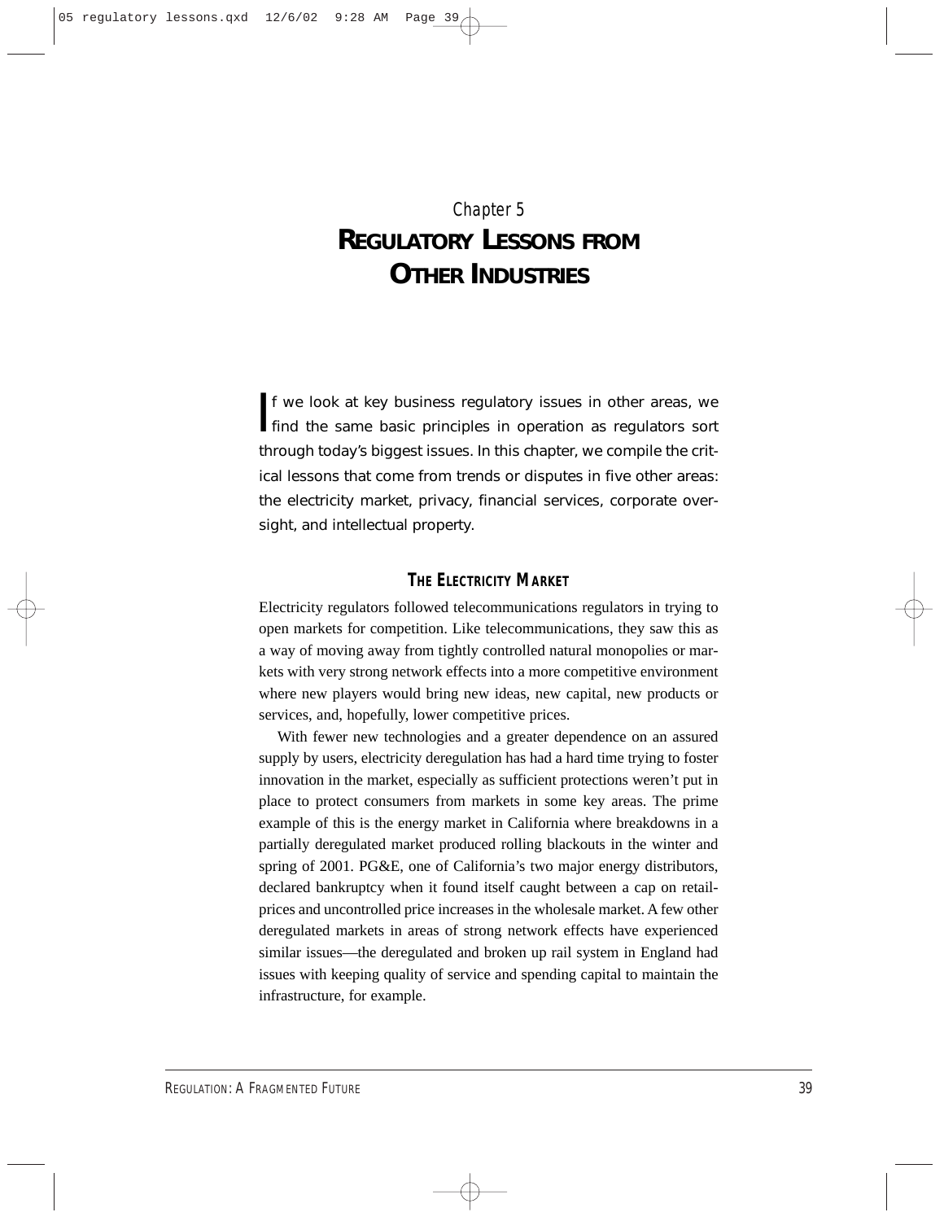Chapter 5

# REGULATORY LESSONS FROM OTHER INDUSTRIES

If we look at key business regulatory issues in other areas, we find the same basic principles in operation as regulators sort through today's biggest issues. In this chapter, we compile the critical lessons that come from trends or disputes in five other areas: the electricity market, privacy, financial services, corporate oversight, and intellectual property.

## THE ELECTRICITY MARKET

Electricity regulators followed telecommunications regulators in trying to open markets for competition. Like telecommunications, they saw this as a way of moving away from tightly controlled natural monopolies or markets with very strong network effects into a more competitive environment where new players would bring new ideas, new capital, new products or services, and, hopefully, lower competitive prices.

With fewer new technologies and a greater dependence on an assured supply by users, electricity deregulation has had a hard time trying to foster innovation in the market, especially as sufficient protections weren't put in place to protect consumers from markets in some key areas. The prime example of this is the energy market in California where breakdowns in a partially deregulated market produced rolling blackouts in the winter and spring of 2001. PG&E, one of California's two major energy distributors, declared bankruptcy when it found itself caught between a cap on retail-prices and uncontrolled price increases in the wholesale market. A few other deregulated markets in areas of strong network effects have experienced similar issues—the deregulated and broken up rail system in England had issues with keeping quality of service and spending capital to maintain the infrastructure, for example.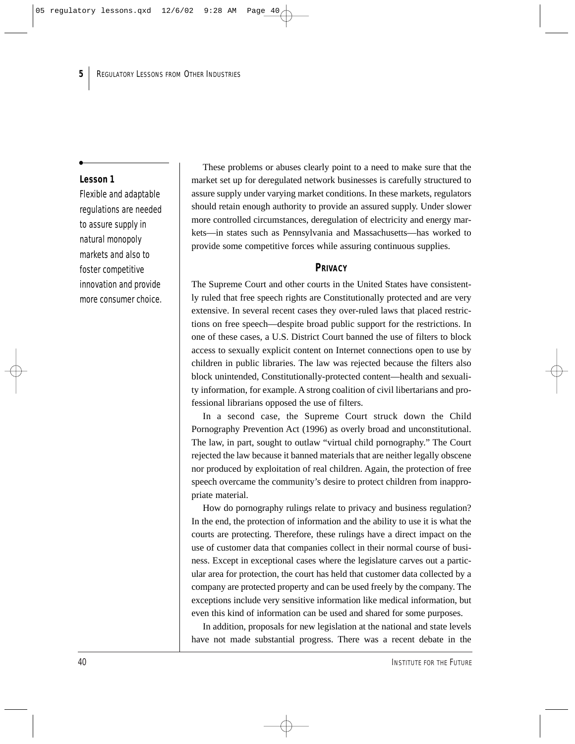**Lesson 1**

*Flexible and adaptable regulations are needed to assure supply in natural monopoly markets and also to foster competitive innovation and provide more consumer choice.*

These problems or abuses clearly point to a need to make sure that the market set up for deregulated network businesses is carefully structured to assure supply under varying market conditions. In these markets, regulators should retain enough authority to provide an assured supply. Under slower more controlled circumstances, deregulation of electricity and energy markets—in states such as Pennsylvania and Massachusetts—has worked to provide some competitive forces while assuring continuous supplies.

## PRIVACY

The Supreme Court and other courts in the United States have consistently ruled that free speech rights are Constitutionally protected and are very extensive. In several recent cases they over-ruled laws that placed restrictions on free speech—despite broad public support for the restrictions. In one of these cases, a U.S. District Court banned the use of filters to block access to sexually explicit content on Internet connections open to use by children in public libraries. The law was rejected because the filters also block unintended, Constitutionally-protected content—health and sexuality information, for example. A strong coalition of civil libertarians and professional librarians opposed the use of filters.

In a second case, the Supreme Court struck down the Child Pornography Prevention Act (1996) as overly broad and unconstitutional. The law, in part, sought to outlaw "virtual child pornography." The Court rejected the law because it banned materials that are neither legally obscene nor produced by exploitation of real children. Again, the protection of free speech overcame the community's desire to protect children from inappropriate material.

How do pornography rulings relate to privacy and business regulation? In the end, the protection of information and the ability to use it is what the courts are protecting. Therefore, these rulings have a direct impact on the use of customer data that companies collect in their normal course of business. Except in exceptional cases where the legislature carves out a particular area for protection, the court has held that customer data collected by a company are protected property and can be used freely by the company. The exceptions include very sensitive information like medical information, but even this kind of information can be used and shared for some purposes.

In addition, proposals for new legislation at the national and state levels have not made substantial progress. There was a recent debate in the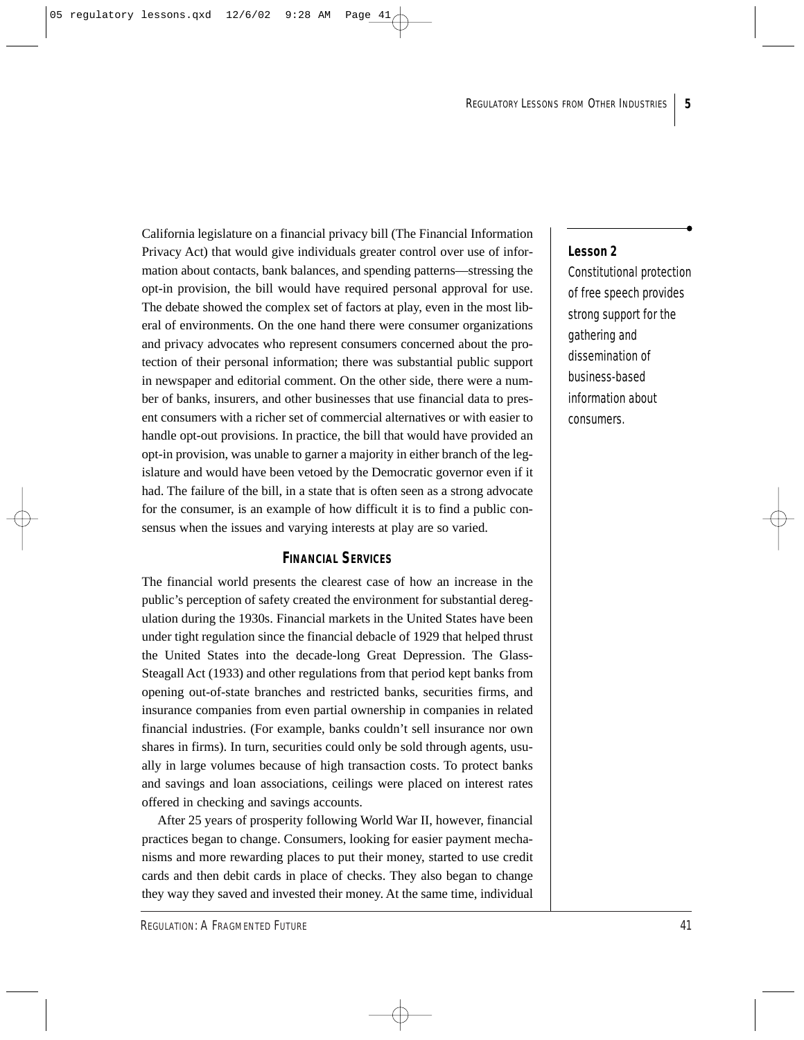California legislature on a financial privacy bill (The Financial Information Privacy Act) that would give individuals greater control over use of information about contacts, bank balances, and spending patterns—stressing the opt-in provision, the bill would have required personal approval for use. The debate showed the complex set of factors at play, even in the most liberal of environments. On the one hand there were consumer organizations and privacy advocates who represent consumers concerned about the protection of their personal information; there was substantial public support in newspaper and editorial comment. On the other side, there were a number of banks, insurers, and other businesses that use financial data to present consumers with a richer set of commercial alternatives or with easier to handle opt-out provisions. In practice, the bill that would have provided an opt-in provision, was unable to garner a majority in either branch of the legislature and would have been vetoed by the Democratic governor even if it had. The failure of the bill, in a state that is often seen as a strong advocate for the consumer, is an example of how difficult it is to find a public consensus when the issues and varying interests at play are so varied.

> **Lesson 2**
>
> Constitutional protection of free speech provides strong support for the gathering and dissemination of business-based information about consumers.

## FINANCIAL SERVICES

The financial world presents the clearest case of how an increase in the public's perception of safety created the environment for substantial deregulation during the 1930s. Financial markets in the United States have been under tight regulation since the financial debacle of 1929 that helped thrust the United States into the decade-long Great Depression. The Glass-Steagall Act (1933) and other regulations from that period kept banks from opening out-of-state branches and restricted banks, securities firms, and insurance companies from even partial ownership in companies in related financial industries. (For example, banks couldn't sell insurance nor own shares in firms). In turn, securities could only be sold through agents, usually in large volumes because of high transaction costs. To protect banks and savings and loan associations, ceilings were placed on interest rates offered in checking and savings accounts.

After 25 years of prosperity following World War II, however, financial practices began to change. Consumers, looking for easier payment mechanisms and more rewarding places to put their money, started to use credit cards and then debit cards in place of checks. They also began to change they way they saved and invested their money. At the same time, individual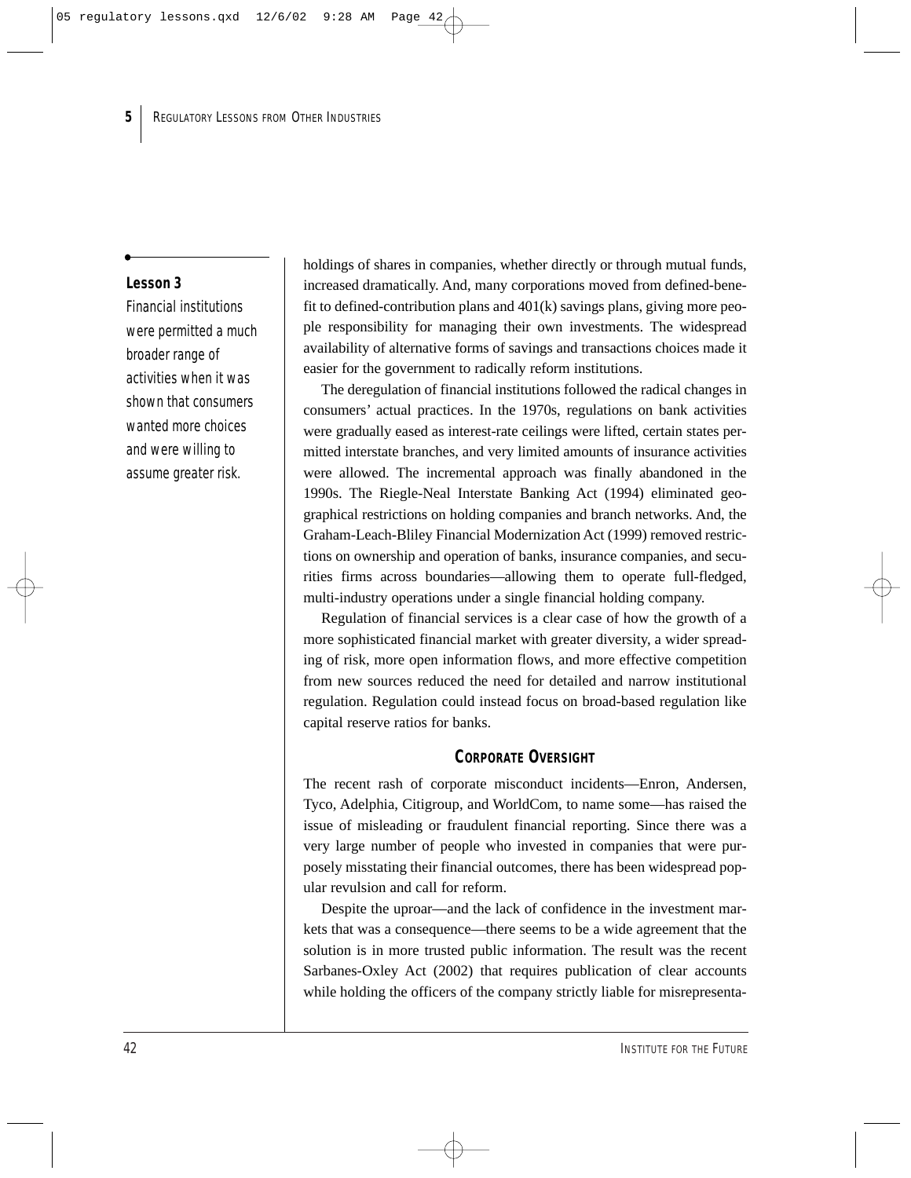**Lesson 3**

*Financial institutions were permitted a much broader range of activities when it was shown that consumers wanted more choices and were willing to assume greater risk.*

holdings of shares in companies, whether directly or through mutual funds, increased dramatically. And, many corporations moved from defined-benefit to defined-contribution plans and 401(k) savings plans, giving more people responsibility for managing their own investments. The widespread availability of alternative forms of savings and transactions choices made it easier for the government to radically reform institutions.

The deregulation of financial institutions followed the radical changes in consumers' actual practices. In the 1970s, regulations on bank activities were gradually eased as interest-rate ceilings were lifted, certain states permitted interstate branches, and very limited amounts of insurance activities were allowed. The incremental approach was finally abandoned in the 1990s. The Riegle-Neal Interstate Banking Act (1994) eliminated geographical restrictions on holding companies and branch networks. And, the Graham-Leach-Bliley Financial Modernization Act (1999) removed restrictions on ownership and operation of banks, insurance companies, and securities firms across boundaries—allowing them to operate full-fledged, multi-industry operations under a single financial holding company.

Regulation of financial services is a clear case of how the growth of a more sophisticated financial market with greater diversity, a wider spreading of risk, more open information flows, and more effective competition from new sources reduced the need for detailed and narrow institutional regulation. Regulation could instead focus on broad-based regulation like capital reserve ratios for banks.

## CORPORATE OVERSIGHT

The recent rash of corporate misconduct incidents—Enron, Andersen, Tyco, Adelphia, Citigroup, and WorldCom, to name some—has raised the issue of misleading or fraudulent financial reporting. Since there was a very large number of people who invested in companies that were purposely misstating their financial outcomes, there has been widespread popular revulsion and call for reform.

Despite the uproar—and the lack of confidence in the investment markets that was a consequence—there seems to be a wide agreement that the solution is in more trusted public information. The result was the recent Sarbanes-Oxley Act (2002) that requires publication of clear accounts while holding the officers of the company strictly liable for misrepresenta-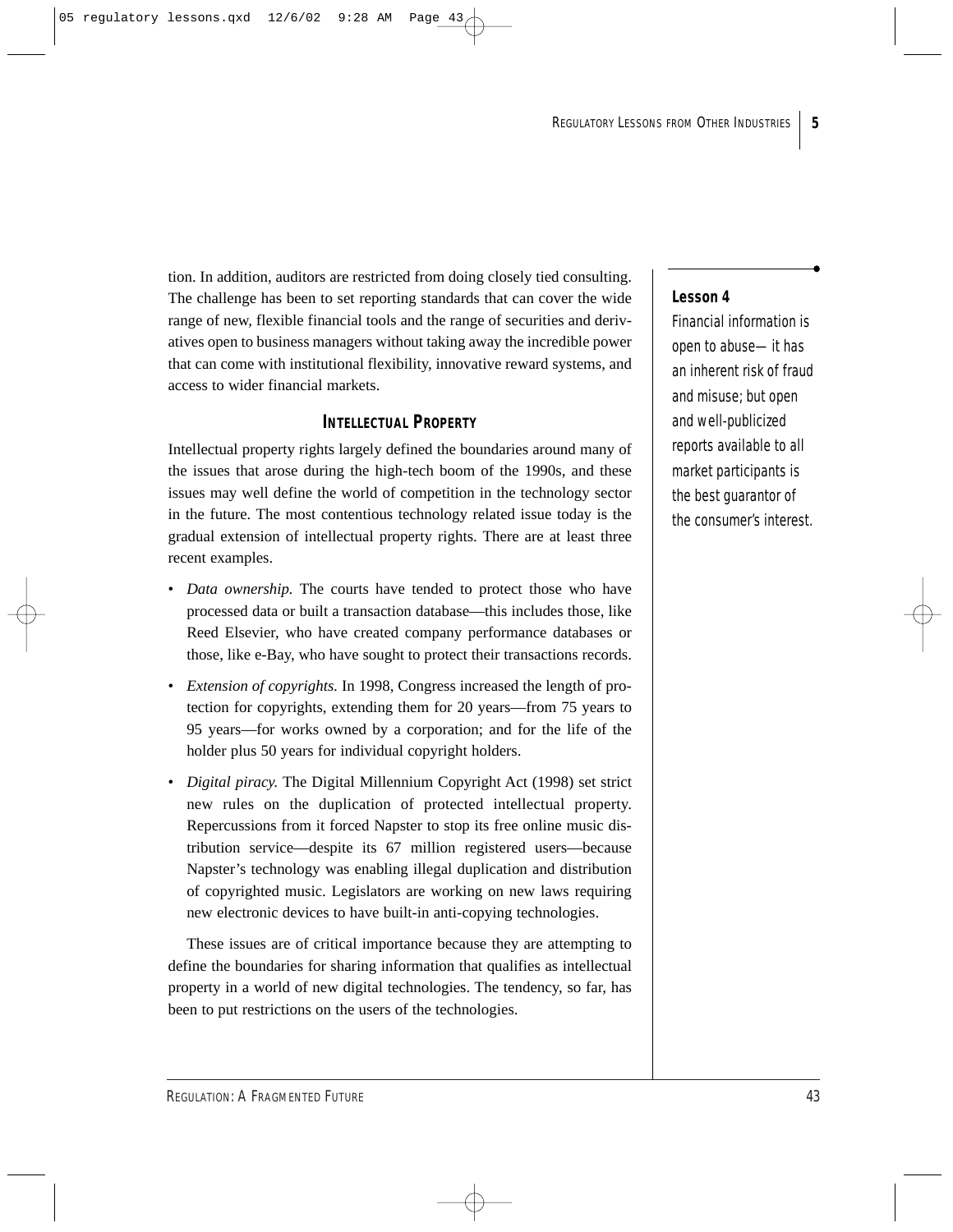tion. In addition, auditors are restricted from doing closely tied consulting. The challenge has been to set reporting standards that can cover the wide range of new, flexible financial tools and the range of securities and derivatives open to business managers without taking away the incredible power that can come with institutional flexibility, innovative reward systems, and access to wider financial markets.

**Lesson 4**

Financial information is open to abuse— it has an inherent risk of fraud and misuse; but open and well-publicized reports available to all market participants is the best guarantor of the consumer's interest.

### INTELLECTUAL PROPERTY

Intellectual property rights largely defined the boundaries around many of the issues that arose during the high-tech boom of the 1990s, and these issues may well define the world of competition in the technology sector in the future. The most contentious technology related issue today is the gradual extension of intellectual property rights. There are at least three recent examples.

- *Data ownership.* The courts have tended to protect those who have processed data or built a transaction database—this includes those, like Reed Elsevier, who have created company performance databases or those, like e-Bay, who have sought to protect their transactions records.
- *Extension of copyrights.* In 1998, Congress increased the length of protection for copyrights, extending them for 20 years—from 75 years to 95 years—for works owned by a corporation; and for the life of the holder plus 50 years for individual copyright holders.
- *Digital piracy.* The Digital Millennium Copyright Act (1998) set strict new rules on the duplication of protected intellectual property. Repercussions from it forced Napster to stop its free online music distribution service—despite its 67 million registered users—because Napster's technology was enabling illegal duplication and distribution of copyrighted music. Legislators are working on new laws requiring new electronic devices to have built-in anti-copying technologies.

These issues are of critical importance because they are attempting to define the boundaries for sharing information that qualifies as intellectual property in a world of new digital technologies. The tendency, so far, has been to put restrictions on the users of the technologies.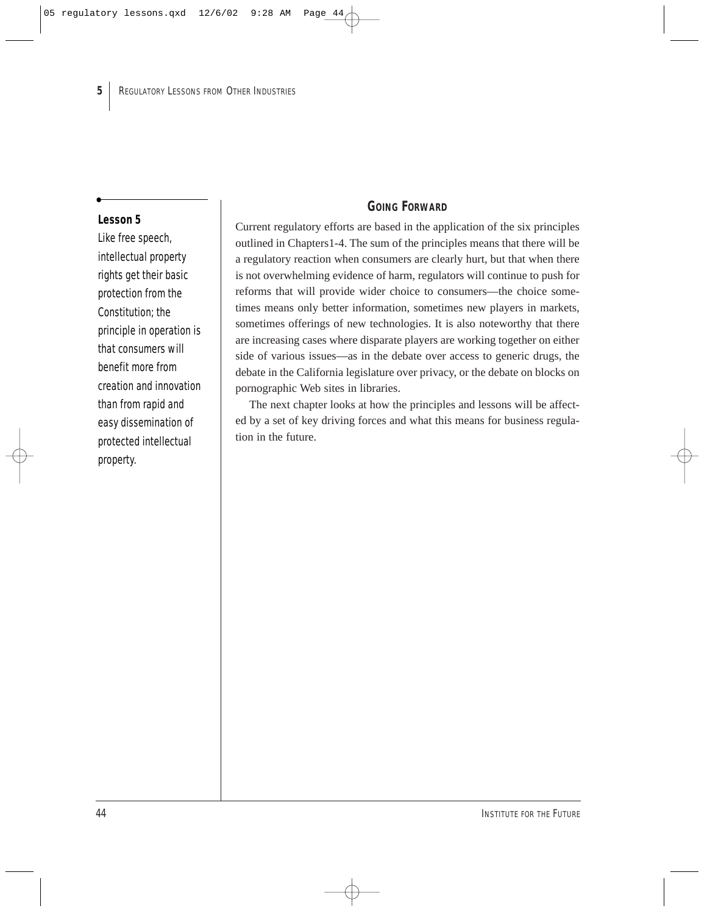**Lesson 5**

Like free speech, intellectual property rights get their basic protection from the Constitution; the principle in operation is that consumers will benefit more from creation and innovation than from rapid and easy dissemination of protected intellectual property.

## GOING FORWARD

Current regulatory efforts are based in the application of the six principles outlined in Chapters1-4. The sum of the principles means that there will be a regulatory reaction when consumers are clearly hurt, but that when there is not overwhelming evidence of harm, regulators will continue to push for reforms that will provide wider choice to consumers—the choice sometimes means only better information, sometimes new players in markets, sometimes offerings of new technologies. It is also noteworthy that there are increasing cases where disparate players are working together on either side of various issues—as in the debate over access to generic drugs, the debate in the California legislature over privacy, or the debate on blocks on pornographic Web sites in libraries.

The next chapter looks at how the principles and lessons will be affected by a set of key driving forces and what this means for business regulation in the future.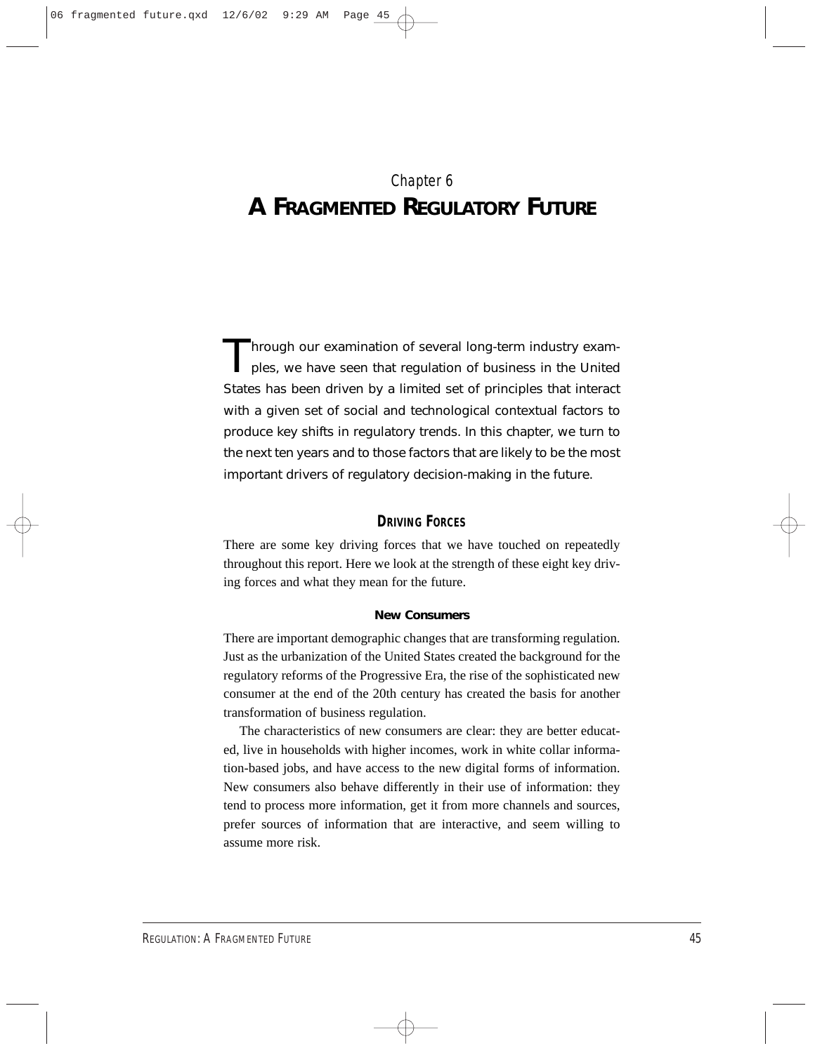# Chapter 6
# A FRAGMENTED REGULATORY FUTURE

Through our examination of several long-term industry examples, we have seen that regulation of business in the United States has been driven by a limited set of principles that interact with a given set of social and technological contextual factors to produce key shifts in regulatory trends. In this chapter, we turn to the next ten years and to those factors that are likely to be the most important drivers of regulatory decision-making in the future.

## DRIVING FORCES

There are some key driving forces that we have touched on repeatedly throughout this report. Here we look at the strength of these eight key driving forces and what they mean for the future.

### New Consumers

There are important demographic changes that are transforming regulation. Just as the urbanization of the United States created the background for the regulatory reforms of the Progressive Era, the rise of the sophisticated new consumer at the end of the 20th century has created the basis for another transformation of business regulation.

The characteristics of new consumers are clear: they are better educated, live in households with higher incomes, work in white collar information-based jobs, and have access to the new digital forms of information. New consumers also behave differently in their use of information: they tend to process more information, get it from more channels and sources, prefer sources of information that are interactive, and seem willing to assume more risk.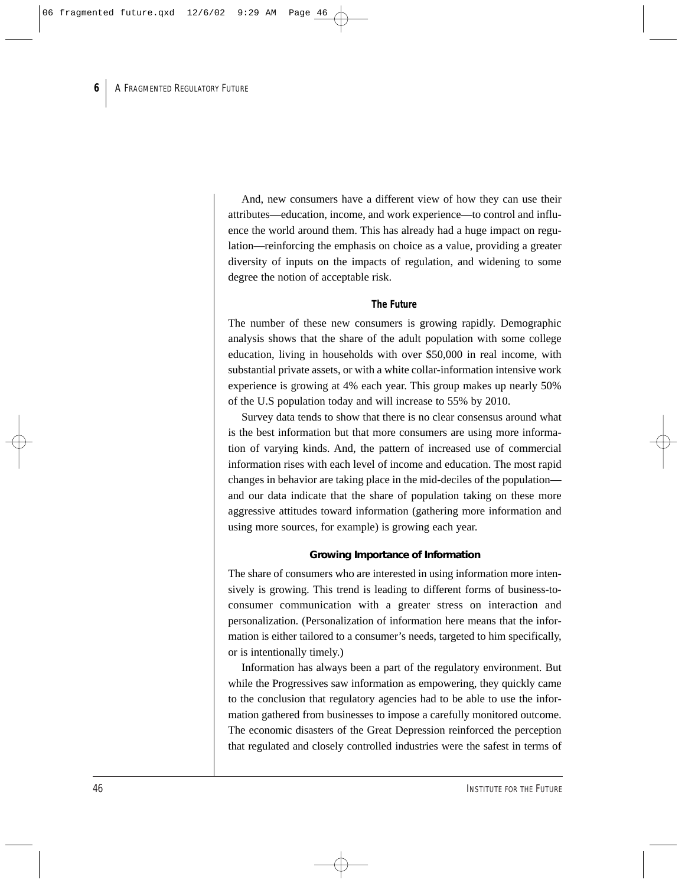And, new consumers have a different view of how they can use their attributes—education, income, and work experience—to control and influence the world around them. This has already had a huge impact on regulation—reinforcing the emphasis on choice as a value, providing a greater diversity of inputs on the impacts of regulation, and widening to some degree the notion of acceptable risk.

### The Future

The number of these new consumers is growing rapidly. Demographic analysis shows that the share of the adult population with some college education, living in households with over $50,000 in real income, with substantial private assets, or with a white collar-information intensive work experience is growing at 4% each year. This group makes up nearly 50% of the U.S population today and will increase to 55% by 2010.

Survey data tends to show that there is no clear consensus around what is the best information but that more consumers are using more information of varying kinds. And, the pattern of increased use of commercial information rises with each level of income and education. The most rapid changes in behavior are taking place in the mid-deciles of the population—and our data indicate that the share of population taking on these more aggressive attitudes toward information (gathering more information and using more sources, for example) is growing each year.

### Growing Importance of Information

The share of consumers who are interested in using information more intensively is growing. This trend is leading to different forms of business-to-consumer communication with a greater stress on interaction and personalization. (Personalization of information here means that the information is either tailored to a consumer's needs, targeted to him specifically, or is intentionally timely.)

Information has always been a part of the regulatory environment. But while the Progressives saw information as empowering, they quickly came to the conclusion that regulatory agencies had to be able to use the information gathered from businesses to impose a carefully monitored outcome. The economic disasters of the Great Depression reinforced the perception that regulated and closely controlled industries were the safest in terms of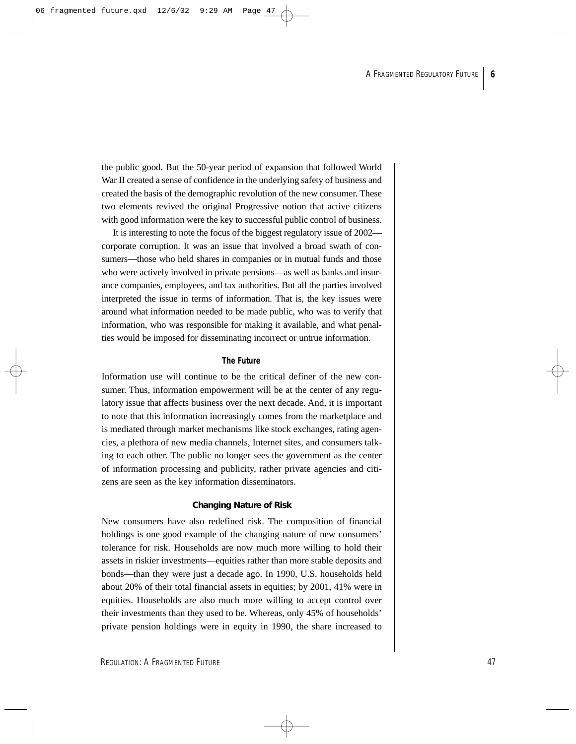the public good. But the 50-year period of expansion that followed World War II created a sense of confidence in the underlying safety of business and created the basis of the demographic revolution of the new consumer. These two elements revived the original Progressive notion that active citizens with good information were the key to successful public control of business.

It is interesting to note the focus of the biggest regulatory issue of 2002—corporate corruption. It was an issue that involved a broad swath of consumers—those who held shares in companies or in mutual funds and those who were actively involved in private pensions—as well as banks and insurance companies, employees, and tax authorities. But all the parties involved interpreted the issue in terms of information. That is, the key issues were around what information needed to be made public, who was to verify that information, who was responsible for making it available, and what penalties would be imposed for disseminating incorrect or untrue information.

### The Future

Information use will continue to be the critical definer of the new consumer. Thus, information empowerment will be at the center of any regulatory issue that affects business over the next decade. And, it is important to note that this information increasingly comes from the marketplace and is mediated through market mechanisms like stock exchanges, rating agencies, a plethora of new media channels, Internet sites, and consumers talking to each other. The public no longer sees the government as the center of information processing and publicity, rather private agencies and citizens are seen as the key information disseminators.

### Changing Nature of Risk

New consumers have also redefined risk. The composition of financial holdings is one good example of the changing nature of new consumers' tolerance for risk. Households are now much more willing to hold their assets in riskier investments—equities rather than more stable deposits and bonds—than they were just a decade ago. In 1990, U.S. households held about 20% of their total financial assets in equities; by 2001, 41% were in equities. Households are also much more willing to accept control over their investments than they used to be. Whereas, only 45% of households' private pension holdings were in equity in 1990, the share increased to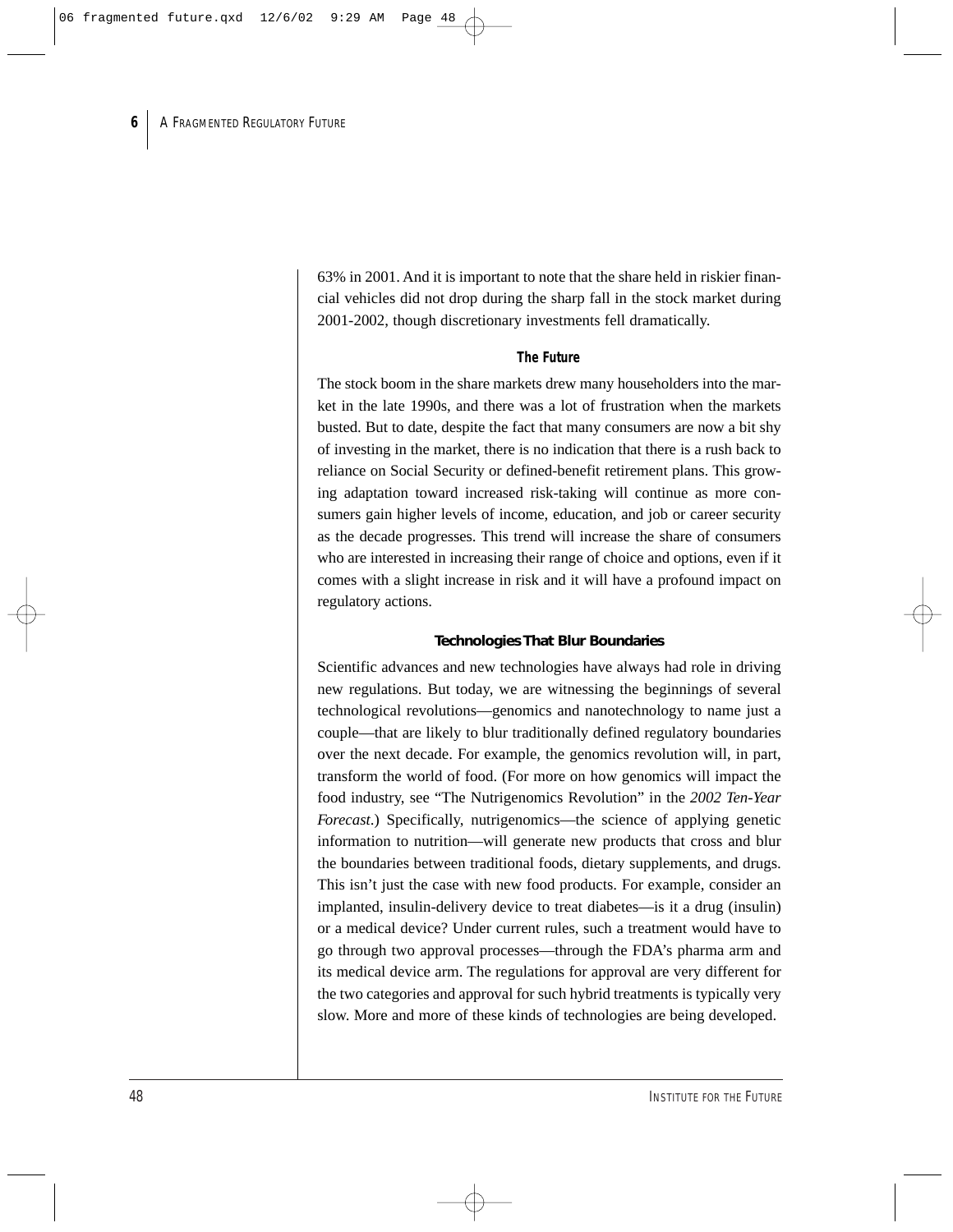63% in 2001. And it is important to note that the share held in riskier financial vehicles did not drop during the sharp fall in the stock market during 2001-2002, though discretionary investments fell dramatically.

### The Future

The stock boom in the share markets drew many householders into the market in the late 1990s, and there was a lot of frustration when the markets busted. But to date, despite the fact that many consumers are now a bit shy of investing in the market, there is no indication that there is a rush back to reliance on Social Security or defined-benefit retirement plans. This growing adaptation toward increased risk-taking will continue as more consumers gain higher levels of income, education, and job or career security as the decade progresses. This trend will increase the share of consumers who are interested in increasing their range of choice and options, even if it comes with a slight increase in risk and it will have a profound impact on regulatory actions.

### Technologies That Blur Boundaries

Scientific advances and new technologies have always had role in driving new regulations. But today, we are witnessing the beginnings of several technological revolutions—genomics and nanotechnology to name just a couple—that are likely to blur traditionally defined regulatory boundaries over the next decade. For example, the genomics revolution will, in part, transform the world of food. (For more on how genomics will impact the food industry, see "The Nutrigenomics Revolution" in the *2002 Ten-Year Forecast*.) Specifically, nutrigenomics—the science of applying genetic information to nutrition—will generate new products that cross and blur the boundaries between traditional foods, dietary supplements, and drugs. This isn't just the case with new food products. For example, consider an implanted, insulin-delivery device to treat diabetes—is it a drug (insulin) or a medical device? Under current rules, such a treatment would have to go through two approval processes—through the FDA's pharma arm and its medical device arm. The regulations for approval are very different for the two categories and approval for such hybrid treatments is typically very slow. More and more of these kinds of technologies are being developed.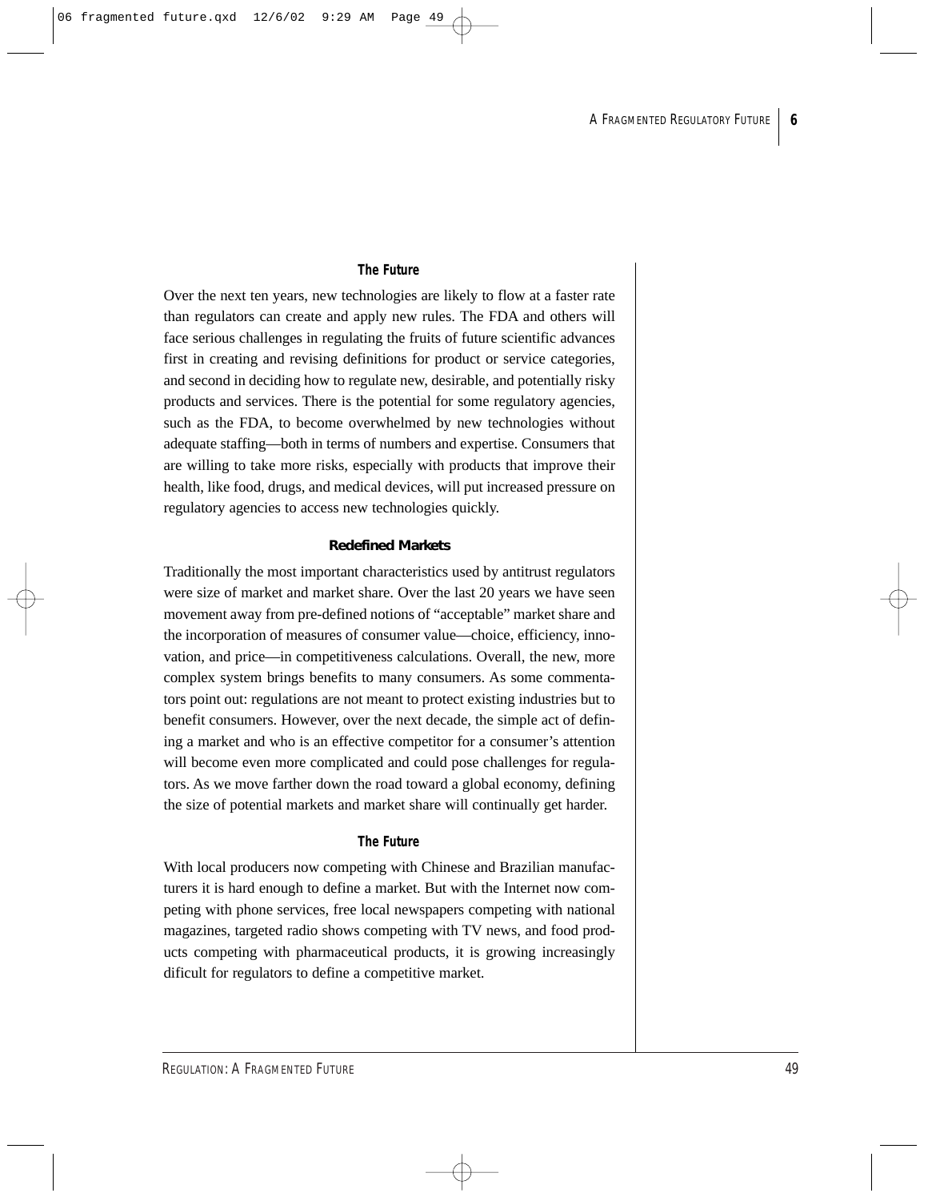#### The Future

Over the next ten years, new technologies are likely to flow at a faster rate than regulators can create and apply new rules. The FDA and others will face serious challenges in regulating the fruits of future scientific advances first in creating and revising definitions for product or service categories, and second in deciding how to regulate new, desirable, and potentially risky products and services. There is the potential for some regulatory agencies, such as the FDA, to become overwhelmed by new technologies without adequate staffing—both in terms of numbers and expertise. Consumers that are willing to take more risks, especially with products that improve their health, like food, drugs, and medical devices, will put increased pressure on regulatory agencies to access new technologies quickly.

### Redefined Markets

Traditionally the most important characteristics used by antitrust regulators were size of market and market share. Over the last 20 years we have seen movement away from pre-defined notions of "acceptable" market share and the incorporation of measures of consumer value—choice, efficiency, innovation, and price—in competitiveness calculations. Overall, the new, more complex system brings benefits to many consumers. As some commentators point out: regulations are not meant to protect existing industries but to benefit consumers. However, over the next decade, the simple act of defining a market and who is an effective competitor for a consumer's attention will become even more complicated and could pose challenges for regulators. As we move farther down the road toward a global economy, defining the size of potential markets and market share will continually get harder.

#### The Future

With local producers now competing with Chinese and Brazilian manufacturers it is hard enough to define a market. But with the Internet now competing with phone services, free local newspapers competing with national magazines, targeted radio shows competing with TV news, and food products competing with pharmaceutical products, it is growing increasingly dificult for regulators to define a competitive market.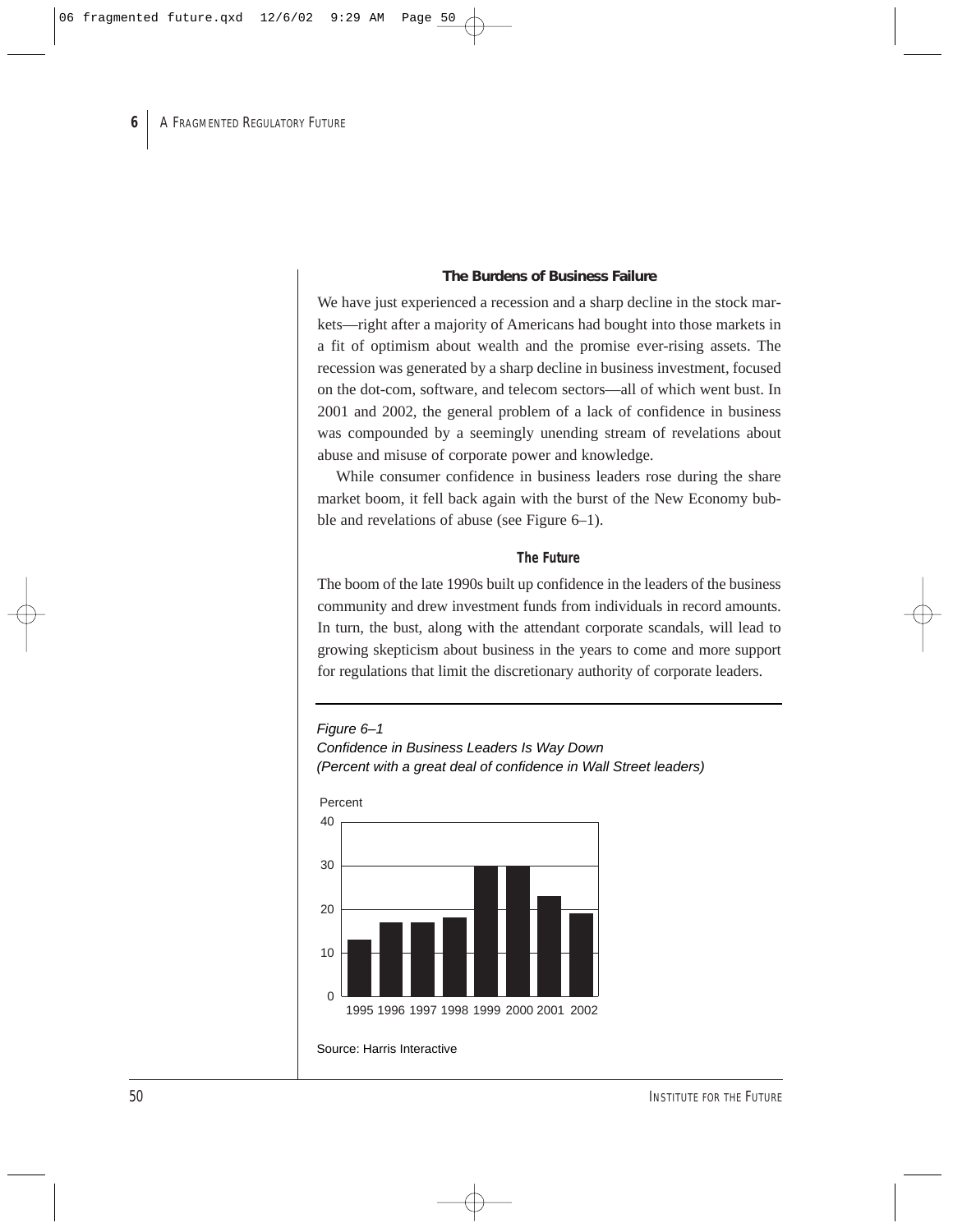### The Burdens of Business Failure

We have just experienced a recession and a sharp decline in the stock markets—right after a majority of Americans had bought into those markets in a fit of optimism about wealth and the promise ever-rising assets. The recession was generated by a sharp decline in business investment, focused on the dot-com, software, and telecom sectors—all of which went bust. In 2001 and 2002, the general problem of a lack of confidence in business was compounded by a seemingly unending stream of revelations about abuse and misuse of corporate power and knowledge.

While consumer confidence in business leaders rose during the share market boom, it fell back again with the burst of the New Economy bubble and revelations of abuse (see Figure 6–1).

### The Future

The boom of the late 1990s built up confidence in the leaders of the business community and drew investment funds from individuals in record amounts. In turn, the bust, along with the attendant corporate scandals, will lead to growing skepticism about business in the years to come and more support for regulations that limit the discretionary authority of corporate leaders.

*Figure 6–1*
*Confidence in Business Leaders Is Way Down*
*(Percent with a great deal of confidence in Wall Street leaders)*

| Year | Percent |
|---|---|
| 1995 | 13 |
| 1996 | 17 |
| 1997 | 17 |
| 1998 | 18 |
| 1999 | 30 |
| 2000 | 30 |
| 2001 | 23 |
| 2002 | 19 |

Source: Harris Interactive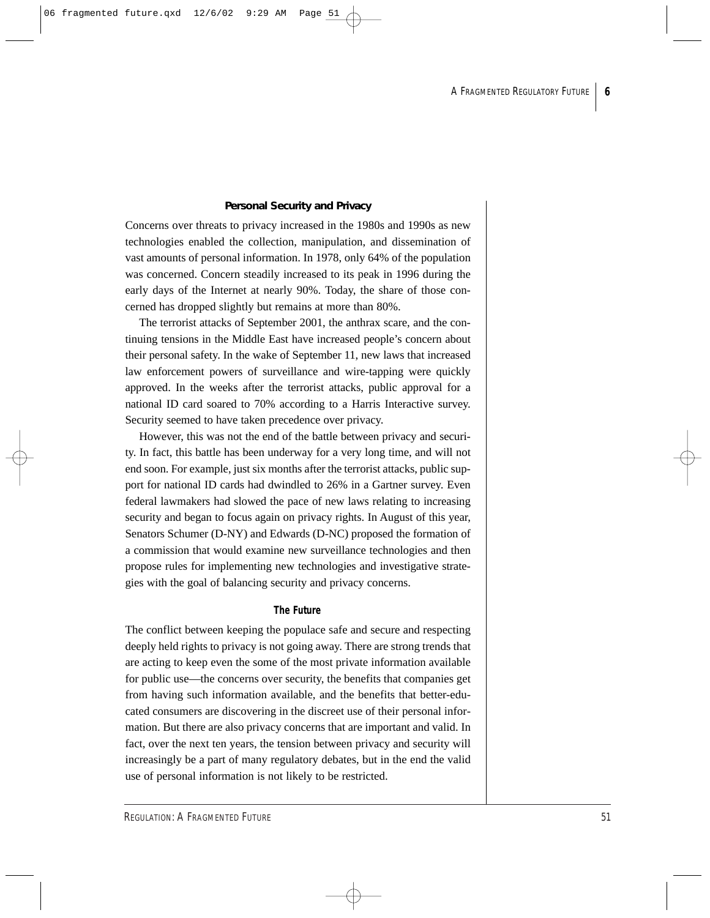### Personal Security and Privacy

Concerns over threats to privacy increased in the 1980s and 1990s as new technologies enabled the collection, manipulation, and dissemination of vast amounts of personal information. In 1978, only 64% of the population was concerned. Concern steadily increased to its peak in 1996 during the early days of the Internet at nearly 90%. Today, the share of those concerned has dropped slightly but remains at more than 80%.

The terrorist attacks of September 2001, the anthrax scare, and the continuing tensions in the Middle East have increased people's concern about their personal safety. In the wake of September 11, new laws that increased law enforcement powers of surveillance and wire-tapping were quickly approved. In the weeks after the terrorist attacks, public approval for a national ID card soared to 70% according to a Harris Interactive survey. Security seemed to have taken precedence over privacy.

However, this was not the end of the battle between privacy and security. In fact, this battle has been underway for a very long time, and will not end soon. For example, just six months after the terrorist attacks, public support for national ID cards had dwindled to 26% in a Gartner survey. Even federal lawmakers had slowed the pace of new laws relating to increasing security and began to focus again on privacy rights. In August of this year, Senators Schumer (D-NY) and Edwards (D-NC) proposed the formation of a commission that would examine new surveillance technologies and then propose rules for implementing new technologies and investigative strategies with the goal of balancing security and privacy concerns.

#### The Future

The conflict between keeping the populace safe and secure and respecting deeply held rights to privacy is not going away. There are strong trends that are acting to keep even the some of the most private information available for public use—the concerns over security, the benefits that companies get from having such information available, and the benefits that better-educated consumers are discovering in the discreet use of their personal information. But there are also privacy concerns that are important and valid. In fact, over the next ten years, the tension between privacy and security will increasingly be a part of many regulatory debates, but in the end the valid use of personal information is not likely to be restricted.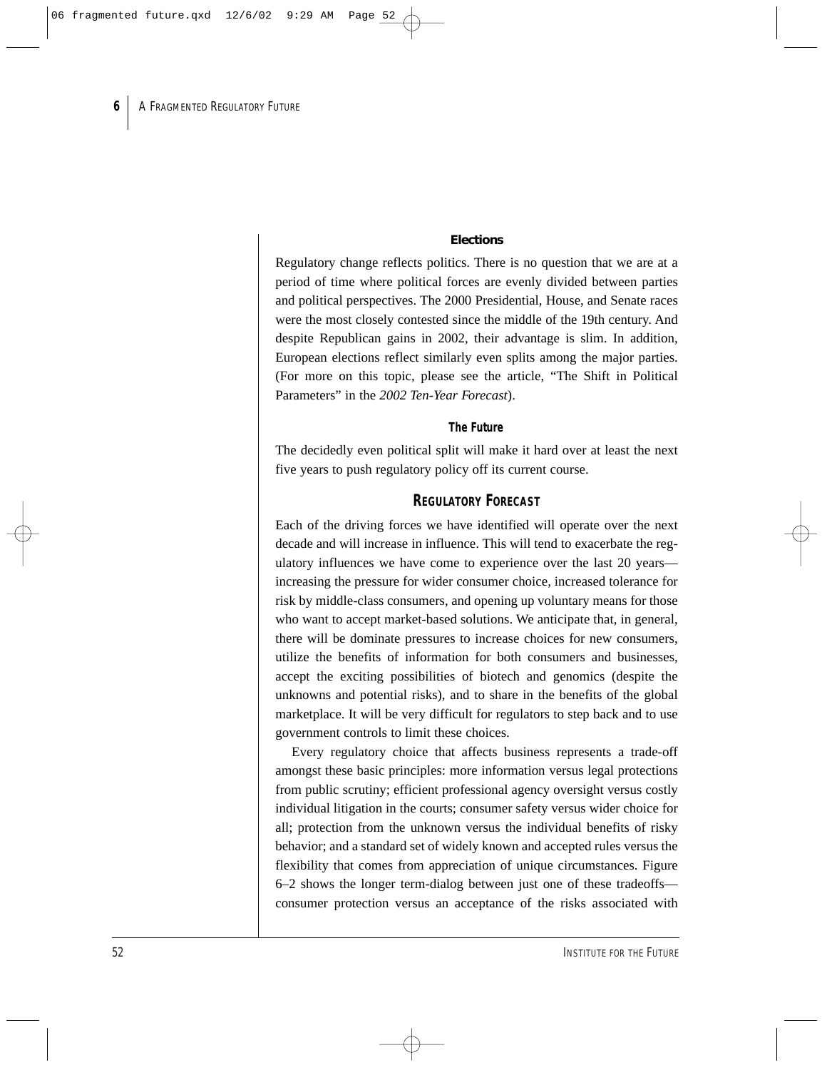### Elections

Regulatory change reflects politics. There is no question that we are at a period of time where political forces are evenly divided between parties and political perspectives. The 2000 Presidential, House, and Senate races were the most closely contested since the middle of the 19th century. And despite Republican gains in 2002, their advantage is slim. In addition, European elections reflect similarly even splits among the major parties. (For more on this topic, please see the article, "The Shift in Political Parameters" in the *2002 Ten-Year Forecast*).

#### The Future

The decidedly even political split will make it hard over at least the next five years to push regulatory policy off its current course.

## Regulatory Forecast

Each of the driving forces we have identified will operate over the next decade and will increase in influence. This will tend to exacerbate the regulatory influences we have come to experience over the last 20 years—increasing the pressure for wider consumer choice, increased tolerance for risk by middle-class consumers, and opening up voluntary means for those who want to accept market-based solutions. We anticipate that, in general, there will be dominate pressures to increase choices for new consumers, utilize the benefits of information for both consumers and businesses, accept the exciting possibilities of biotech and genomics (despite the unknowns and potential risks), and to share in the benefits of the global marketplace. It will be very difficult for regulators to step back and to use government controls to limit these choices.

Every regulatory choice that affects business represents a trade-off amongst these basic principles: more information versus legal protections from public scrutiny; efficient professional agency oversight versus costly individual litigation in the courts; consumer safety versus wider choice for all; protection from the unknown versus the individual benefits of risky behavior; and a standard set of widely known and accepted rules versus the flexibility that comes from appreciation of unique circumstances. Figure 6–2 shows the longer term-dialog between just one of these tradeoffs—consumer protection versus an acceptance of the risks associated with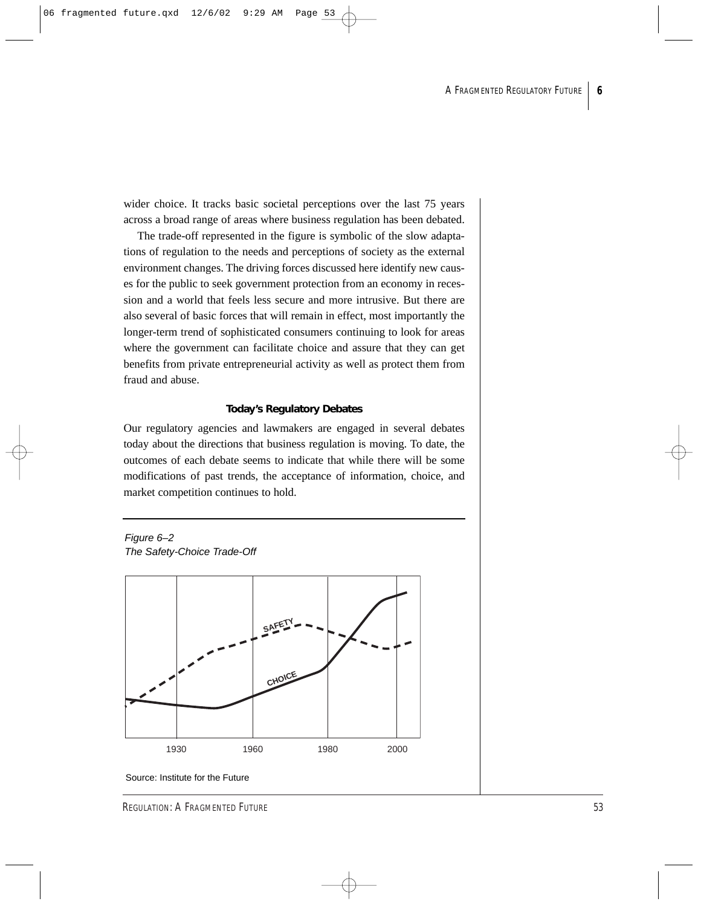wider choice. It tracks basic societal perceptions over the last 75 years across a broad range of areas where business regulation has been debated.

The trade-off represented in the figure is symbolic of the slow adaptations of regulation to the needs and perceptions of society as the external environment changes. The driving forces discussed here identify new causes for the public to seek government protection from an economy in recession and a world that feels less secure and more intrusive. But there are also several of basic forces that will remain in effect, most importantly the longer-term trend of sophisticated consumers continuing to look for areas where the government can facilitate choice and assure that they can get benefits from private entrepreneurial activity as well as protect them from fraud and abuse.

### Today's Regulatory Debates

Our regulatory agencies and lawmakers are engaged in several debates today about the directions that business regulation is moving. To date, the outcomes of each debate seems to indicate that while there will be some modifications of past trends, the acceptance of information, choice, and market competition continues to hold.

*Figure 6–2*
*The Safety-Choice Trade-Off*

Source: Institute for the Future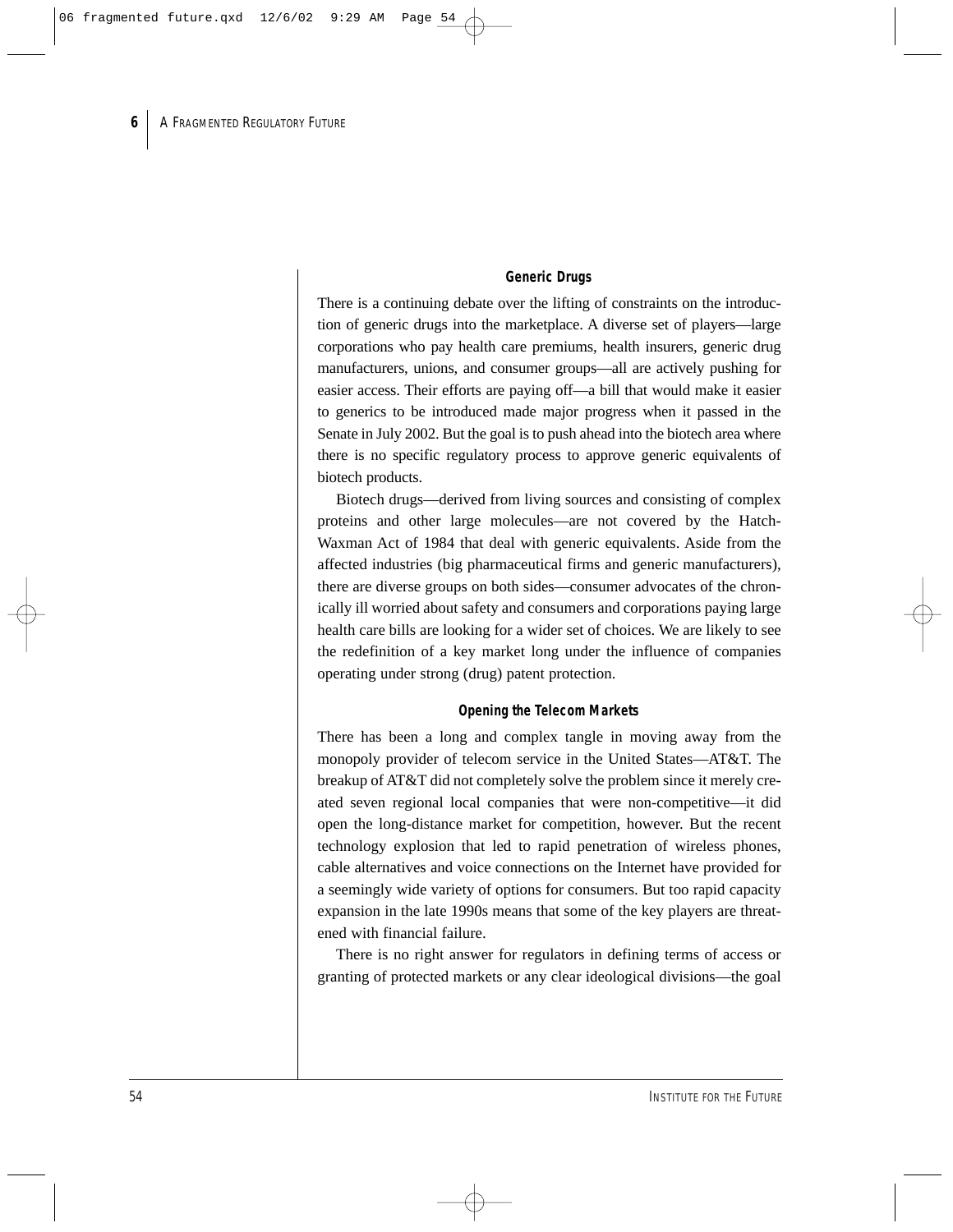### Generic Drugs

There is a continuing debate over the lifting of constraints on the introduction of generic drugs into the marketplace. A diverse set of players—large corporations who pay health care premiums, health insurers, generic drug manufacturers, unions, and consumer groups—all are actively pushing for easier access. Their efforts are paying off—a bill that would make it easier to generics to be introduced made major progress when it passed in the Senate in July 2002. But the goal is to push ahead into the biotech area where there is no specific regulatory process to approve generic equivalents of biotech products.

Biotech drugs—derived from living sources and consisting of complex proteins and other large molecules—are not covered by the Hatch-Waxman Act of 1984 that deal with generic equivalents. Aside from the affected industries (big pharmaceutical firms and generic manufacturers), there are diverse groups on both sides—consumer advocates of the chronically ill worried about safety and consumers and corporations paying large health care bills are looking for a wider set of choices. We are likely to see the redefinition of a key market long under the influence of companies operating under strong (drug) patent protection.

### Opening the Telecom Markets

There has been a long and complex tangle in moving away from the monopoly provider of telecom service in the United States—AT&T. The breakup of AT&T did not completely solve the problem since it merely created seven regional local companies that were non-competitive—it did open the long-distance market for competition, however. But the recent technology explosion that led to rapid penetration of wireless phones, cable alternatives and voice connections on the Internet have provided for a seemingly wide variety of options for consumers. But too rapid capacity expansion in the late 1990s means that some of the key players are threatened with financial failure.

There is no right answer for regulators in defining terms of access or granting of protected markets or any clear ideological divisions—the goal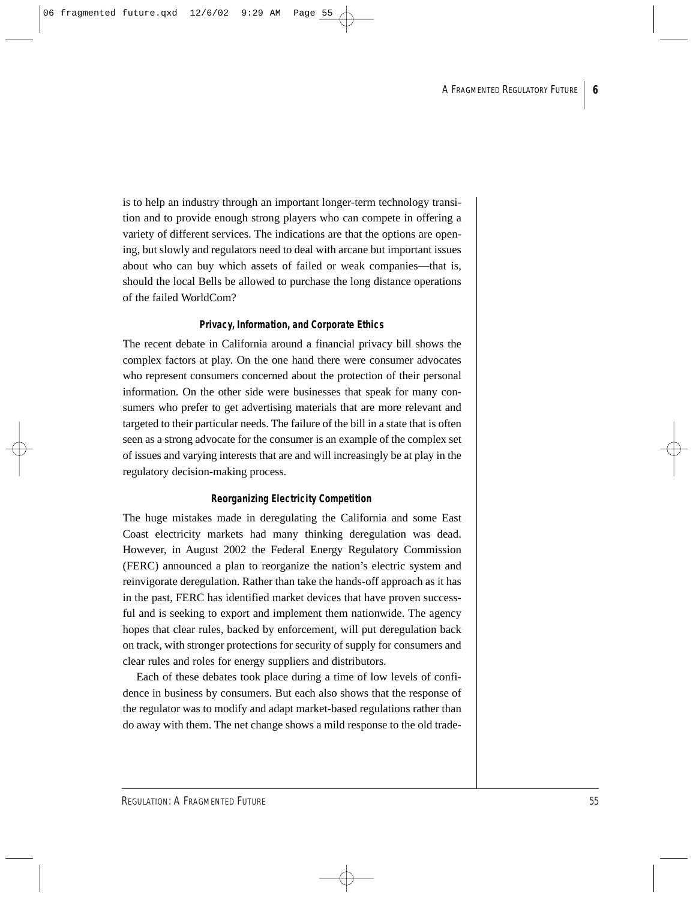is to help an industry through an important longer-term technology transition and to provide enough strong players who can compete in offering a variety of different services. The indications are that the options are opening, but slowly and regulators need to deal with arcane but important issues about who can buy which assets of failed or weak companies—that is, should the local Bells be allowed to purchase the long distance operations of the failed WorldCom?

### Privacy, Information, and Corporate Ethics

The recent debate in California around a financial privacy bill shows the complex factors at play. On the one hand there were consumer advocates who represent consumers concerned about the protection of their personal information. On the other side were businesses that speak for many consumers who prefer to get advertising materials that are more relevant and targeted to their particular needs. The failure of the bill in a state that is often seen as a strong advocate for the consumer is an example of the complex set of issues and varying interests that are and will increasingly be at play in the regulatory decision-making process.

### Reorganizing Electricity Competition

The huge mistakes made in deregulating the California and some East Coast electricity markets had many thinking deregulation was dead. However, in August 2002 the Federal Energy Regulatory Commission (FERC) announced a plan to reorganize the nation's electric system and reinvigorate deregulation. Rather than take the hands-off approach as it has in the past, FERC has identified market devices that have proven successful and is seeking to export and implement them nationwide. The agency hopes that clear rules, backed by enforcement, will put deregulation back on track, with stronger protections for security of supply for consumers and clear rules and roles for energy suppliers and distributors.

Each of these debates took place during a time of low levels of confidence in business by consumers. But each also shows that the response of the regulator was to modify and adapt market-based regulations rather than do away with them. The net change shows a mild response to the old trade-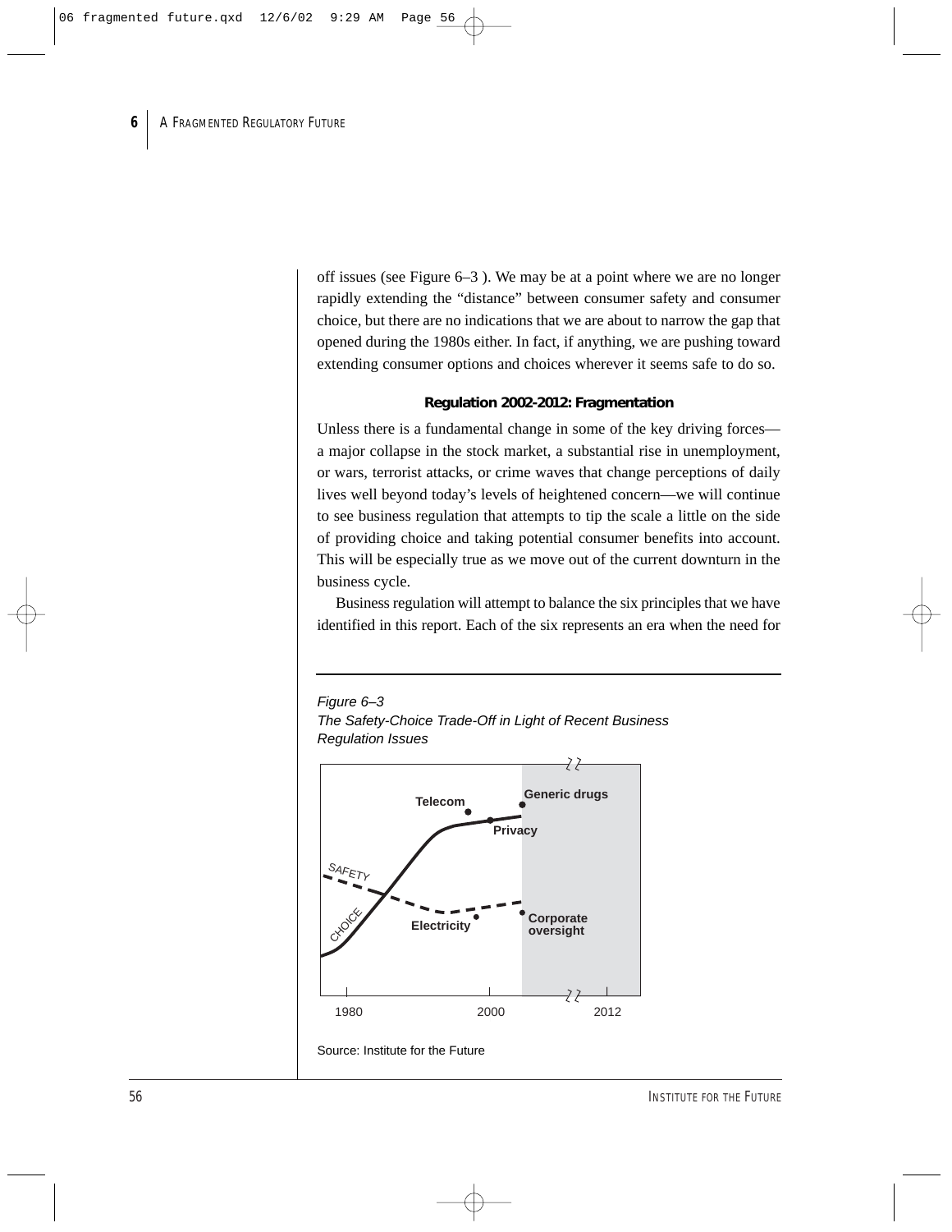off issues (see Figure 6–3 ). We may be at a point where we are no longer rapidly extending the "distance" between consumer safety and consumer choice, but there are no indications that we are about to narrow the gap that opened during the 1980s either. In fact, if anything, we are pushing toward extending consumer options and choices wherever it seems safe to do so.

### Regulation 2002-2012: Fragmentation

Unless there is a fundamental change in some of the key driving forces—a major collapse in the stock market, a substantial rise in unemployment, or wars, terrorist attacks, or crime waves that change perceptions of daily lives well beyond today's levels of heightened concern—we will continue to see business regulation that attempts to tip the scale a little on the side of providing choice and taking potential consumer benefits into account. This will be especially true as we move out of the current downturn in the business cycle.

Business regulation will attempt to balance the six principles that we have identified in this report. Each of the six represents an era when the need for

*Figure 6–3*
*The Safety-Choice Trade-Off in Light of Recent Business Regulation Issues*

Source: Institute for the Future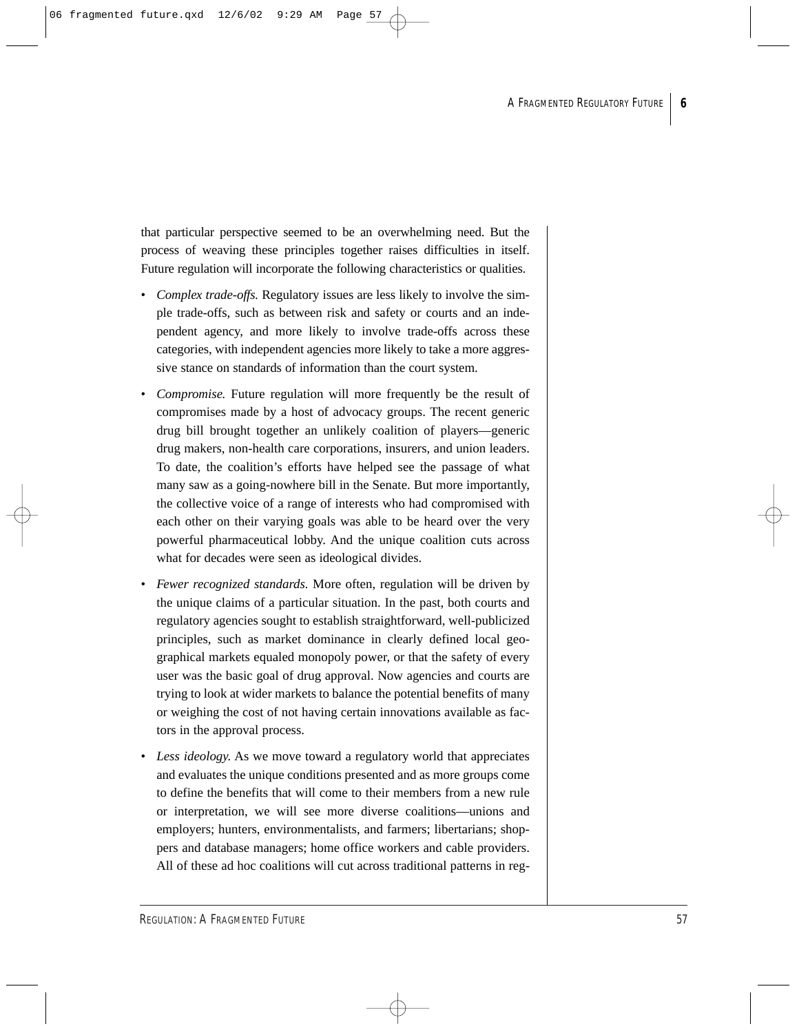that particular perspective seemed to be an overwhelming need. But the process of weaving these principles together raises difficulties in itself. Future regulation will incorporate the following characteristics or qualities.

- *Complex trade-offs.* Regulatory issues are less likely to involve the simple trade-offs, such as between risk and safety or courts and an independent agency, and more likely to involve trade-offs across these categories, with independent agencies more likely to take a more aggressive stance on standards of information than the court system.
- *Compromise.* Future regulation will more frequently be the result of compromises made by a host of advocacy groups. The recent generic drug bill brought together an unlikely coalition of players—generic drug makers, non-health care corporations, insurers, and union leaders. To date, the coalition's efforts have helped see the passage of what many saw as a going-nowhere bill in the Senate. But more importantly, the collective voice of a range of interests who had compromised with each other on their varying goals was able to be heard over the very powerful pharmaceutical lobby. And the unique coalition cuts across what for decades were seen as ideological divides.
- *Fewer recognized standards.* More often, regulation will be driven by the unique claims of a particular situation. In the past, both courts and regulatory agencies sought to establish straightforward, well-publicized principles, such as market dominance in clearly defined local geographical markets equaled monopoly power, or that the safety of every user was the basic goal of drug approval. Now agencies and courts are trying to look at wider markets to balance the potential benefits of many or weighing the cost of not having certain innovations available as factors in the approval process.
- *Less ideology.* As we move toward a regulatory world that appreciates and evaluates the unique conditions presented and as more groups come to define the benefits that will come to their members from a new rule or interpretation, we will see more diverse coalitions—unions and employers; hunters, environmentalists, and farmers; libertarians; shoppers and database managers; home office workers and cable providers. All of these ad hoc coalitions will cut across traditional patterns in reg-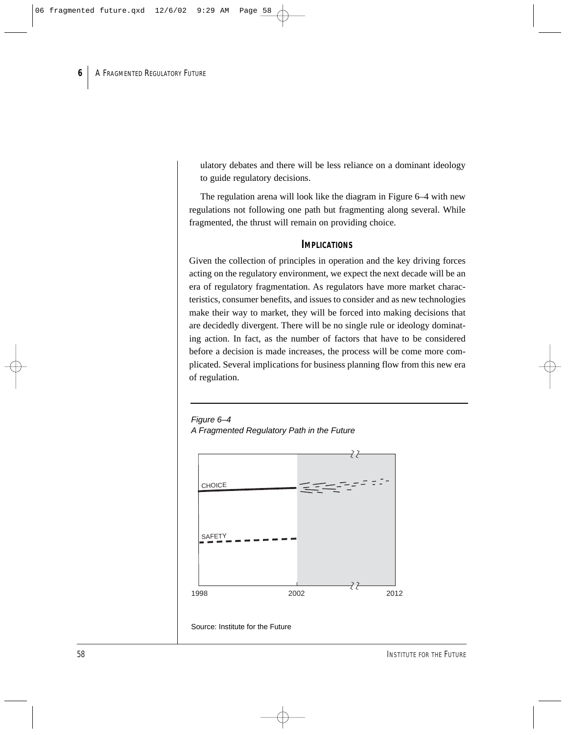ulatory debates and there will be less reliance on a dominant ideology to guide regulatory decisions.

The regulation arena will look like the diagram in Figure 6–4 with new regulations not following one path but fragmenting along several. While fragmented, the thrust will remain on providing choice.

## IMPLICATIONS

Given the collection of principles in operation and the key driving forces acting on the regulatory environment, we expect the next decade will be an era of regulatory fragmentation. As regulators have more market characteristics, consumer benefits, and issues to consider and as new technologies make their way to market, they will be forced into making decisions that are decidedly divergent. There will be no single rule or ideology dominating action. In fact, as the number of factors that have to be considered before a decision is made increases, the process will be come more complicated. Several implications for business planning flow from this new era of regulation.

*Figure 6–4*
*A Fragmented Regulatory Path in the Future*

CHOICE

SAFETY

1998 2002 2012

Source: Institute for the Future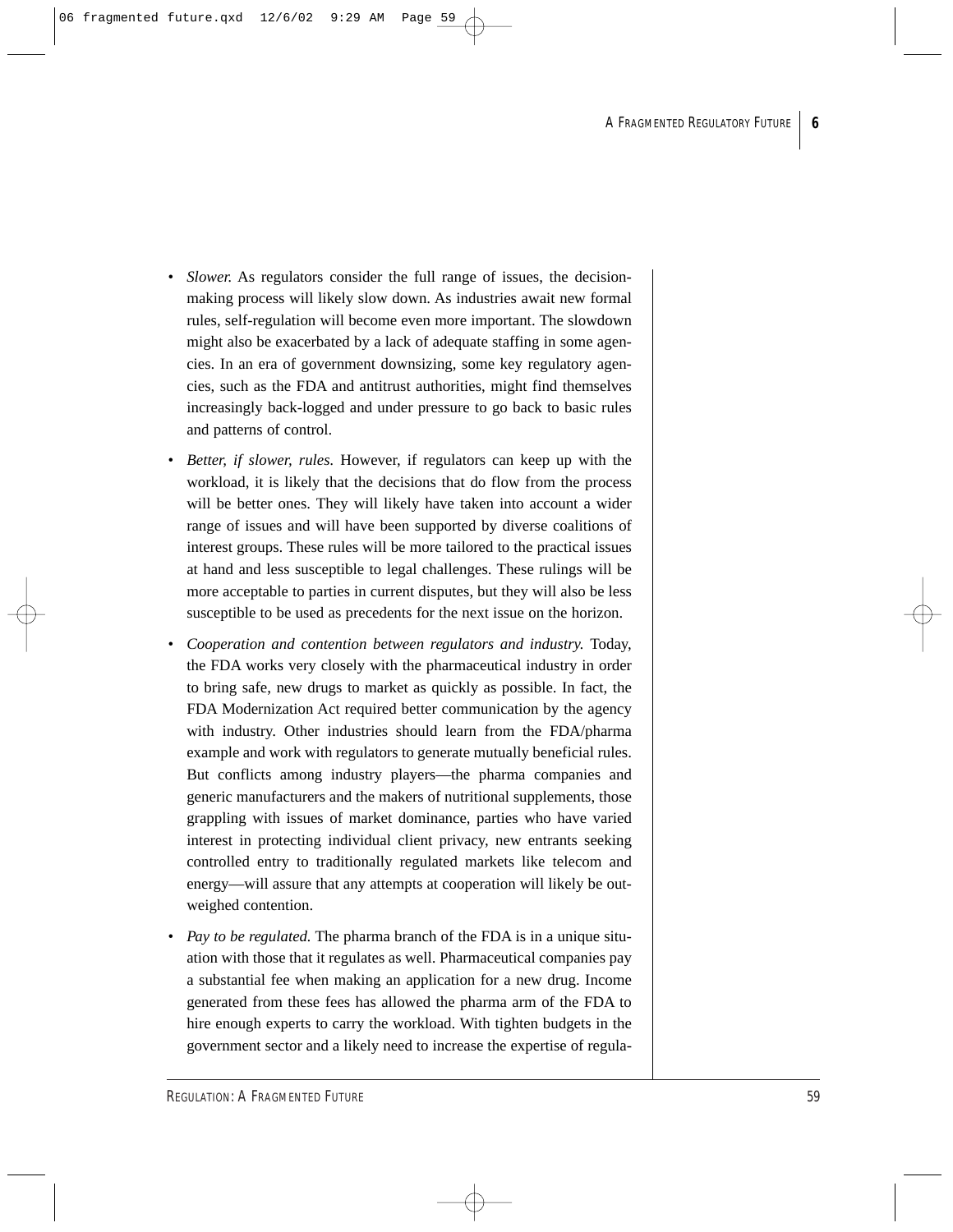- *Slower.* As regulators consider the full range of issues, the decision-making process will likely slow down. As industries await new formal rules, self-regulation will become even more important. The slowdown might also be exacerbated by a lack of adequate staffing in some agencies. In an era of government downsizing, some key regulatory agencies, such as the FDA and antitrust authorities, might find themselves increasingly back-logged and under pressure to go back to basic rules and patterns of control.

- *Better, if slower, rules.* However, if regulators can keep up with the workload, it is likely that the decisions that do flow from the process will be better ones. They will likely have taken into account a wider range of issues and will have been supported by diverse coalitions of interest groups. These rules will be more tailored to the practical issues at hand and less susceptible to legal challenges. These rulings will be more acceptable to parties in current disputes, but they will also be less susceptible to be used as precedents for the next issue on the horizon.

- *Cooperation and contention between regulators and industry.* Today, the FDA works very closely with the pharmaceutical industry in order to bring safe, new drugs to market as quickly as possible. In fact, the FDA Modernization Act required better communication by the agency with industry. Other industries should learn from the FDA/pharma example and work with regulators to generate mutually beneficial rules. But conflicts among industry players—the pharma companies and generic manufacturers and the makers of nutritional supplements, those grappling with issues of market dominance, parties who have varied interest in protecting individual client privacy, new entrants seeking controlled entry to traditionally regulated markets like telecom and energy—will assure that any attempts at cooperation will likely be outweighed contention.

- *Pay to be regulated.* The pharma branch of the FDA is in a unique situation with those that it regulates as well. Pharmaceutical companies pay a substantial fee when making an application for a new drug. Income generated from these fees has allowed the pharma arm of the FDA to hire enough experts to carry the workload. With tighten budgets in the government sector and a likely need to increase the expertise of regula-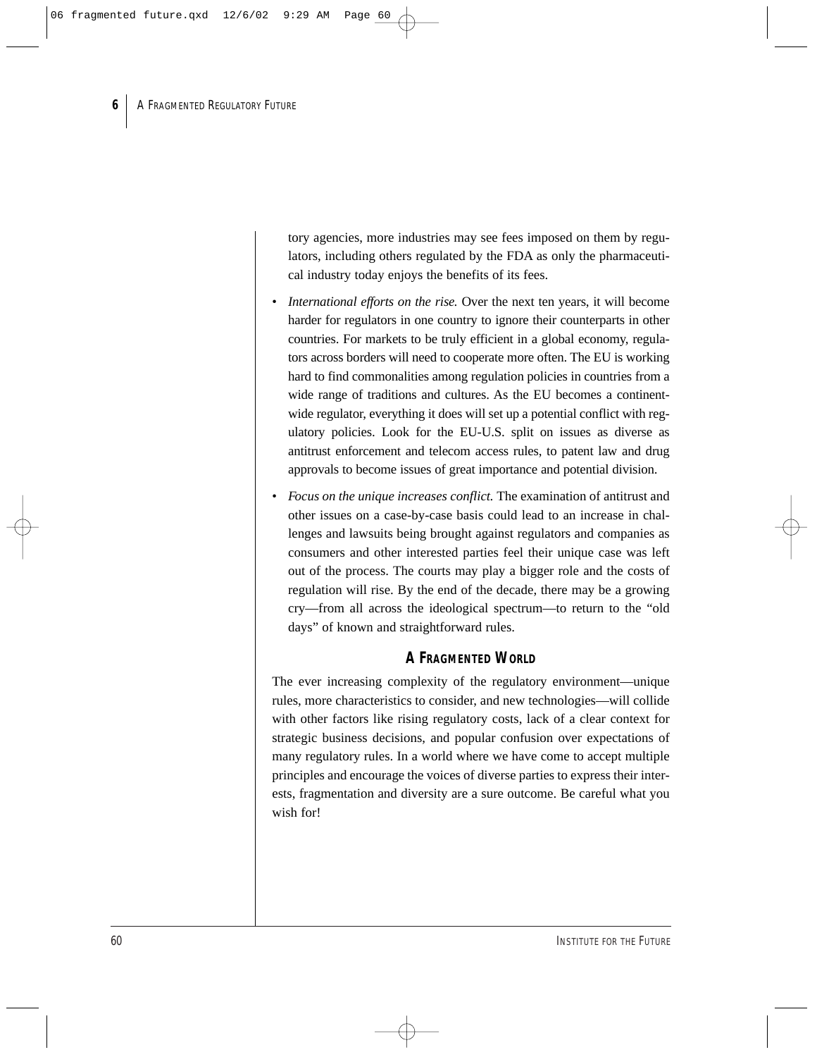tory agencies, more industries may see fees imposed on them by regulators, including others regulated by the FDA as only the pharmaceutical industry today enjoys the benefits of its fees.

- *International efforts on the rise.* Over the next ten years, it will become harder for regulators in one country to ignore their counterparts in other countries. For markets to be truly efficient in a global economy, regulators across borders will need to cooperate more often. The EU is working hard to find commonalities among regulation policies in countries from a wide range of traditions and cultures. As the EU becomes a continent-wide regulator, everything it does will set up a potential conflict with regulatory policies. Look for the EU-U.S. split on issues as diverse as antitrust enforcement and telecom access rules, to patent law and drug approvals to become issues of great importance and potential division.
- *Focus on the unique increases conflict.* The examination of antitrust and other issues on a case-by-case basis could lead to an increase in challenges and lawsuits being brought against regulators and companies as consumers and other interested parties feel their unique case was left out of the process. The courts may play a bigger role and the costs of regulation will rise. By the end of the decade, there may be a growing cry—from all across the ideological spectrum—to return to the "old days" of known and straightforward rules.

## A Fragmented World

The ever increasing complexity of the regulatory environment—unique rules, more characteristics to consider, and new technologies—will collide with other factors like rising regulatory costs, lack of a clear context for strategic business decisions, and popular confusion over expectations of many regulatory rules. In a world where we have come to accept multiple principles and encourage the voices of diverse parties to express their interests, fragmentation and diversity are a sure outcome. Be careful what you wish for!